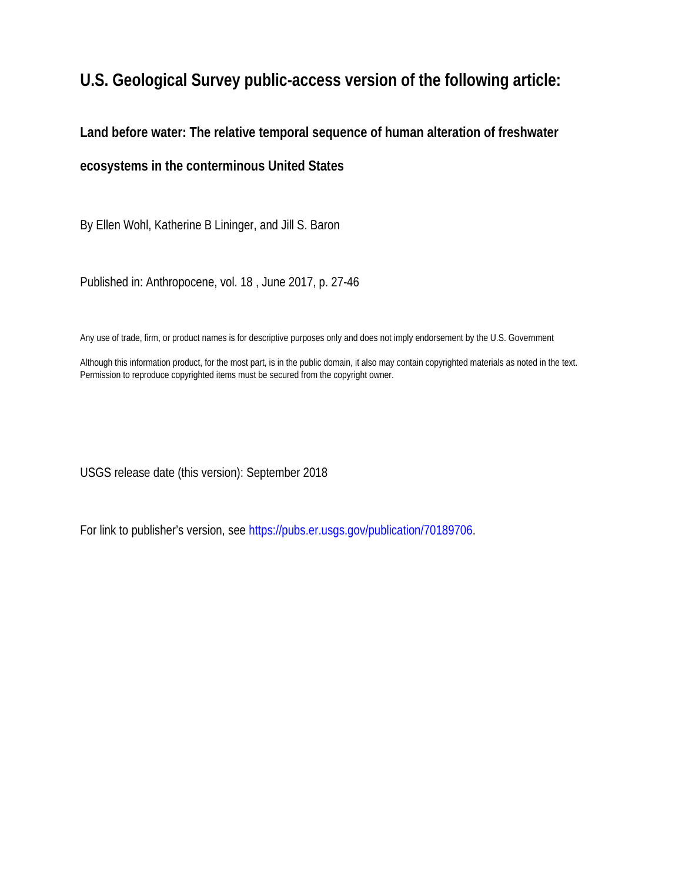# U.S. Geological Survey public-access version of the following article:

## Land before water: The relative temporal sequence of human alteration of freshwater ecosystems in the conterminous United States

By Ellen Wohl, Katherine B Lininger, and Jill S. Baron

Published in: Anthropocene, vol. 18 , June 2017, p. 27-46

Any use of trade, firm, or product names is for descriptive purposes only and does not imply endorsement by the U.S. Government

Although this information product, for the most part, is in the public domain, it also may contain copyrighted materials as noted in the text. Permission to reproduce copyrighted items must be secured from the copyright owner.

USGS release date (this version): September 2018

For link to publisher's version, see https://pubs.er.usgs.gov/publication/70189706.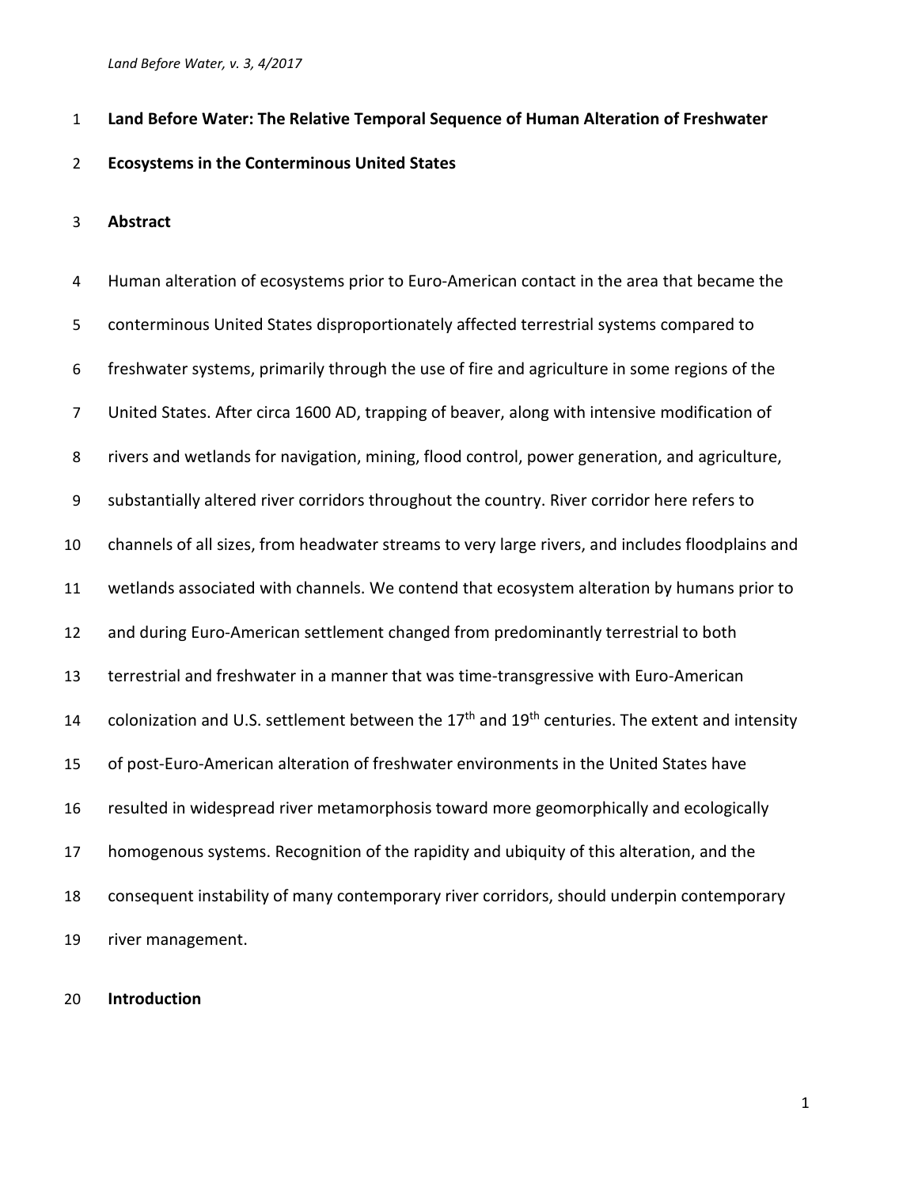# Land Before Water: The Relative Temporal Sequence of Human Alteration of Freshwater Ecosystems in the Conterminous United States

## Abstract

Human alteration of ecosystems prior to Euro-American contact in the area that became the conterminous United States disproportionately affected terrestrial systems compared to freshwater systems, primarily through the use of fire and agriculture in some regions of the United States. After circa 1600 AD, trapping of beaver, along with intensive modification of rivers and wetlands for navigation, mining, flood control, power generation, and agriculture, substantially altered river corridors throughout the country. River corridor here refers to channels of all sizes, from headwater streams to very large rivers, and includes floodplains and wetlands associated with channels. We contend that ecosystem alteration by humans prior to and during Euro-American settlement changed from predominantly terrestrial to both terrestrial and freshwater in a manner that was time-transgressive with Euro-American colonization and U.S. settlement between the 17th and 19th centuries. The extent and intensity of post-Euro-American alteration of freshwater environments in the United States have resulted in widespread river metamorphosis toward more geomorphically and ecologically homogenous systems. Recognition of the rapidity and ubiquity of this alteration, and the consequent instability of many contemporary river corridors, should underpin contemporary river management.

## Introduction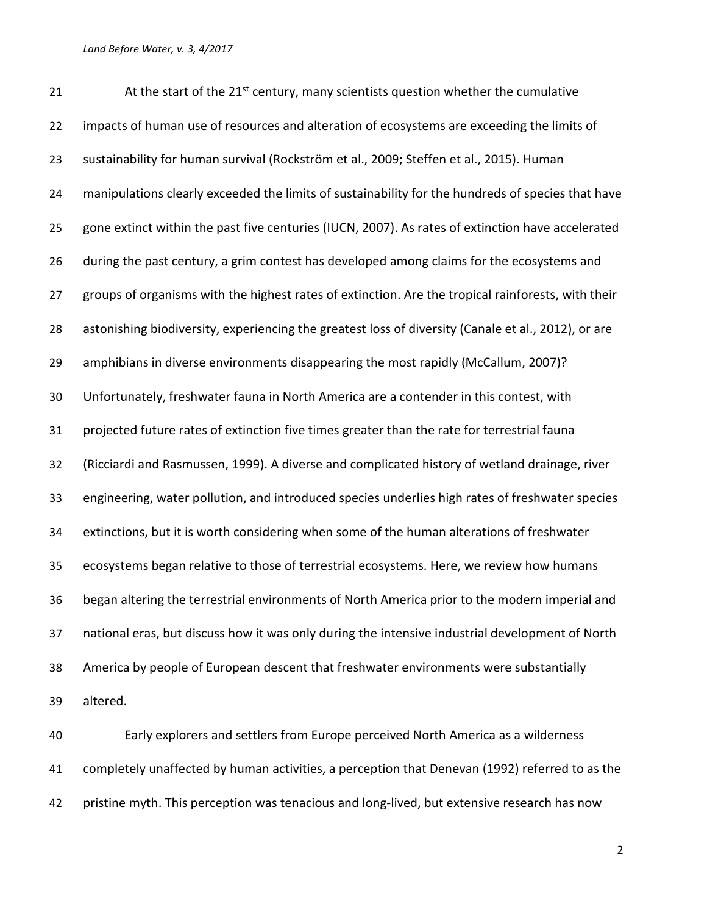At the start of the 21st century, many scientists question whether the cumulative impacts of human use of resources and alteration of ecosystems are exceeding the limits of sustainability for human survival (Rockström et al., 2009; Steffen et al., 2015). Human manipulations clearly exceeded the limits of sustainability for the hundreds of species that have gone extinct within the past five centuries (IUCN, 2007). As rates of extinction have accelerated during the past century, a grim contest has developed among claims for the ecosystems and groups of organisms with the highest rates of extinction. Are the tropical rainforests, with their astonishing biodiversity, experiencing the greatest loss of diversity (Canale et al., 2012), or are amphibians in diverse environments disappearing the most rapidly (McCallum, 2007)? Unfortunately, freshwater fauna in North America are a contender in this contest, with projected future rates of extinction five times greater than the rate for terrestrial fauna (Ricciardi and Rasmussen, 1999). A diverse and complicated history of wetland drainage, river engineering, water pollution, and introduced species underlies high rates of freshwater species extinctions, but it is worth considering when some of the human alterations of freshwater ecosystems began relative to those of terrestrial ecosystems. Here, we review how humans began altering the terrestrial environments of North America prior to the modern imperial and national eras, but discuss how it was only during the intensive industrial development of North America by people of European descent that freshwater environments were substantially altered.

Early explorers and settlers from Europe perceived North America as a wilderness completely unaffected by human activities, a perception that Denevan (1992) referred to as the pristine myth. This perception was tenacious and long-lived, but extensive research has now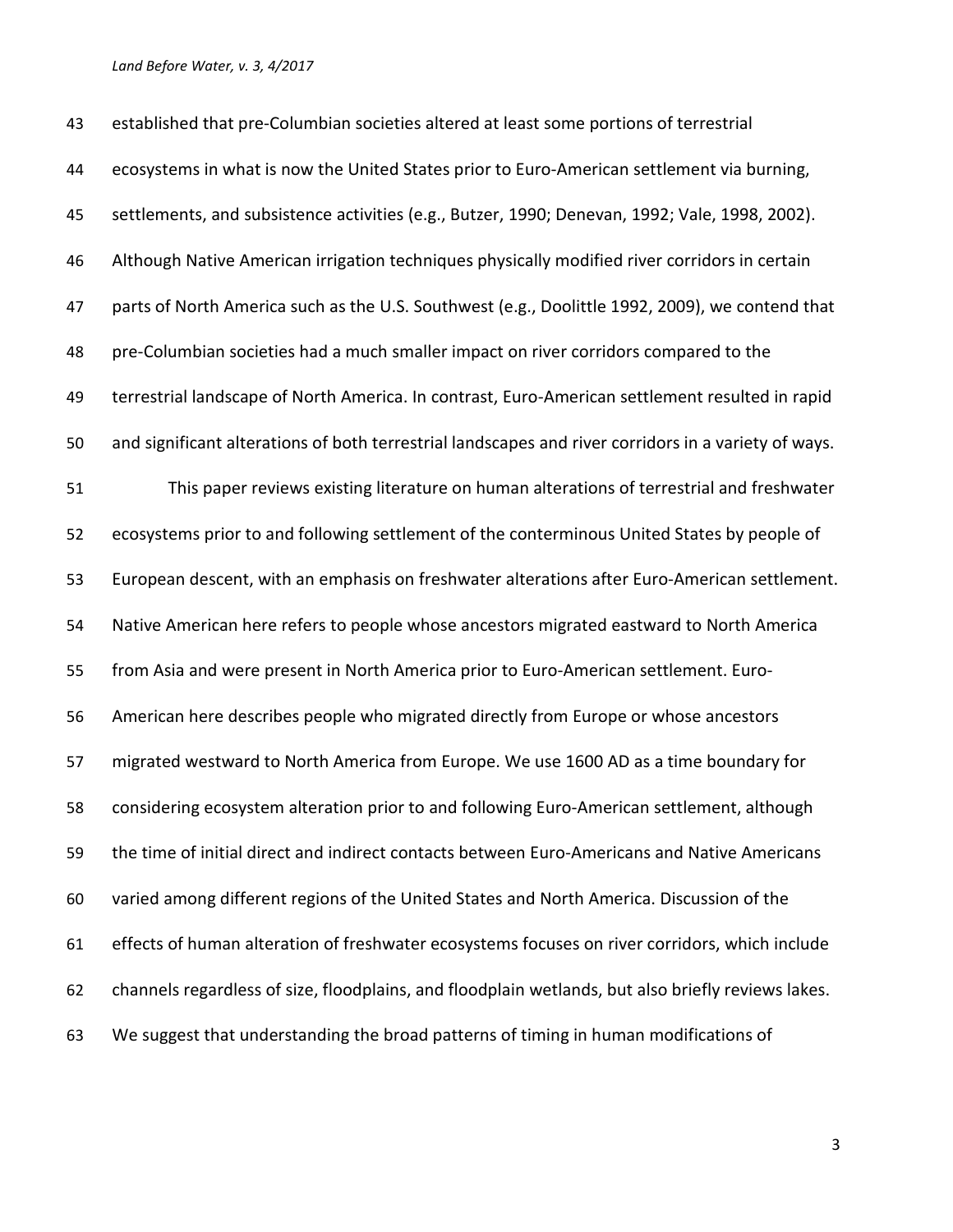established that pre-Columbian societies altered at least some portions of terrestrial ecosystems in what is now the United States prior to Euro-American settlement via burning, settlements, and subsistence activities (e.g., Butzer, 1990; Denevan, 1992; Vale, 1998, 2002). Although Native American irrigation techniques physically modified river corridors in certain parts of North America such as the U.S. Southwest (e.g., Doolittle 1992, 2009), we contend that pre-Columbian societies had a much smaller impact on river corridors compared to the terrestrial landscape of North America. In contrast, Euro-American settlement resulted in rapid and significant alterations of both terrestrial landscapes and river corridors in a variety of ways.

This paper reviews existing literature on human alterations of terrestrial and freshwater ecosystems prior to and following settlement of the conterminous United States by people of European descent, with an emphasis on freshwater alterations after Euro-American settlement. Native American here refers to people whose ancestors migrated eastward to North America from Asia and were present in North America prior to Euro-American settlement. Euro-American here describes people who migrated directly from Europe or whose ancestors migrated westward to North America from Europe. We use 1600 AD as a time boundary for considering ecosystem alteration prior to and following Euro-American settlement, although the time of initial direct and indirect contacts between Euro-Americans and Native Americans varied among different regions of the United States and North America. Discussion of the effects of human alteration of freshwater ecosystems focuses on river corridors, which include channels regardless of size, floodplains, and floodplain wetlands, but also briefly reviews lakes. We suggest that understanding the broad patterns of timing in human modifications of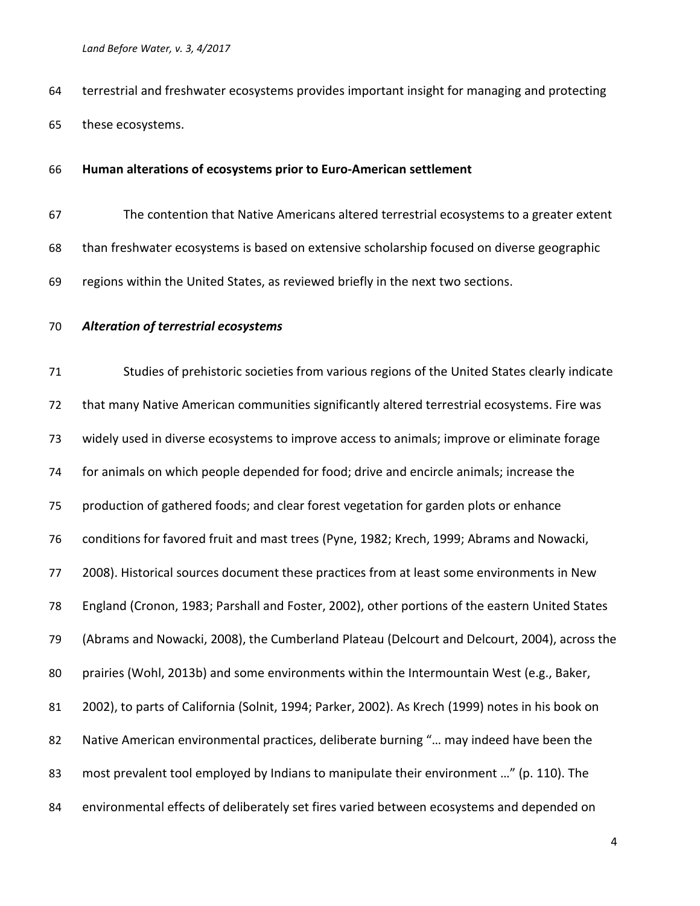terrestrial and freshwater ecosystems provides important insight for managing and protecting these ecosystems.

## Human alterations of ecosystems prior to Euro-American settlement

The contention that Native Americans altered terrestrial ecosystems to a greater extent than freshwater ecosystems is based on extensive scholarship focused on diverse geographic regions within the United States, as reviewed briefly in the next two sections.

### *Alteration of terrestrial ecosystems*

Studies of prehistoric societies from various regions of the United States clearly indicate that many Native American communities significantly altered terrestrial ecosystems. Fire was widely used in diverse ecosystems to improve access to animals; improve or eliminate forage for animals on which people depended for food; drive and encircle animals; increase the production of gathered foods; and clear forest vegetation for garden plots or enhance conditions for favored fruit and mast trees (Pyne, 1982; Krech, 1999; Abrams and Nowacki, 2008). Historical sources document these practices from at least some environments in New England (Cronon, 1983; Parshall and Foster, 2002), other portions of the eastern United States (Abrams and Nowacki, 2008), the Cumberland Plateau (Delcourt and Delcourt, 2004), across the prairies (Wohl, 2013b) and some environments within the Intermountain West (e.g., Baker, 2002), to parts of California (Solnit, 1994; Parker, 2002). As Krech (1999) notes in his book on Native American environmental practices, deliberate burning "… may indeed have been the most prevalent tool employed by Indians to manipulate their environment …" (p. 110). The environmental effects of deliberately set fires varied between ecosystems and depended on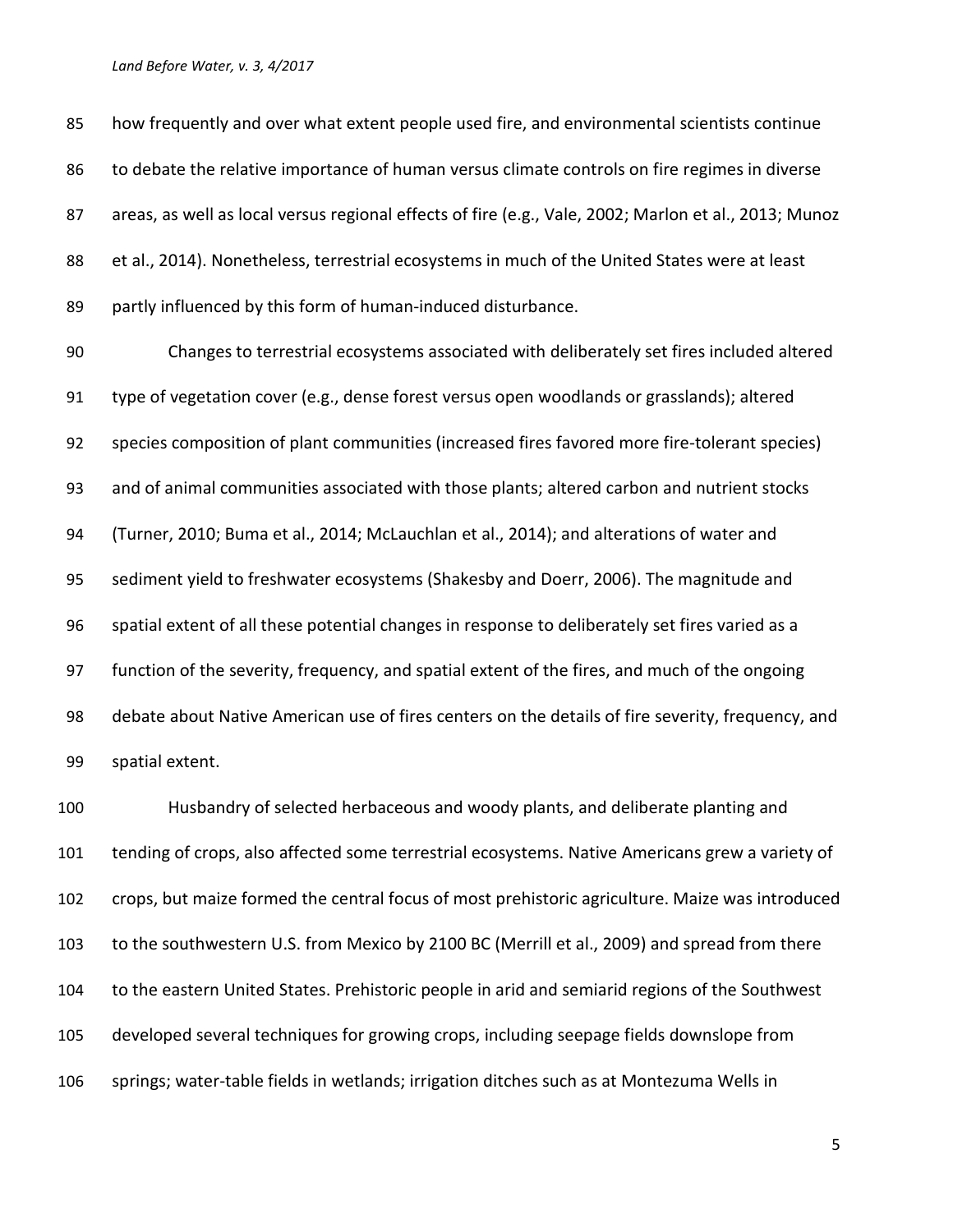how frequently and over what extent people used fire, and environmental scientists continue to debate the relative importance of human versus climate controls on fire regimes in diverse areas, as well as local versus regional effects of fire (e.g., Vale, 2002; Marlon et al., 2013; Munoz et al., 2014). Nonetheless, terrestrial ecosystems in much of the United States were at least partly influenced by this form of human-induced disturbance.

Changes to terrestrial ecosystems associated with deliberately set fires included altered type of vegetation cover (e.g., dense forest versus open woodlands or grasslands); altered species composition of plant communities (increased fires favored more fire-tolerant species) and of animal communities associated with those plants; altered carbon and nutrient stocks (Turner, 2010; Buma et al., 2014; McLauchlan et al., 2014); and alterations of water and sediment yield to freshwater ecosystems (Shakesby and Doerr, 2006). The magnitude and spatial extent of all these potential changes in response to deliberately set fires varied as a function of the severity, frequency, and spatial extent of the fires, and much of the ongoing debate about Native American use of fires centers on the details of fire severity, frequency, and spatial extent.

Husbandry of selected herbaceous and woody plants, and deliberate planting and tending of crops, also affected some terrestrial ecosystems. Native Americans grew a variety of crops, but maize formed the central focus of most prehistoric agriculture. Maize was introduced to the southwestern U.S. from Mexico by 2100 BC (Merrill et al., 2009) and spread from there to the eastern United States. Prehistoric people in arid and semiarid regions of the Southwest developed several techniques for growing crops, including seepage fields downslope from springs; water-table fields in wetlands; irrigation ditches such as at Montezuma Wells in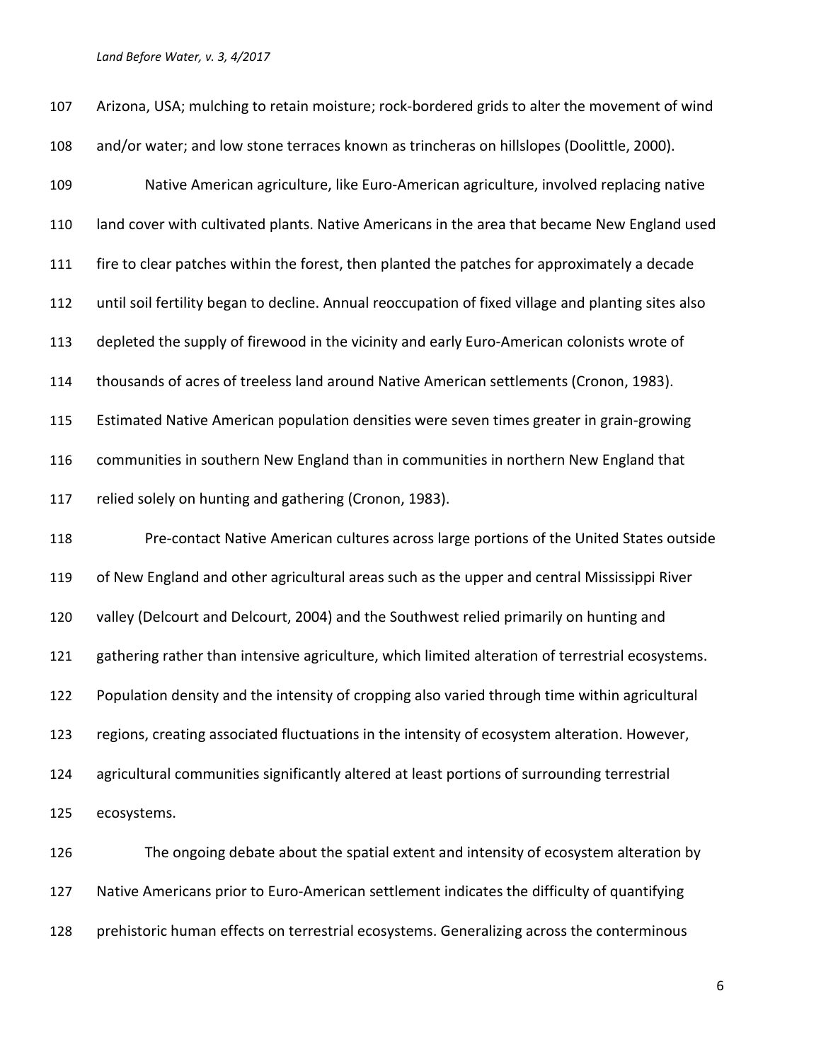Arizona, USA; mulching to retain moisture; rock-bordered grids to alter the movement of wind and/or water; and low stone terraces known as trincheras on hillslopes (Doolittle, 2000).

Native American agriculture, like Euro-American agriculture, involved replacing native land cover with cultivated plants. Native Americans in the area that became New England used fire to clear patches within the forest, then planted the patches for approximately a decade until soil fertility began to decline. Annual reoccupation of fixed village and planting sites also depleted the supply of firewood in the vicinity and early Euro-American colonists wrote of thousands of acres of treeless land around Native American settlements (Cronon, 1983). Estimated Native American population densities were seven times greater in grain-growing communities in southern New England than in communities in northern New England that relied solely on hunting and gathering (Cronon, 1983).

Pre-contact Native American cultures across large portions of the United States outside of New England and other agricultural areas such as the upper and central Mississippi River valley (Delcourt and Delcourt, 2004) and the Southwest relied primarily on hunting and gathering rather than intensive agriculture, which limited alteration of terrestrial ecosystems. Population density and the intensity of cropping also varied through time within agricultural regions, creating associated fluctuations in the intensity of ecosystem alteration. However, agricultural communities significantly altered at least portions of surrounding terrestrial ecosystems.

The ongoing debate about the spatial extent and intensity of ecosystem alteration by Native Americans prior to Euro-American settlement indicates the difficulty of quantifying prehistoric human effects on terrestrial ecosystems. Generalizing across the conterminous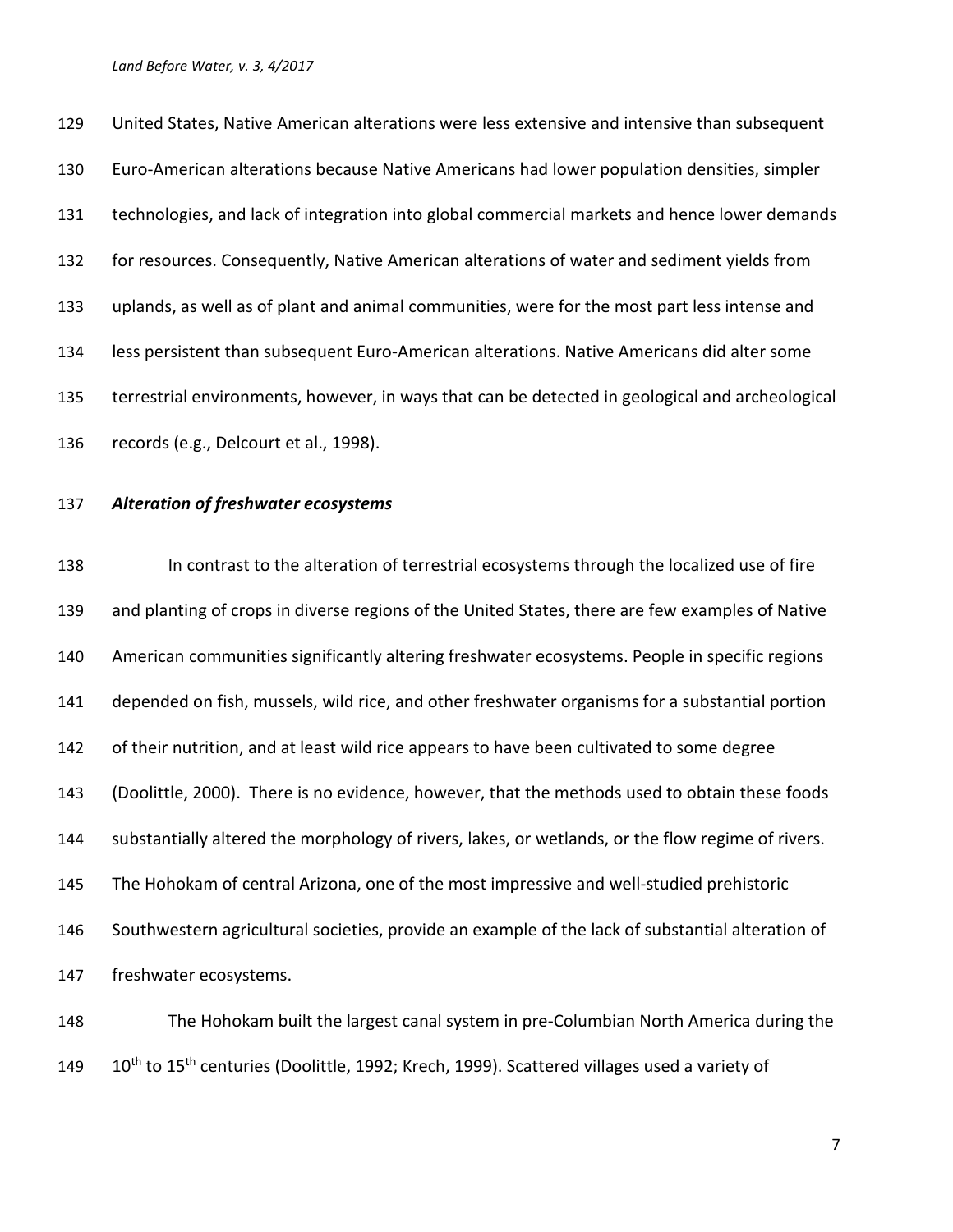United States, Native American alterations were less extensive and intensive than subsequent Euro-American alterations because Native Americans had lower population densities, simpler technologies, and lack of integration into global commercial markets and hence lower demands for resources. Consequently, Native American alterations of water and sediment yields from uplands, as well as of plant and animal communities, were for the most part less intense and less persistent than subsequent Euro-American alterations. Native Americans did alter some terrestrial environments, however, in ways that can be detected in geological and archeological records (e.g., Delcourt et al., 1998).

### *Alteration of freshwater ecosystems*

In contrast to the alteration of terrestrial ecosystems through the localized use of fire and planting of crops in diverse regions of the United States, there are few examples of Native American communities significantly altering freshwater ecosystems. People in specific regions depended on fish, mussels, wild rice, and other freshwater organisms for a substantial portion of their nutrition, and at least wild rice appears to have been cultivated to some degree (Doolittle, 2000). There is no evidence, however, that the methods used to obtain these foods substantially altered the morphology of rivers, lakes, or wetlands, or the flow regime of rivers. The Hohokam of central Arizona, one of the most impressive and well-studied prehistoric Southwestern agricultural societies, provide an example of the lack of substantial alteration of freshwater ecosystems.

The Hohokam built the largest canal system in pre-Columbian North America during the 10th to 15th centuries (Doolittle, 1992; Krech, 1999). Scattered villages used a variety of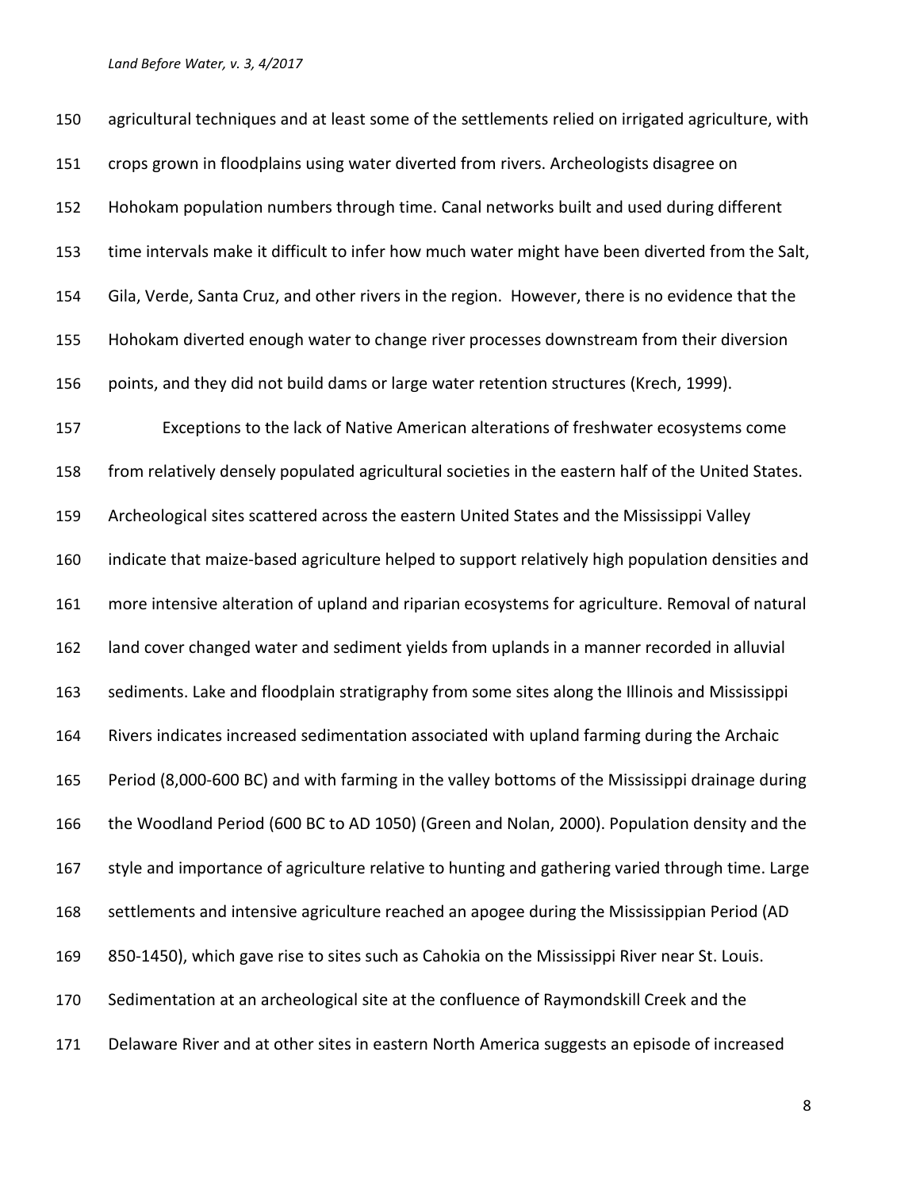agricultural techniques and at least some of the settlements relied on irrigated agriculture, with crops grown in floodplains using water diverted from rivers. Archeologists disagree on Hohokam population numbers through time. Canal networks built and used during different time intervals make it difficult to infer how much water might have been diverted from the Salt, Gila, Verde, Santa Cruz, and other rivers in the region. However, there is no evidence that the Hohokam diverted enough water to change river processes downstream from their diversion points, and they did not build dams or large water retention structures (Krech, 1999).

Exceptions to the lack of Native American alterations of freshwater ecosystems come from relatively densely populated agricultural societies in the eastern half of the United States. Archeological sites scattered across the eastern United States and the Mississippi Valley indicate that maize-based agriculture helped to support relatively high population densities and more intensive alteration of upland and riparian ecosystems for agriculture. Removal of natural land cover changed water and sediment yields from uplands in a manner recorded in alluvial sediments. Lake and floodplain stratigraphy from some sites along the Illinois and Mississippi Rivers indicates increased sedimentation associated with upland farming during the Archaic Period (8,000-600 BC) and with farming in the valley bottoms of the Mississippi drainage during the Woodland Period (600 BC to AD 1050) (Green and Nolan, 2000). Population density and the style and importance of agriculture relative to hunting and gathering varied through time. Large settlements and intensive agriculture reached an apogee during the Mississippian Period (AD 850-1450), which gave rise to sites such as Cahokia on the Mississippi River near St. Louis. Sedimentation at an archeological site at the confluence of Raymondskill Creek and the Delaware River and at other sites in eastern North America suggests an episode of increased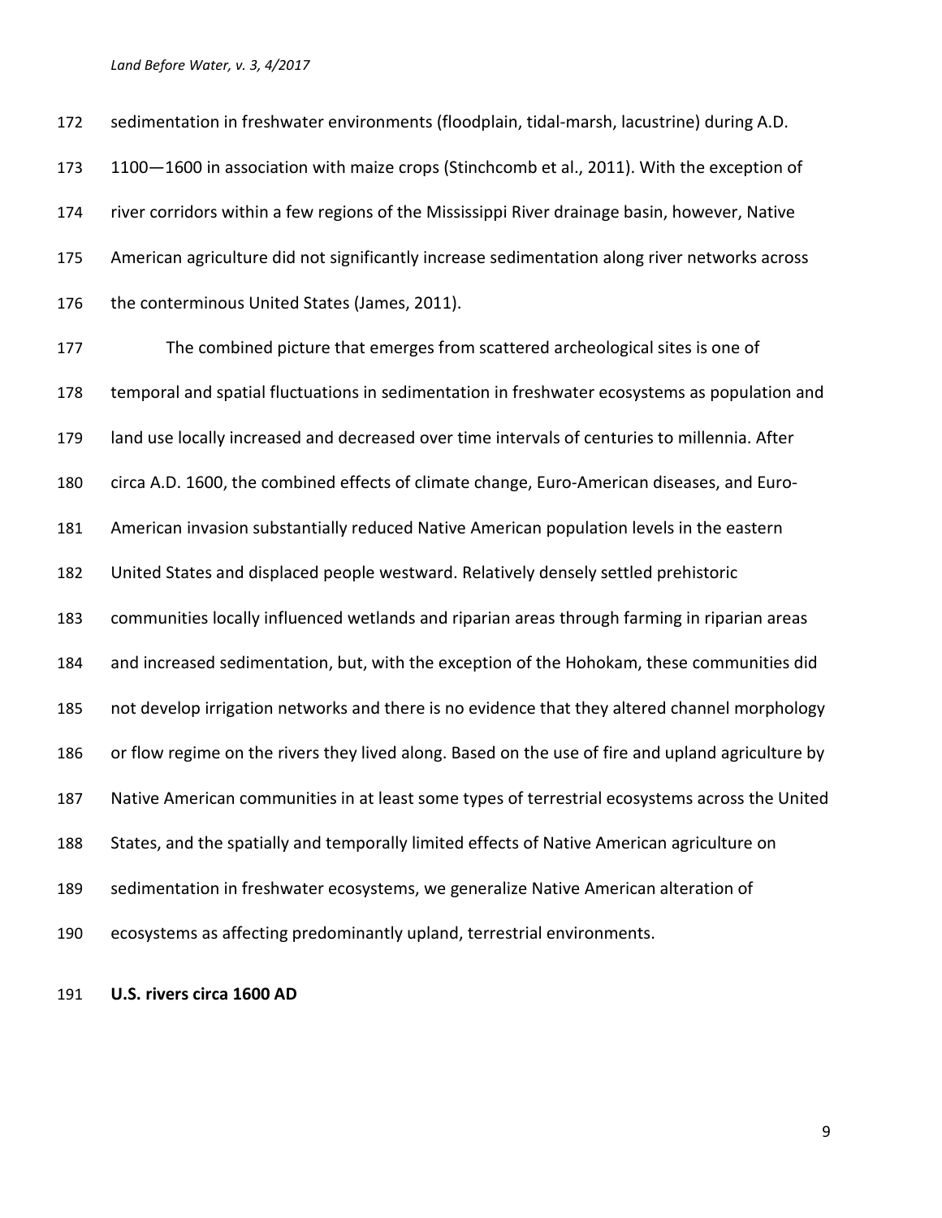sedimentation in freshwater environments (floodplain, tidal-marsh, lacustrine) during A.D. 1100—1600 in association with maize crops (Stinchcomb et al., 2011). With the exception of river corridors within a few regions of the Mississippi River drainage basin, however, Native American agriculture did not significantly increase sedimentation along river networks across the conterminous United States (James, 2011).

The combined picture that emerges from scattered archeological sites is one of temporal and spatial fluctuations in sedimentation in freshwater ecosystems as population and land use locally increased and decreased over time intervals of centuries to millennia. After circa A.D. 1600, the combined effects of climate change, Euro-American diseases, and Euro-American invasion substantially reduced Native American population levels in the eastern United States and displaced people westward. Relatively densely settled prehistoric communities locally influenced wetlands and riparian areas through farming in riparian areas and increased sedimentation, but, with the exception of the Hohokam, these communities did not develop irrigation networks and there is no evidence that they altered channel morphology or flow regime on the rivers they lived along. Based on the use of fire and upland agriculture by Native American communities in at least some types of terrestrial ecosystems across the United States, and the spatially and temporally limited effects of Native American agriculture on sedimentation in freshwater ecosystems, we generalize Native American alteration of ecosystems as affecting predominantly upland, terrestrial environments.

**U.S. rivers circa 1600 AD**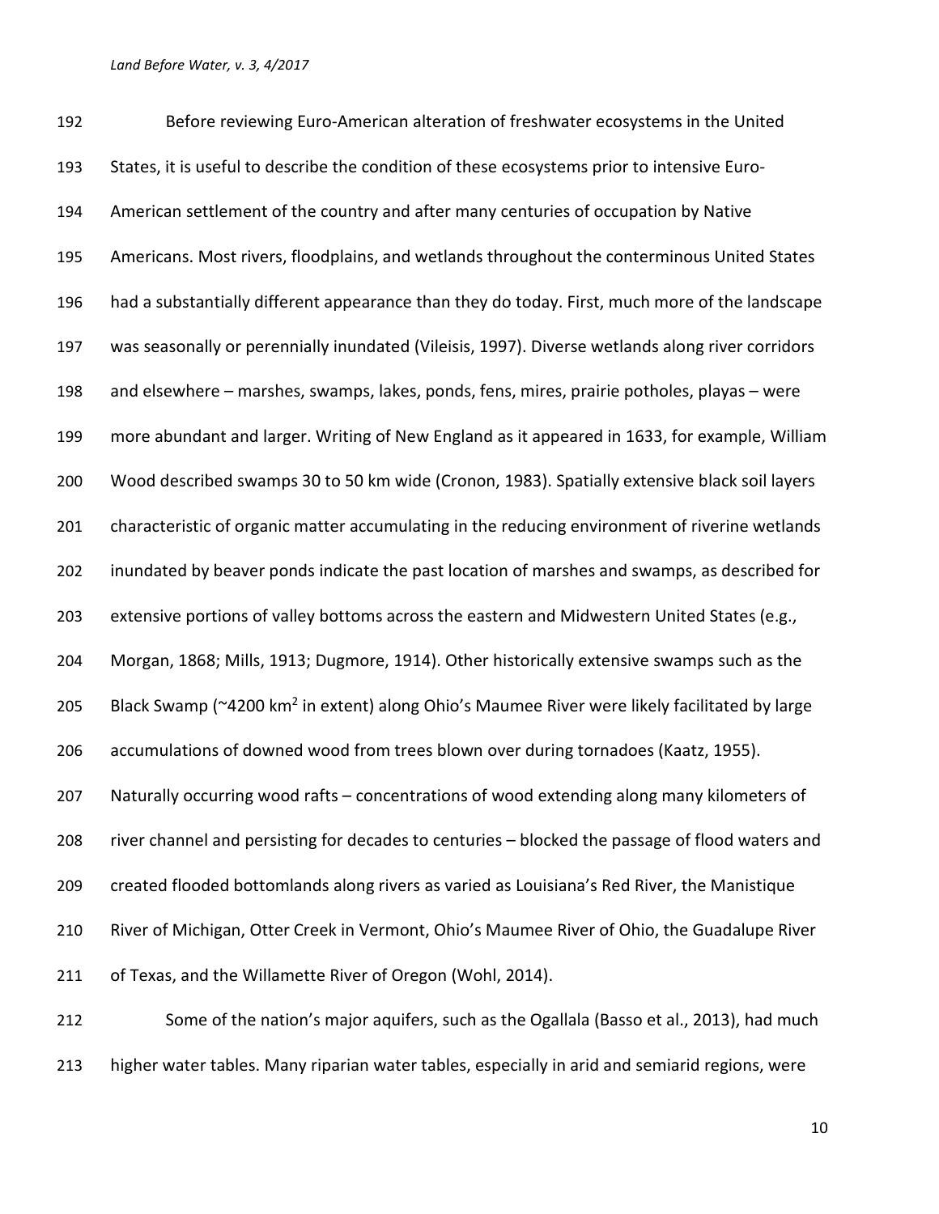Before reviewing Euro-American alteration of freshwater ecosystems in the United States, it is useful to describe the condition of these ecosystems prior to intensive Euro-American settlement of the country and after many centuries of occupation by Native Americans. Most rivers, floodplains, and wetlands throughout the conterminous United States had a substantially different appearance than they do today. First, much more of the landscape was seasonally or perennially inundated (Vileisis, 1997). Diverse wetlands along river corridors and elsewhere – marshes, swamps, lakes, ponds, fens, mires, prairie potholes, playas – were more abundant and larger. Writing of New England as it appeared in 1633, for example, William Wood described swamps 30 to 50 km wide (Cronon, 1983). Spatially extensive black soil layers characteristic of organic matter accumulating in the reducing environment of riverine wetlands inundated by beaver ponds indicate the past location of marshes and swamps, as described for extensive portions of valley bottoms across the eastern and Midwestern United States (e.g., Morgan, 1868; Mills, 1913; Dugmore, 1914). Other historically extensive swamps such as the Black Swamp (~4200 km$^2$ in extent) along Ohio's Maumee River were likely facilitated by large accumulations of downed wood from trees blown over during tornadoes (Kaatz, 1955). Naturally occurring wood rafts – concentrations of wood extending along many kilometers of river channel and persisting for decades to centuries – blocked the passage of flood waters and created flooded bottomlands along rivers as varied as Louisiana's Red River, the Manistique River of Michigan, Otter Creek in Vermont, Ohio's Maumee River of Ohio, the Guadalupe River of Texas, and the Willamette River of Oregon (Wohl, 2014).

Some of the nation's major aquifers, such as the Ogallala (Basso et al., 2013), had much higher water tables. Many riparian water tables, especially in arid and semiarid regions, were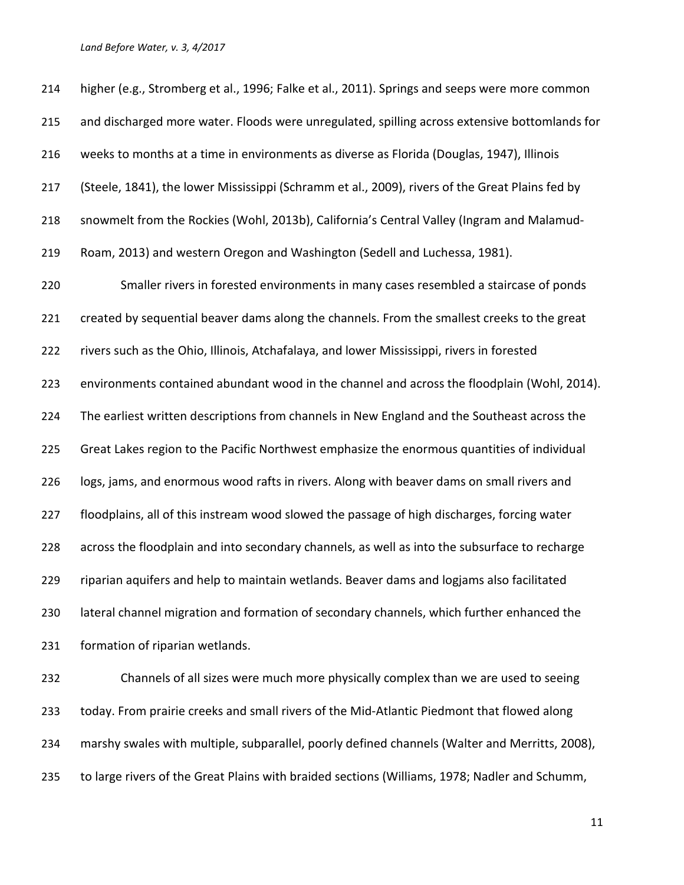higher (e.g., Stromberg et al., 1996; Falke et al., 2011). Springs and seeps were more common and discharged more water. Floods were unregulated, spilling across extensive bottomlands for weeks to months at a time in environments as diverse as Florida (Douglas, 1947), Illinois (Steele, 1841), the lower Mississippi (Schramm et al., 2009), rivers of the Great Plains fed by snowmelt from the Rockies (Wohl, 2013b), California's Central Valley (Ingram and Malamud-Roam, 2013) and western Oregon and Washington (Sedell and Luchessa, 1981).

Smaller rivers in forested environments in many cases resembled a staircase of ponds created by sequential beaver dams along the channels. From the smallest creeks to the great rivers such as the Ohio, Illinois, Atchafalaya, and lower Mississippi, rivers in forested environments contained abundant wood in the channel and across the floodplain (Wohl, 2014). The earliest written descriptions from channels in New England and the Southeast across the Great Lakes region to the Pacific Northwest emphasize the enormous quantities of individual logs, jams, and enormous wood rafts in rivers. Along with beaver dams on small rivers and floodplains, all of this instream wood slowed the passage of high discharges, forcing water across the floodplain and into secondary channels, as well as into the subsurface to recharge riparian aquifers and help to maintain wetlands. Beaver dams and logjams also facilitated lateral channel migration and formation of secondary channels, which further enhanced the formation of riparian wetlands.

Channels of all sizes were much more physically complex than we are used to seeing today. From prairie creeks and small rivers of the Mid-Atlantic Piedmont that flowed along marshy swales with multiple, subparallel, poorly defined channels (Walter and Merritts, 2008), to large rivers of the Great Plains with braided sections (Williams, 1978; Nadler and Schumm,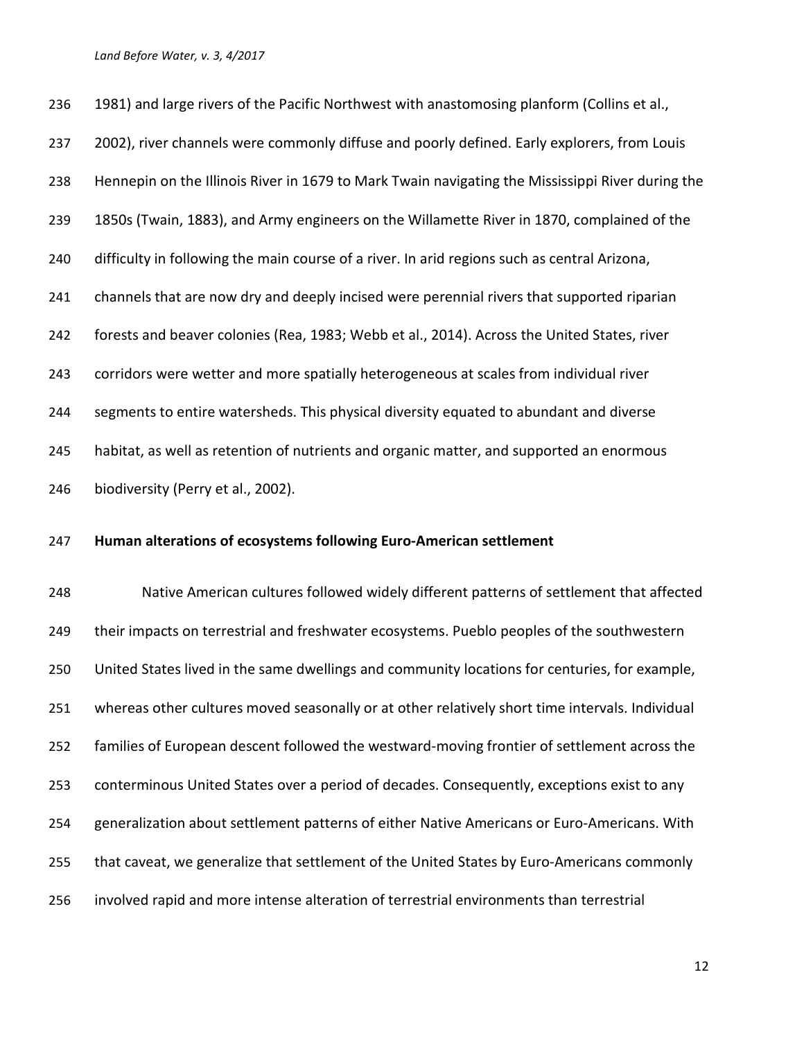1981) and large rivers of the Pacific Northwest with anastomosing planform (Collins et al., 2002), river channels were commonly diffuse and poorly defined. Early explorers, from Louis Hennepin on the Illinois River in 1679 to Mark Twain navigating the Mississippi River during the 1850s (Twain, 1883), and Army engineers on the Willamette River in 1870, complained of the difficulty in following the main course of a river. In arid regions such as central Arizona, channels that are now dry and deeply incised were perennial rivers that supported riparian forests and beaver colonies (Rea, 1983; Webb et al., 2014). Across the United States, river corridors were wetter and more spatially heterogeneous at scales from individual river segments to entire watersheds. This physical diversity equated to abundant and diverse habitat, as well as retention of nutrients and organic matter, and supported an enormous biodiversity (Perry et al., 2002).

## Human alterations of ecosystems following Euro-American settlement

Native American cultures followed widely different patterns of settlement that affected their impacts on terrestrial and freshwater ecosystems. Pueblo peoples of the southwestern United States lived in the same dwellings and community locations for centuries, for example, whereas other cultures moved seasonally or at other relatively short time intervals. Individual families of European descent followed the westward-moving frontier of settlement across the conterminous United States over a period of decades. Consequently, exceptions exist to any generalization about settlement patterns of either Native Americans or Euro-Americans. With that caveat, we generalize that settlement of the United States by Euro-Americans commonly involved rapid and more intense alteration of terrestrial environments than terrestrial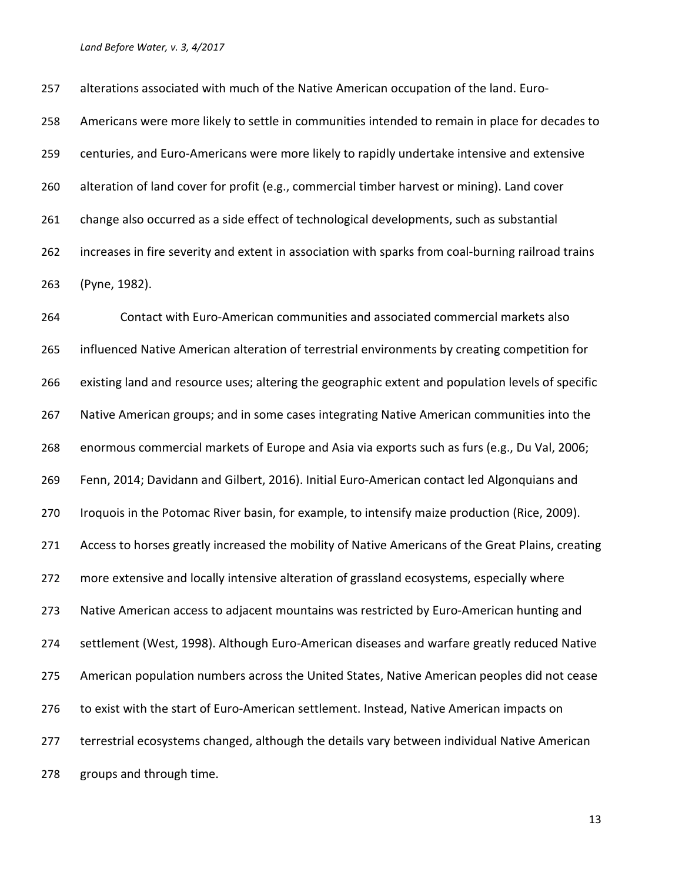alterations associated with much of the Native American occupation of the land. Euro-Americans were more likely to settle in communities intended to remain in place for decades to centuries, and Euro-Americans were more likely to rapidly undertake intensive and extensive alteration of land cover for profit (e.g., commercial timber harvest or mining). Land cover change also occurred as a side effect of technological developments, such as substantial increases in fire severity and extent in association with sparks from coal-burning railroad trains (Pyne, 1982).

Contact with Euro-American communities and associated commercial markets also influenced Native American alteration of terrestrial environments by creating competition for existing land and resource uses; altering the geographic extent and population levels of specific Native American groups; and in some cases integrating Native American communities into the enormous commercial markets of Europe and Asia via exports such as furs (e.g., Du Val, 2006; Fenn, 2014; Davidann and Gilbert, 2016). Initial Euro-American contact led Algonquians and Iroquois in the Potomac River basin, for example, to intensify maize production (Rice, 2009). Access to horses greatly increased the mobility of Native Americans of the Great Plains, creating more extensive and locally intensive alteration of grassland ecosystems, especially where Native American access to adjacent mountains was restricted by Euro-American hunting and settlement (West, 1998). Although Euro-American diseases and warfare greatly reduced Native American population numbers across the United States, Native American peoples did not cease to exist with the start of Euro-American settlement. Instead, Native American impacts on terrestrial ecosystems changed, although the details vary between individual Native American groups and through time.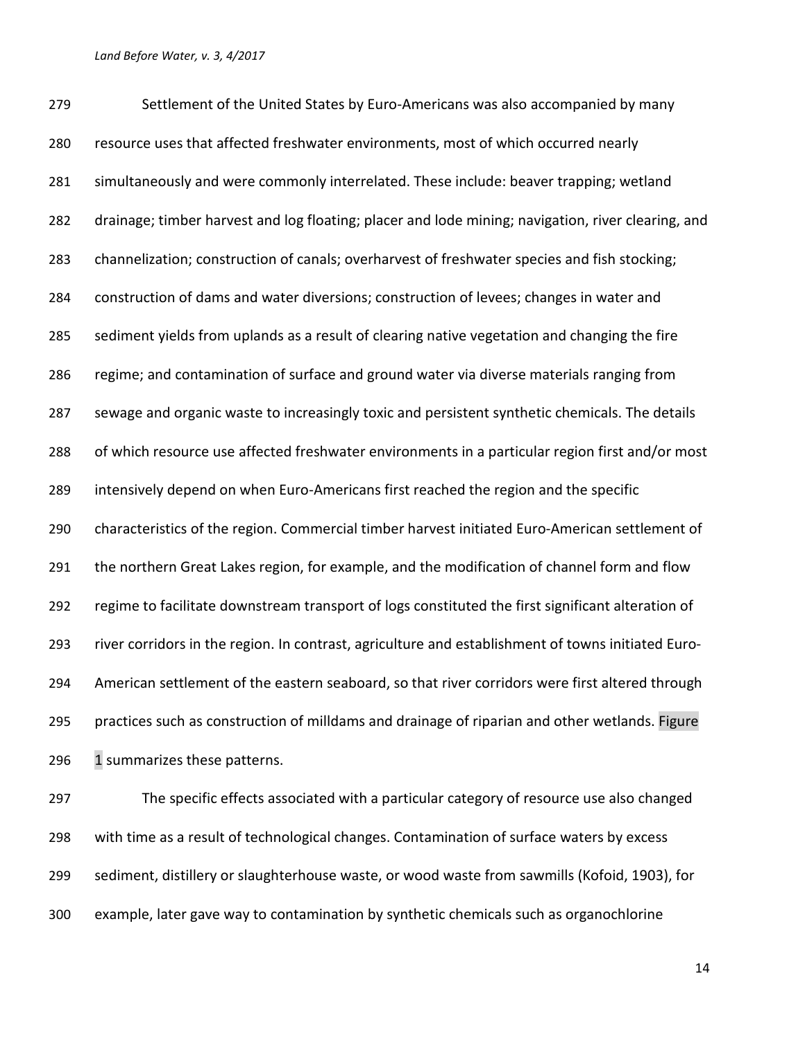Settlement of the United States by Euro-Americans was also accompanied by many resource uses that affected freshwater environments, most of which occurred nearly simultaneously and were commonly interrelated. These include: beaver trapping; wetland drainage; timber harvest and log floating; placer and lode mining; navigation, river clearing, and channelization; construction of canals; overharvest of freshwater species and fish stocking; construction of dams and water diversions; construction of levees; changes in water and sediment yields from uplands as a result of clearing native vegetation and changing the fire regime; and contamination of surface and ground water via diverse materials ranging from sewage and organic waste to increasingly toxic and persistent synthetic chemicals. The details of which resource use affected freshwater environments in a particular region first and/or most intensively depend on when Euro-Americans first reached the region and the specific characteristics of the region. Commercial timber harvest initiated Euro-American settlement of the northern Great Lakes region, for example, and the modification of channel form and flow regime to facilitate downstream transport of logs constituted the first significant alteration of river corridors in the region. In contrast, agriculture and establishment of towns initiated Euro-American settlement of the eastern seaboard, so that river corridors were first altered through practices such as construction of milldams and drainage of riparian and other wetlands. Figure 1 summarizes these patterns.

The specific effects associated with a particular category of resource use also changed with time as a result of technological changes. Contamination of surface waters by excess sediment, distillery or slaughterhouse waste, or wood waste from sawmills (Kofoid, 1903), for example, later gave way to contamination by synthetic chemicals such as organochlorine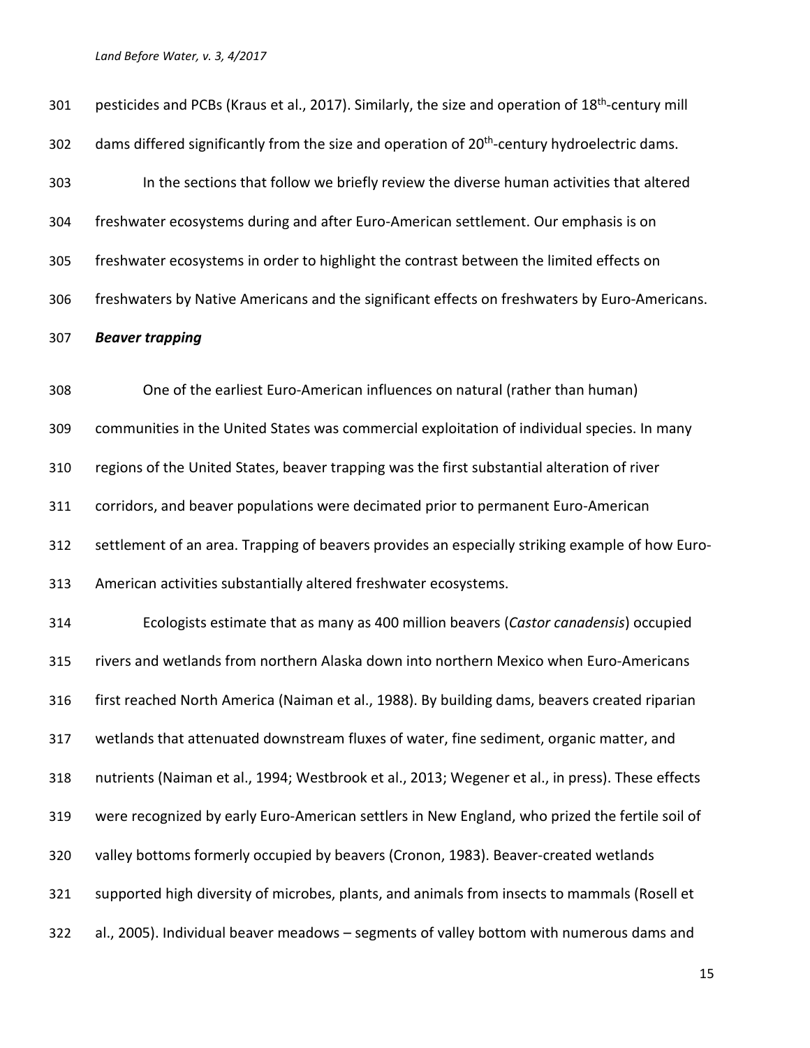pesticides and PCBs (Kraus et al., 2017). Similarly, the size and operation of 18th-century mill dams differed significantly from the size and operation of 20th-century hydroelectric dams.

In the sections that follow we briefly review the diverse human activities that altered freshwater ecosystems during and after Euro-American settlement. Our emphasis is on freshwater ecosystems in order to highlight the contrast between the limited effects on freshwaters by Native Americans and the significant effects on freshwaters by Euro-Americans.

***Beaver trapping***

One of the earliest Euro-American influences on natural (rather than human) communities in the United States was commercial exploitation of individual species. In many regions of the United States, beaver trapping was the first substantial alteration of river corridors, and beaver populations were decimated prior to permanent Euro-American settlement of an area. Trapping of beavers provides an especially striking example of how Euro-American activities substantially altered freshwater ecosystems.

Ecologists estimate that as many as 400 million beavers (*Castor canadensis*) occupied rivers and wetlands from northern Alaska down into northern Mexico when Euro-Americans first reached North America (Naiman et al., 1988). By building dams, beavers created riparian wetlands that attenuated downstream fluxes of water, fine sediment, organic matter, and nutrients (Naiman et al., 1994; Westbrook et al., 2013; Wegener et al., in press). These effects were recognized by early Euro-American settlers in New England, who prized the fertile soil of valley bottoms formerly occupied by beavers (Cronon, 1983). Beaver-created wetlands supported high diversity of microbes, plants, and animals from insects to mammals (Rosell et al., 2005). Individual beaver meadows – segments of valley bottom with numerous dams and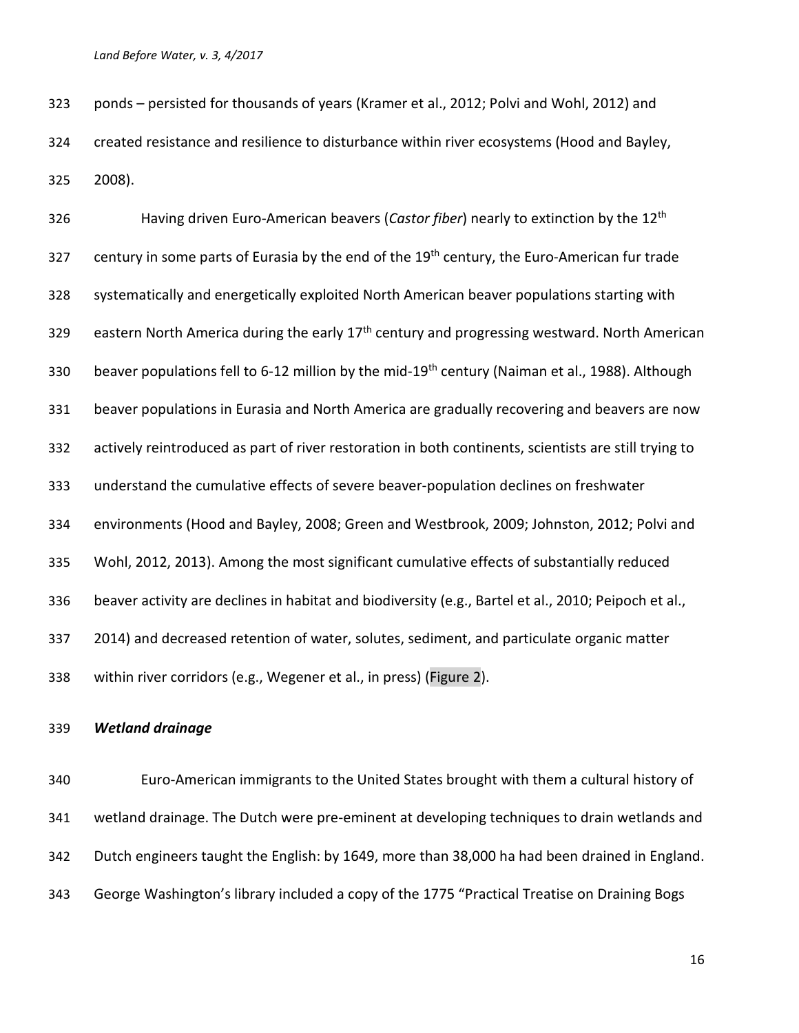ponds – persisted for thousands of years (Kramer et al., 2012; Polvi and Wohl, 2012) and created resistance and resilience to disturbance within river ecosystems (Hood and Bayley, 2008).

Having driven Euro-American beavers (*Castor fiber*) nearly to extinction by the 12th century in some parts of Eurasia by the end of the 19th century, the Euro-American fur trade systematically and energetically exploited North American beaver populations starting with eastern North America during the early 17th century and progressing westward. North American beaver populations fell to 6-12 million by the mid-19th century (Naiman et al., 1988). Although beaver populations in Eurasia and North America are gradually recovering and beavers are now actively reintroduced as part of river restoration in both continents, scientists are still trying to understand the cumulative effects of severe beaver-population declines on freshwater environments (Hood and Bayley, 2008; Green and Westbrook, 2009; Johnston, 2012; Polvi and Wohl, 2012, 2013). Among the most significant cumulative effects of substantially reduced beaver activity are declines in habitat and biodiversity (e.g., Bartel et al., 2010; Peipoch et al., 2014) and decreased retention of water, solutes, sediment, and particulate organic matter within river corridors (e.g., Wegener et al., in press) (Figure 2).

### *Wetland drainage*

Euro-American immigrants to the United States brought with them a cultural history of wetland drainage. The Dutch were pre-eminent at developing techniques to drain wetlands and Dutch engineers taught the English: by 1649, more than 38,000 ha had been drained in England. George Washington's library included a copy of the 1775 "Practical Treatise on Draining Bogs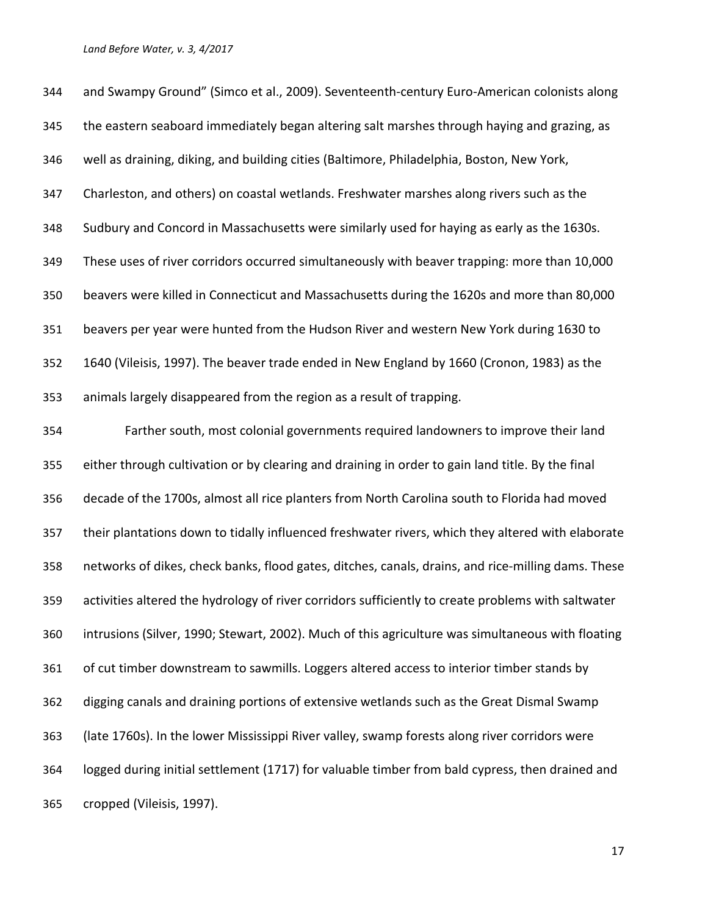and Swampy Ground" (Simco et al., 2009). Seventeenth-century Euro-American colonists along the eastern seaboard immediately began altering salt marshes through haying and grazing, as well as draining, diking, and building cities (Baltimore, Philadelphia, Boston, New York, Charleston, and others) on coastal wetlands. Freshwater marshes along rivers such as the Sudbury and Concord in Massachusetts were similarly used for haying as early as the 1630s. These uses of river corridors occurred simultaneously with beaver trapping: more than 10,000 beavers were killed in Connecticut and Massachusetts during the 1620s and more than 80,000 beavers per year were hunted from the Hudson River and western New York during 1630 to 1640 (Vileisis, 1997). The beaver trade ended in New England by 1660 (Cronon, 1983) as the animals largely disappeared from the region as a result of trapping.

Farther south, most colonial governments required landowners to improve their land either through cultivation or by clearing and draining in order to gain land title. By the final decade of the 1700s, almost all rice planters from North Carolina south to Florida had moved their plantations down to tidally influenced freshwater rivers, which they altered with elaborate networks of dikes, check banks, flood gates, ditches, canals, drains, and rice-milling dams. These activities altered the hydrology of river corridors sufficiently to create problems with saltwater intrusions (Silver, 1990; Stewart, 2002). Much of this agriculture was simultaneous with floating of cut timber downstream to sawmills. Loggers altered access to interior timber stands by digging canals and draining portions of extensive wetlands such as the Great Dismal Swamp (late 1760s). In the lower Mississippi River valley, swamp forests along river corridors were logged during initial settlement (1717) for valuable timber from bald cypress, then drained and cropped (Vileisis, 1997).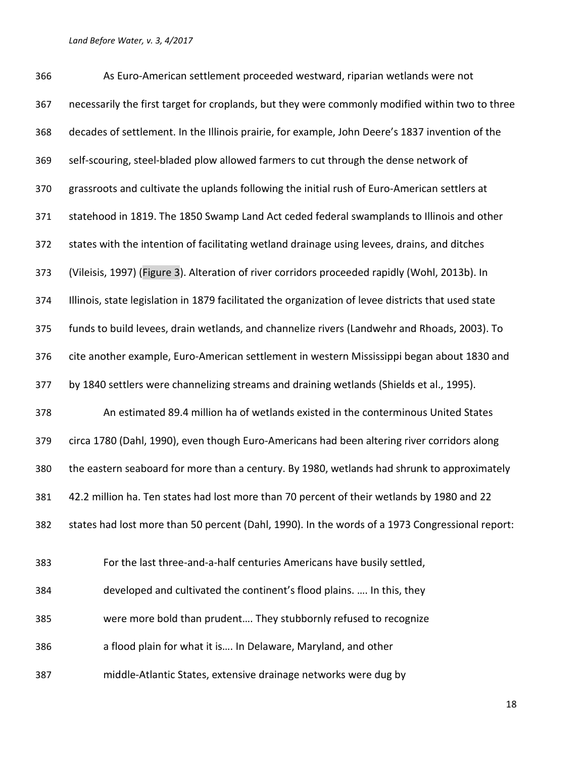As Euro-American settlement proceeded westward, riparian wetlands were not necessarily the first target for croplands, but they were commonly modified within two to three decades of settlement. In the Illinois prairie, for example, John Deere's 1837 invention of the self-scouring, steel-bladed plow allowed farmers to cut through the dense network of grassroots and cultivate the uplands following the initial rush of Euro-American settlers at statehood in 1819. The 1850 Swamp Land Act ceded federal swamplands to Illinois and other states with the intention of facilitating wetland drainage using levees, drains, and ditches (Vileisis, 1997) (Figure 3). Alteration of river corridors proceeded rapidly (Wohl, 2013b). In Illinois, state legislation in 1879 facilitated the organization of levee districts that used state funds to build levees, drain wetlands, and channelize rivers (Landwehr and Rhoads, 2003). To cite another example, Euro-American settlement in western Mississippi began about 1830 and by 1840 settlers were channelizing streams and draining wetlands (Shields et al., 1995).

An estimated 89.4 million ha of wetlands existed in the conterminous United States circa 1780 (Dahl, 1990), even though Euro-Americans had been altering river corridors along the eastern seaboard for more than a century. By 1980, wetlands had shrunk to approximately 42.2 million ha. Ten states had lost more than 70 percent of their wetlands by 1980 and 22 states had lost more than 50 percent (Dahl, 1990). In the words of a 1973 Congressional report:

> For the last three-and-a-half centuries Americans have busily settled, developed and cultivated the continent's flood plains. …. In this, they were more bold than prudent…. They stubbornly refused to recognize a flood plain for what it is…. In Delaware, Maryland, and other middle-Atlantic States, extensive drainage networks were dug by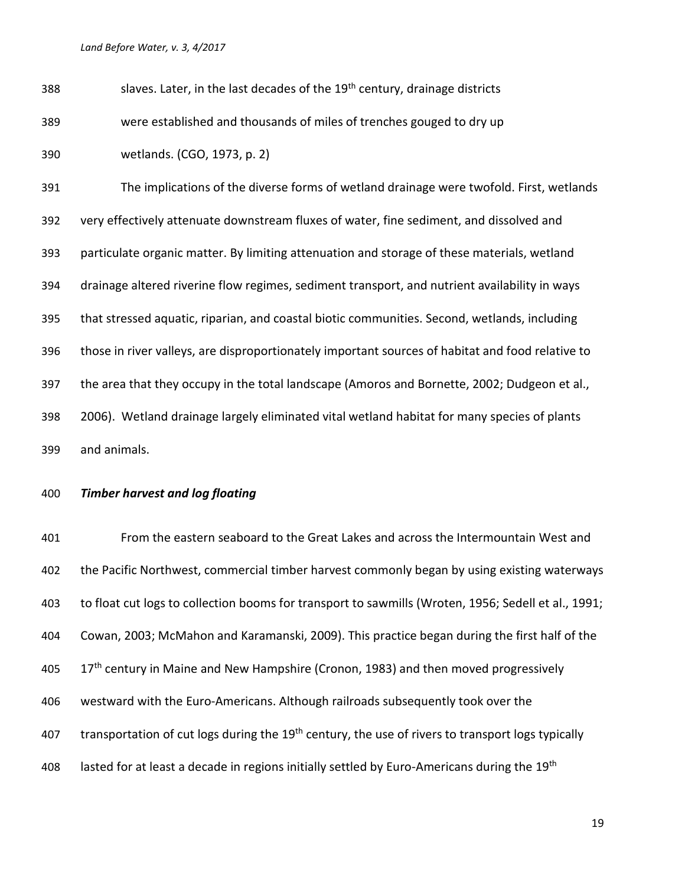slaves. Later, in the last decades of the 19th century, drainage districts were established and thousands of miles of trenches gouged to dry up wetlands. (CGO, 1973, p. 2)

The implications of the diverse forms of wetland drainage were twofold. First, wetlands very effectively attenuate downstream fluxes of water, fine sediment, and dissolved and particulate organic matter. By limiting attenuation and storage of these materials, wetland drainage altered riverine flow regimes, sediment transport, and nutrient availability in ways that stressed aquatic, riparian, and coastal biotic communities. Second, wetlands, including those in river valleys, are disproportionately important sources of habitat and food relative to the area that they occupy in the total landscape (Amoros and Bornette, 2002; Dudgeon et al., 2006). Wetland drainage largely eliminated vital wetland habitat for many species of plants and animals.

***Timber harvest and log floating***

From the eastern seaboard to the Great Lakes and across the Intermountain West and the Pacific Northwest, commercial timber harvest commonly began by using existing waterways to float cut logs to collection booms for transport to sawmills (Wroten, 1956; Sedell et al., 1991; Cowan, 2003; McMahon and Karamanski, 2009). This practice began during the first half of the 17th century in Maine and New Hampshire (Cronon, 1983) and then moved progressively westward with the Euro-Americans. Although railroads subsequently took over the transportation of cut logs during the 19th century, the use of rivers to transport logs typically lasted for at least a decade in regions initially settled by Euro-Americans during the 19th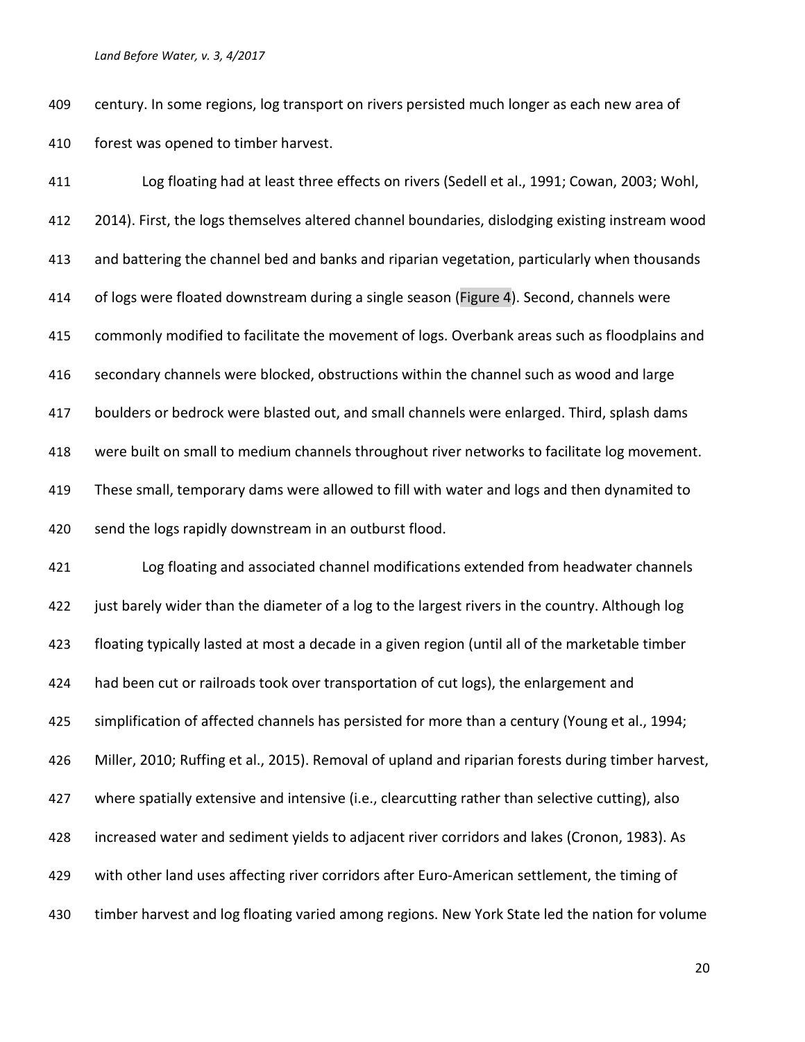century. In some regions, log transport on rivers persisted much longer as each new area of forest was opened to timber harvest.

Log floating had at least three effects on rivers (Sedell et al., 1991; Cowan, 2003; Wohl, 2014). First, the logs themselves altered channel boundaries, dislodging existing instream wood and battering the channel bed and banks and riparian vegetation, particularly when thousands of logs were floated downstream during a single season (Figure 4). Second, channels were commonly modified to facilitate the movement of logs. Overbank areas such as floodplains and secondary channels were blocked, obstructions within the channel such as wood and large boulders or bedrock were blasted out, and small channels were enlarged. Third, splash dams were built on small to medium channels throughout river networks to facilitate log movement. These small, temporary dams were allowed to fill with water and logs and then dynamited to send the logs rapidly downstream in an outburst flood.

Log floating and associated channel modifications extended from headwater channels just barely wider than the diameter of a log to the largest rivers in the country. Although log floating typically lasted at most a decade in a given region (until all of the marketable timber had been cut or railroads took over transportation of cut logs), the enlargement and simplification of affected channels has persisted for more than a century (Young et al., 1994; Miller, 2010; Ruffing et al., 2015). Removal of upland and riparian forests during timber harvest, where spatially extensive and intensive (i.e., clearcutting rather than selective cutting), also increased water and sediment yields to adjacent river corridors and lakes (Cronon, 1983). As with other land uses affecting river corridors after Euro-American settlement, the timing of timber harvest and log floating varied among regions. New York State led the nation for volume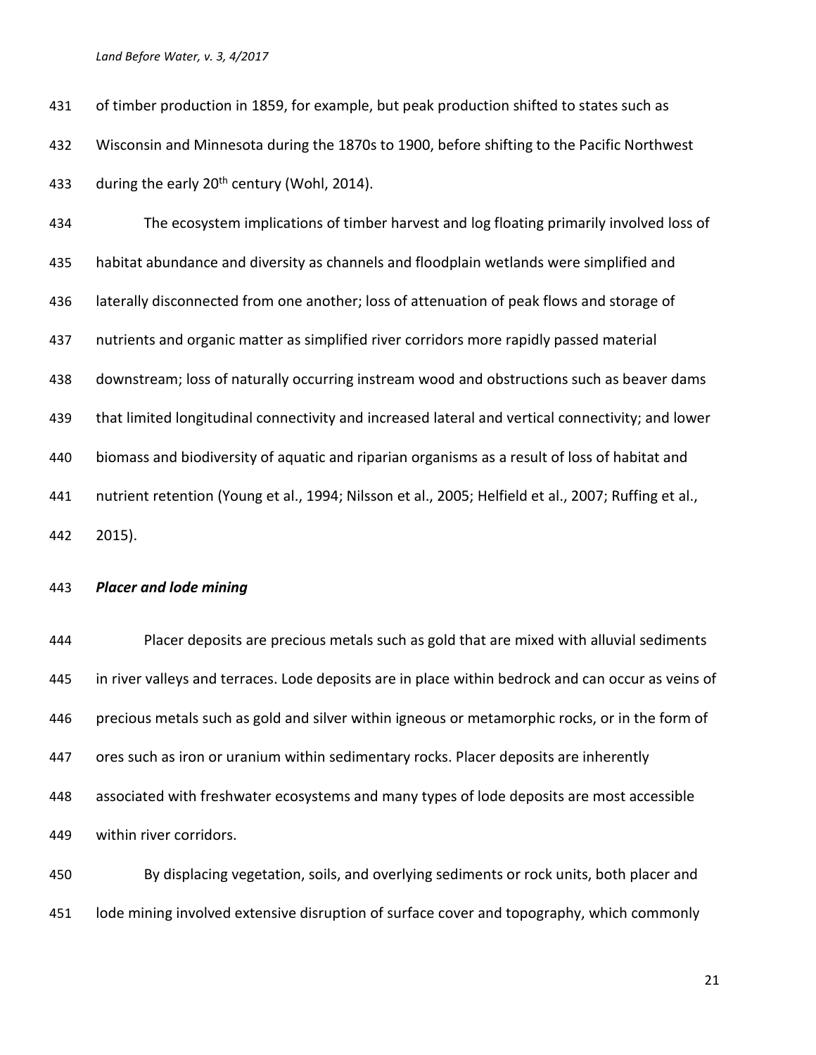of timber production in 1859, for example, but peak production shifted to states such as Wisconsin and Minnesota during the 1870s to 1900, before shifting to the Pacific Northwest during the early 20th century (Wohl, 2014).

The ecosystem implications of timber harvest and log floating primarily involved loss of habitat abundance and diversity as channels and floodplain wetlands were simplified and laterally disconnected from one another; loss of attenuation of peak flows and storage of nutrients and organic matter as simplified river corridors more rapidly passed material downstream; loss of naturally occurring instream wood and obstructions such as beaver dams that limited longitudinal connectivity and increased lateral and vertical connectivity; and lower biomass and biodiversity of aquatic and riparian organisms as a result of loss of habitat and nutrient retention (Young et al., 1994; Nilsson et al., 2005; Helfield et al., 2007; Ruffing et al., 2015).

### *Placer and lode mining*

Placer deposits are precious metals such as gold that are mixed with alluvial sediments in river valleys and terraces. Lode deposits are in place within bedrock and can occur as veins of precious metals such as gold and silver within igneous or metamorphic rocks, or in the form of ores such as iron or uranium within sedimentary rocks. Placer deposits are inherently associated with freshwater ecosystems and many types of lode deposits are most accessible within river corridors.

By displacing vegetation, soils, and overlying sediments or rock units, both placer and lode mining involved extensive disruption of surface cover and topography, which commonly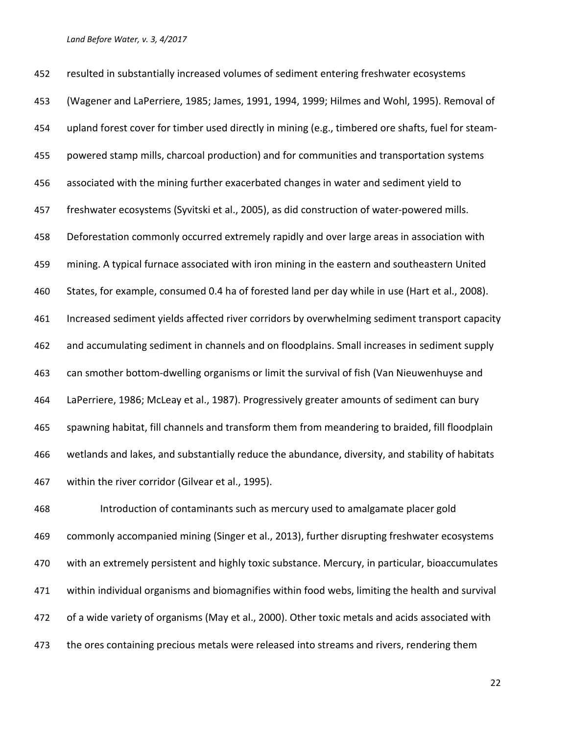resulted in substantially increased volumes of sediment entering freshwater ecosystems (Wagener and LaPerriere, 1985; James, 1991, 1994, 1999; Hilmes and Wohl, 1995). Removal of upland forest cover for timber used directly in mining (e.g., timbered ore shafts, fuel for steam-powered stamp mills, charcoal production) and for communities and transportation systems associated with the mining further exacerbated changes in water and sediment yield to freshwater ecosystems (Syvitski et al., 2005), as did construction of water-powered mills. Deforestation commonly occurred extremely rapidly and over large areas in association with mining. A typical furnace associated with iron mining in the eastern and southeastern United States, for example, consumed 0.4 ha of forested land per day while in use (Hart et al., 2008). Increased sediment yields affected river corridors by overwhelming sediment transport capacity and accumulating sediment in channels and on floodplains. Small increases in sediment supply can smother bottom-dwelling organisms or limit the survival of fish (Van Nieuwenhuyse and LaPerriere, 1986; McLeay et al., 1987). Progressively greater amounts of sediment can bury spawning habitat, fill channels and transform them from meandering to braided, fill floodplain wetlands and lakes, and substantially reduce the abundance, diversity, and stability of habitats within the river corridor (Gilvear et al., 1995).

Introduction of contaminants such as mercury used to amalgamate placer gold commonly accompanied mining (Singer et al., 2013), further disrupting freshwater ecosystems with an extremely persistent and highly toxic substance. Mercury, in particular, bioaccumulates within individual organisms and biomagnifies within food webs, limiting the health and survival of a wide variety of organisms (May et al., 2000). Other toxic metals and acids associated with the ores containing precious metals were released into streams and rivers, rendering them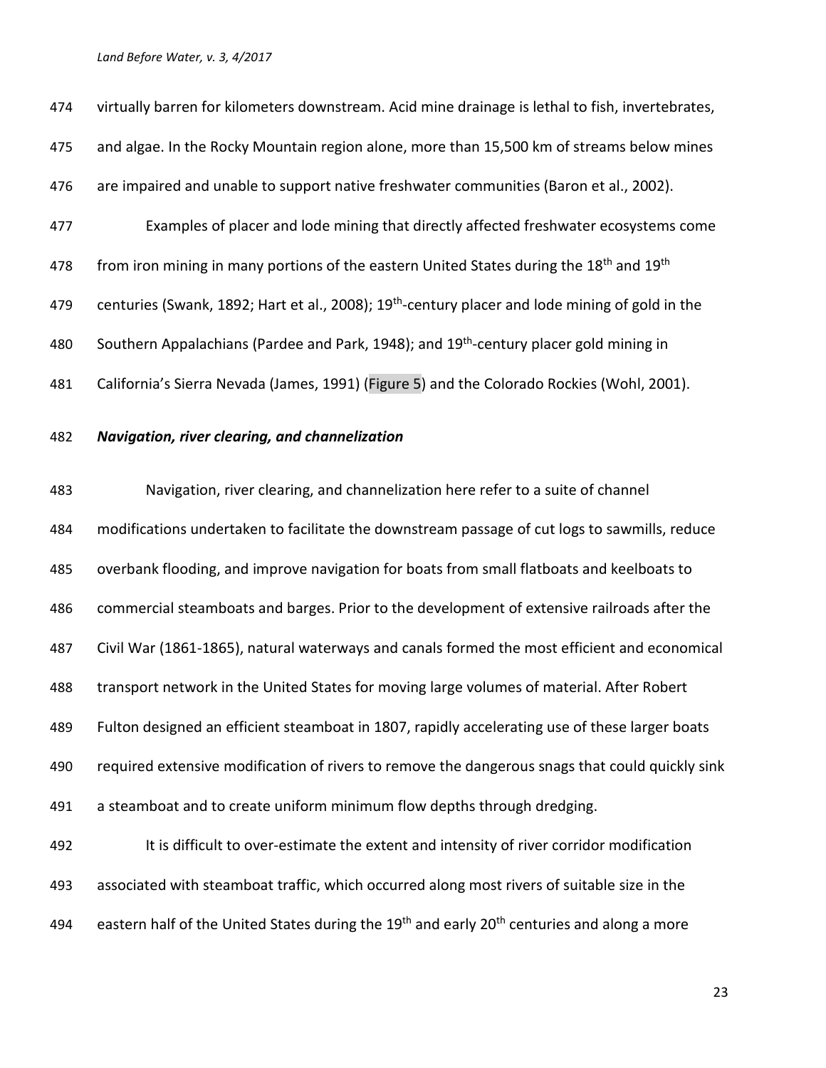virtually barren for kilometers downstream. Acid mine drainage is lethal to fish, invertebrates, and algae. In the Rocky Mountain region alone, more than 15,500 km of streams below mines are impaired and unable to support native freshwater communities (Baron et al., 2002).

Examples of placer and lode mining that directly affected freshwater ecosystems come from iron mining in many portions of the eastern United States during the 18th and 19th centuries (Swank, 1892; Hart et al., 2008); 19th-century placer and lode mining of gold in the Southern Appalachians (Pardee and Park, 1948); and 19th-century placer gold mining in California's Sierra Nevada (James, 1991) (Figure 5) and the Colorado Rockies (Wohl, 2001).

***Navigation, river clearing, and channelization***

Navigation, river clearing, and channelization here refer to a suite of channel modifications undertaken to facilitate the downstream passage of cut logs to sawmills, reduce overbank flooding, and improve navigation for boats from small flatboats and keelboats to commercial steamboats and barges. Prior to the development of extensive railroads after the Civil War (1861-1865), natural waterways and canals formed the most efficient and economical transport network in the United States for moving large volumes of material. After Robert Fulton designed an efficient steamboat in 1807, rapidly accelerating use of these larger boats required extensive modification of rivers to remove the dangerous snags that could quickly sink a steamboat and to create uniform minimum flow depths through dredging.

It is difficult to over-estimate the extent and intensity of river corridor modification associated with steamboat traffic, which occurred along most rivers of suitable size in the eastern half of the United States during the 19th and early 20th centuries and along a more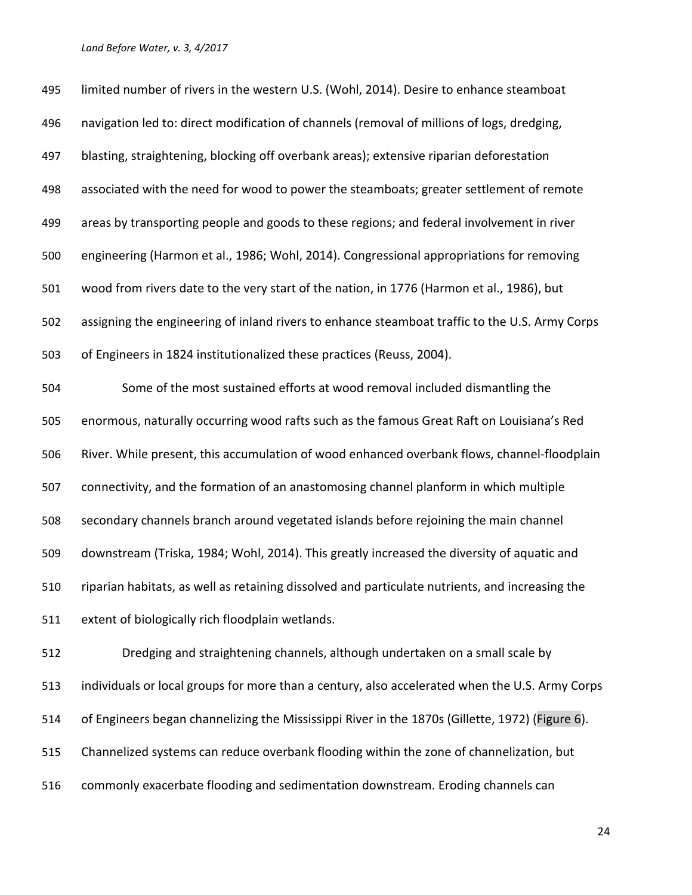limited number of rivers in the western U.S. (Wohl, 2014). Desire to enhance steamboat navigation led to: direct modification of channels (removal of millions of logs, dredging, blasting, straightening, blocking off overbank areas); extensive riparian deforestation associated with the need for wood to power the steamboats; greater settlement of remote areas by transporting people and goods to these regions; and federal involvement in river engineering (Harmon et al., 1986; Wohl, 2014). Congressional appropriations for removing wood from rivers date to the very start of the nation, in 1776 (Harmon et al., 1986), but assigning the engineering of inland rivers to enhance steamboat traffic to the U.S. Army Corps of Engineers in 1824 institutionalized these practices (Reuss, 2004).

Some of the most sustained efforts at wood removal included dismantling the enormous, naturally occurring wood rafts such as the famous Great Raft on Louisiana's Red River. While present, this accumulation of wood enhanced overbank flows, channel-floodplain connectivity, and the formation of an anastomosing channel planform in which multiple secondary channels branch around vegetated islands before rejoining the main channel downstream (Triska, 1984; Wohl, 2014). This greatly increased the diversity of aquatic and riparian habitats, as well as retaining dissolved and particulate nutrients, and increasing the extent of biologically rich floodplain wetlands.

Dredging and straightening channels, although undertaken on a small scale by individuals or local groups for more than a century, also accelerated when the U.S. Army Corps of Engineers began channelizing the Mississippi River in the 1870s (Gillette, 1972) (Figure 6). Channelized systems can reduce overbank flooding within the zone of channelization, but commonly exacerbate flooding and sedimentation downstream. Eroding channels can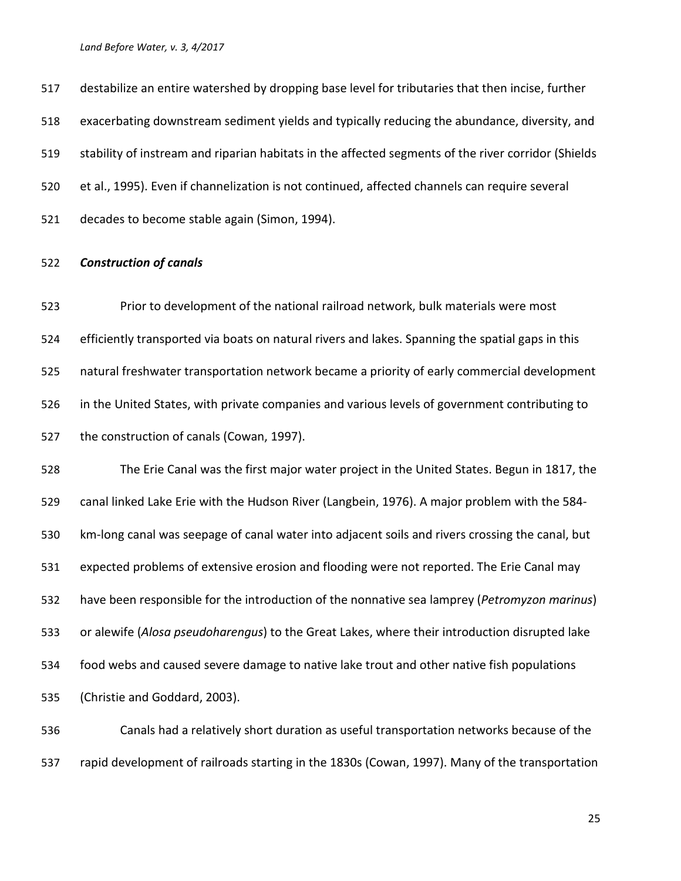destabilize an entire watershed by dropping base level for tributaries that then incise, further exacerbating downstream sediment yields and typically reducing the abundance, diversity, and stability of instream and riparian habitats in the affected segments of the river corridor (Shields et al., 1995). Even if channelization is not continued, affected channels can require several decades to become stable again (Simon, 1994).

***Construction of canals***

Prior to development of the national railroad network, bulk materials were most efficiently transported via boats on natural rivers and lakes. Spanning the spatial gaps in this natural freshwater transportation network became a priority of early commercial development in the United States, with private companies and various levels of government contributing to the construction of canals (Cowan, 1997).

The Erie Canal was the first major water project in the United States. Begun in 1817, the canal linked Lake Erie with the Hudson River (Langbein, 1976). A major problem with the 584-km-long canal was seepage of canal water into adjacent soils and rivers crossing the canal, but expected problems of extensive erosion and flooding were not reported. The Erie Canal may have been responsible for the introduction of the nonnative sea lamprey (*Petromyzon marinus*) or alewife (*Alosa pseudoharengus*) to the Great Lakes, where their introduction disrupted lake food webs and caused severe damage to native lake trout and other native fish populations (Christie and Goddard, 2003).

Canals had a relatively short duration as useful transportation networks because of the rapid development of railroads starting in the 1830s (Cowan, 1997). Many of the transportation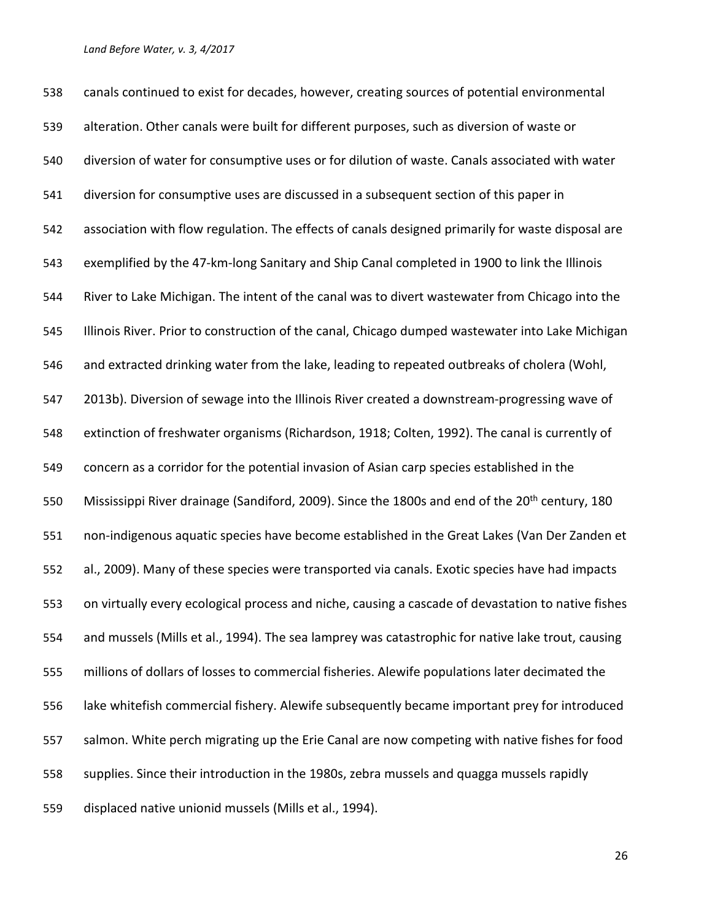canals continued to exist for decades, however, creating sources of potential environmental alteration. Other canals were built for different purposes, such as diversion of waste or diversion of water for consumptive uses or for dilution of waste. Canals associated with water diversion for consumptive uses are discussed in a subsequent section of this paper in association with flow regulation. The effects of canals designed primarily for waste disposal are exemplified by the 47-km-long Sanitary and Ship Canal completed in 1900 to link the Illinois River to Lake Michigan. The intent of the canal was to divert wastewater from Chicago into the Illinois River. Prior to construction of the canal, Chicago dumped wastewater into Lake Michigan and extracted drinking water from the lake, leading to repeated outbreaks of cholera (Wohl, 2013b). Diversion of sewage into the Illinois River created a downstream-progressing wave of extinction of freshwater organisms (Richardson, 1918; Colten, 1992). The canal is currently of concern as a corridor for the potential invasion of Asian carp species established in the Mississippi River drainage (Sandiford, 2009). Since the 1800s and end of the 20th century, 180 non-indigenous aquatic species have become established in the Great Lakes (Van Der Zanden et al., 2009). Many of these species were transported via canals. Exotic species have had impacts on virtually every ecological process and niche, causing a cascade of devastation to native fishes and mussels (Mills et al., 1994). The sea lamprey was catastrophic for native lake trout, causing millions of dollars of losses to commercial fisheries. Alewife populations later decimated the lake whitefish commercial fishery. Alewife subsequently became important prey for introduced salmon. White perch migrating up the Erie Canal are now competing with native fishes for food supplies. Since their introduction in the 1980s, zebra mussels and quagga mussels rapidly displaced native unionid mussels (Mills et al., 1994).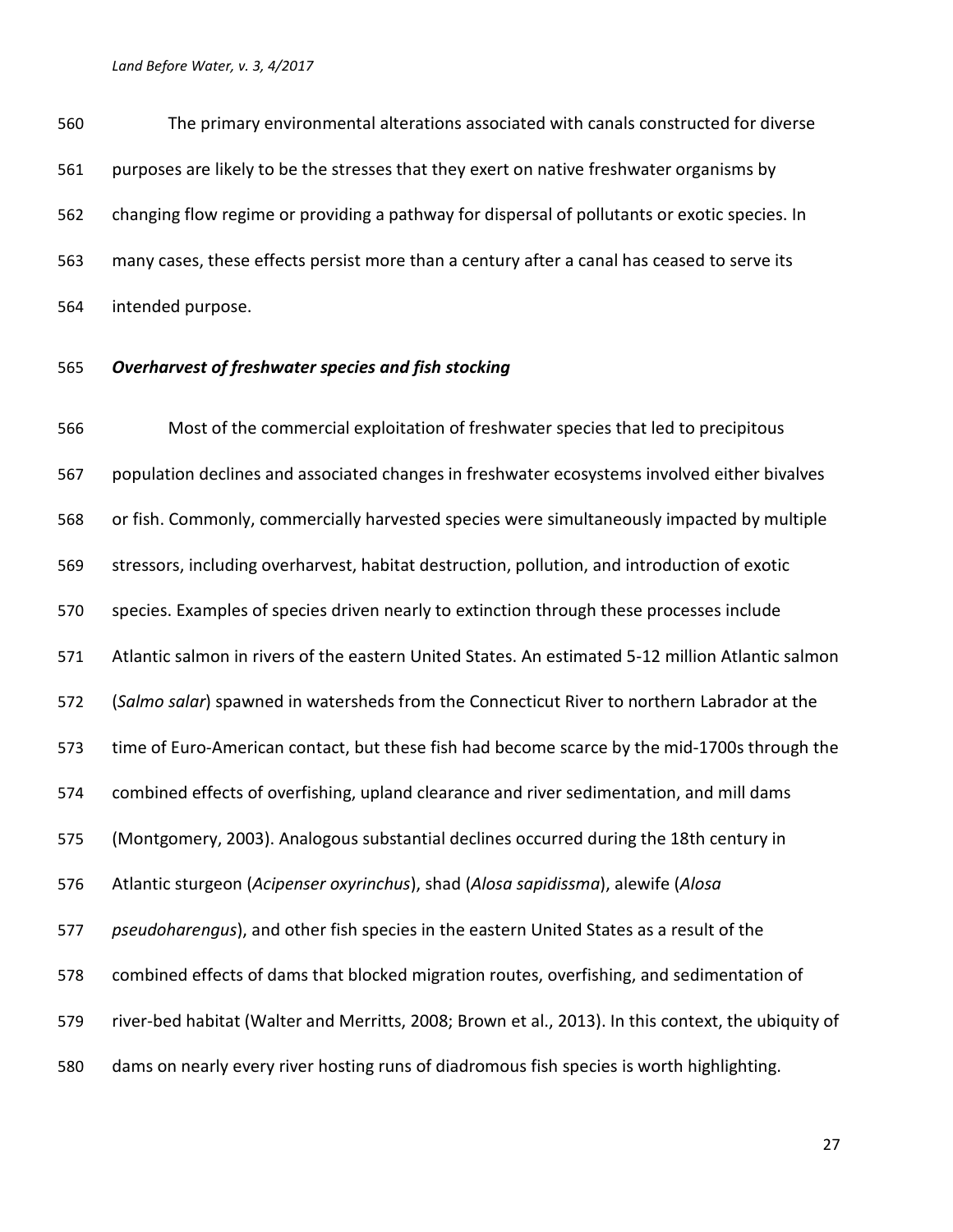The primary environmental alterations associated with canals constructed for diverse purposes are likely to be the stresses that they exert on native freshwater organisms by changing flow regime or providing a pathway for dispersal of pollutants or exotic species. In many cases, these effects persist more than a century after a canal has ceased to serve its intended purpose.

### *Overharvest of freshwater species and fish stocking*

Most of the commercial exploitation of freshwater species that led to precipitous population declines and associated changes in freshwater ecosystems involved either bivalves or fish. Commonly, commercially harvested species were simultaneously impacted by multiple stressors, including overharvest, habitat destruction, pollution, and introduction of exotic species. Examples of species driven nearly to extinction through these processes include Atlantic salmon in rivers of the eastern United States. An estimated 5-12 million Atlantic salmon (*Salmo salar*) spawned in watersheds from the Connecticut River to northern Labrador at the time of Euro-American contact, but these fish had become scarce by the mid-1700s through the combined effects of overfishing, upland clearance and river sedimentation, and mill dams (Montgomery, 2003). Analogous substantial declines occurred during the 18th century in Atlantic sturgeon (*Acipenser oxyrinchus*), shad (*Alosa sapidissma*), alewife (*Alosa pseudoharengus*), and other fish species in the eastern United States as a result of the combined effects of dams that blocked migration routes, overfishing, and sedimentation of river-bed habitat (Walter and Merritts, 2008; Brown et al., 2013). In this context, the ubiquity of dams on nearly every river hosting runs of diadromous fish species is worth highlighting.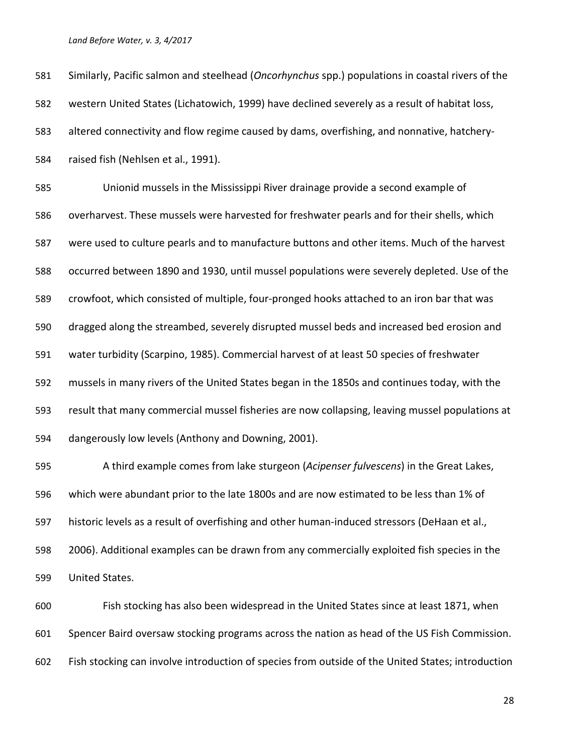Similarly, Pacific salmon and steelhead (*Oncorhynchus* spp.) populations in coastal rivers of the western United States (Lichatowich, 1999) have declined severely as a result of habitat loss, altered connectivity and flow regime caused by dams, overfishing, and nonnative, hatchery-raised fish (Nehlsen et al., 1991).

Unionid mussels in the Mississippi River drainage provide a second example of overharvest. These mussels were harvested for freshwater pearls and for their shells, which were used to culture pearls and to manufacture buttons and other items. Much of the harvest occurred between 1890 and 1930, until mussel populations were severely depleted. Use of the crowfoot, which consisted of multiple, four-pronged hooks attached to an iron bar that was dragged along the streambed, severely disrupted mussel beds and increased bed erosion and water turbidity (Scarpino, 1985). Commercial harvest of at least 50 species of freshwater mussels in many rivers of the United States began in the 1850s and continues today, with the result that many commercial mussel fisheries are now collapsing, leaving mussel populations at dangerously low levels (Anthony and Downing, 2001).

A third example comes from lake sturgeon (*Acipenser fulvescens*) in the Great Lakes, which were abundant prior to the late 1800s and are now estimated to be less than 1% of historic levels as a result of overfishing and other human-induced stressors (DeHaan et al., 2006). Additional examples can be drawn from any commercially exploited fish species in the United States.

Fish stocking has also been widespread in the United States since at least 1871, when Spencer Baird oversaw stocking programs across the nation as head of the US Fish Commission. Fish stocking can involve introduction of species from outside of the United States; introduction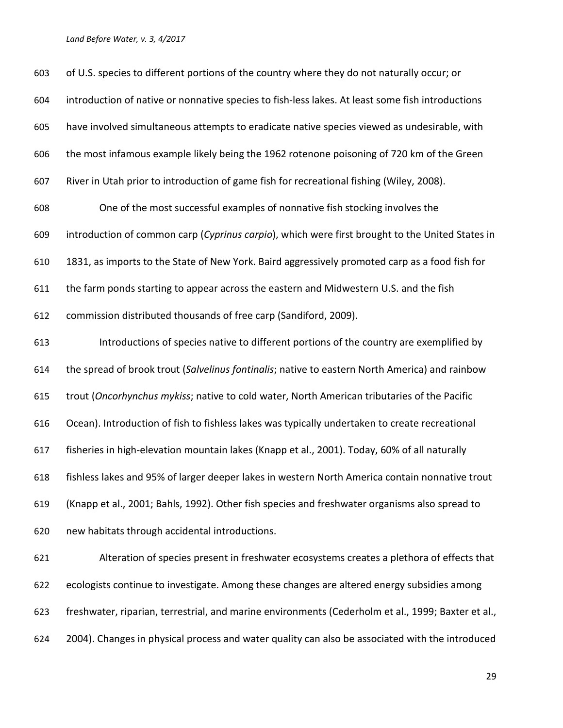of U.S. species to different portions of the country where they do not naturally occur; or introduction of native or nonnative species to fish-less lakes. At least some fish introductions have involved simultaneous attempts to eradicate native species viewed as undesirable, with the most infamous example likely being the 1962 rotenone poisoning of 720 km of the Green River in Utah prior to introduction of game fish for recreational fishing (Wiley, 2008).

One of the most successful examples of nonnative fish stocking involves the introduction of common carp (*Cyprinus carpio*), which were first brought to the United States in 1831, as imports to the State of New York. Baird aggressively promoted carp as a food fish for the farm ponds starting to appear across the eastern and Midwestern U.S. and the fish commission distributed thousands of free carp (Sandiford, 2009).

Introductions of species native to different portions of the country are exemplified by the spread of brook trout (*Salvelinus fontinalis*; native to eastern North America) and rainbow trout (*Oncorhynchus mykiss*; native to cold water, North American tributaries of the Pacific Ocean). Introduction of fish to fishless lakes was typically undertaken to create recreational fisheries in high-elevation mountain lakes (Knapp et al., 2001). Today, 60% of all naturally fishless lakes and 95% of larger deeper lakes in western North America contain nonnative trout (Knapp et al., 2001; Bahls, 1992). Other fish species and freshwater organisms also spread to new habitats through accidental introductions.

Alteration of species present in freshwater ecosystems creates a plethora of effects that ecologists continue to investigate. Among these changes are altered energy subsidies among freshwater, riparian, terrestrial, and marine environments (Cederholm et al., 1999; Baxter et al., 2004). Changes in physical process and water quality can also be associated with the introduced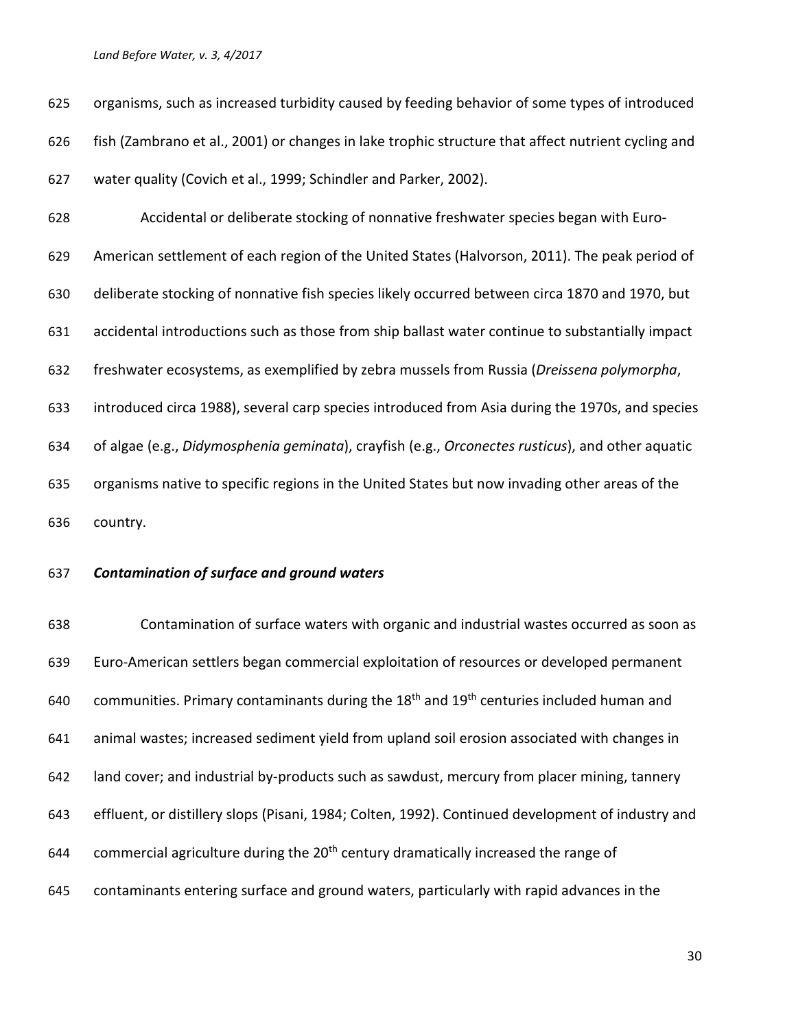organisms, such as increased turbidity caused by feeding behavior of some types of introduced fish (Zambrano et al., 2001) or changes in lake trophic structure that affect nutrient cycling and water quality (Covich et al., 1999; Schindler and Parker, 2002).

Accidental or deliberate stocking of nonnative freshwater species began with Euro-American settlement of each region of the United States (Halvorson, 2011). The peak period of deliberate stocking of nonnative fish species likely occurred between circa 1870 and 1970, but accidental introductions such as those from ship ballast water continue to substantially impact freshwater ecosystems, as exemplified by zebra mussels from Russia (*Dreissena polymorpha*, introduced circa 1988), several carp species introduced from Asia during the 1970s, and species of algae (e.g., *Didymosphenia geminata*), crayfish (e.g., *Orconectes rusticus*), and other aquatic organisms native to specific regions in the United States but now invading other areas of the country.

### *Contamination of surface and ground waters*

Contamination of surface waters with organic and industrial wastes occurred as soon as Euro-American settlers began commercial exploitation of resources or developed permanent communities. Primary contaminants during the 18th and 19th centuries included human and animal wastes; increased sediment yield from upland soil erosion associated with changes in land cover; and industrial by-products such as sawdust, mercury from placer mining, tannery effluent, or distillery slops (Pisani, 1984; Colten, 1992). Continued development of industry and commercial agriculture during the 20th century dramatically increased the range of contaminants entering surface and ground waters, particularly with rapid advances in the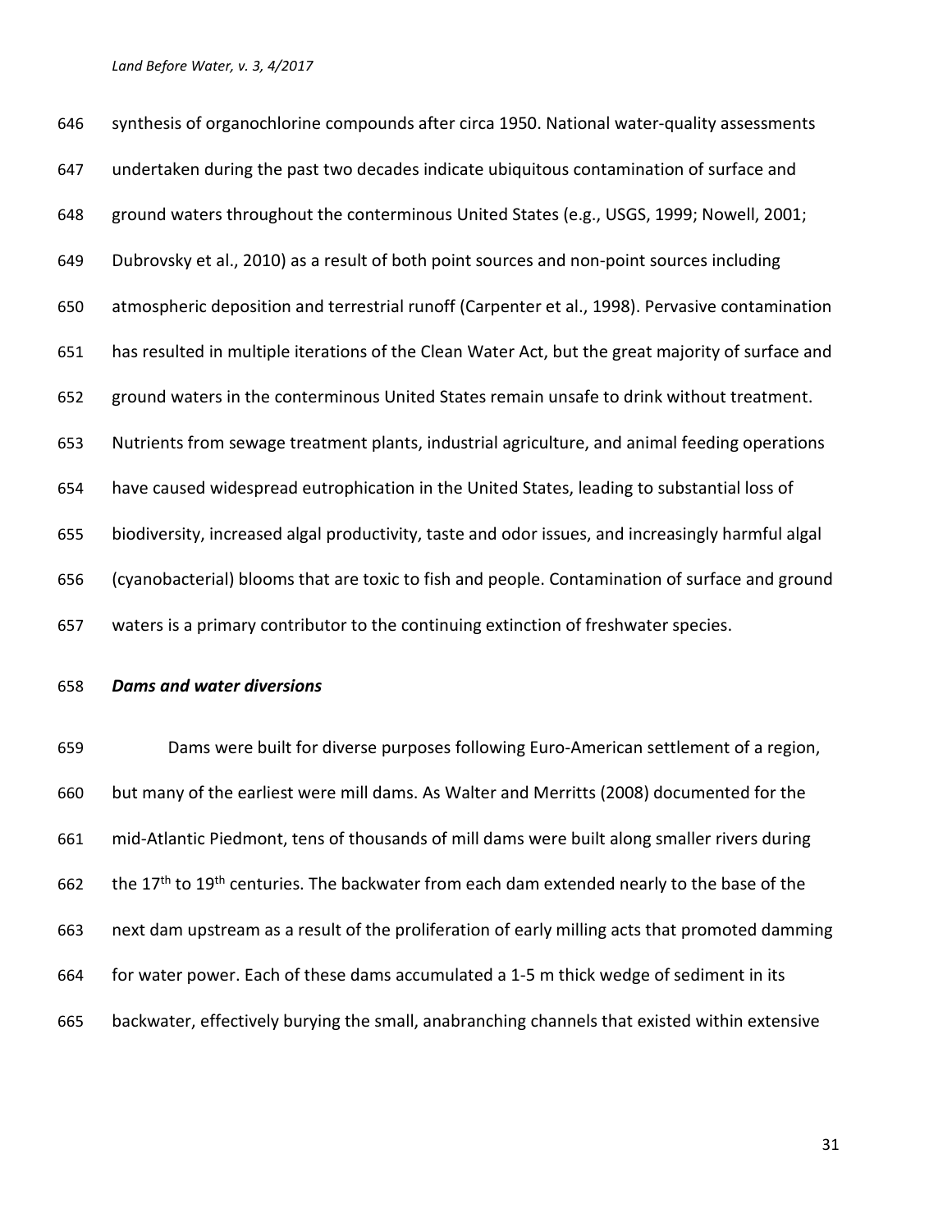synthesis of organochlorine compounds after circa 1950. National water-quality assessments undertaken during the past two decades indicate ubiquitous contamination of surface and ground waters throughout the conterminous United States (e.g., USGS, 1999; Nowell, 2001; Dubrovsky et al., 2010) as a result of both point sources and non-point sources including atmospheric deposition and terrestrial runoff (Carpenter et al., 1998). Pervasive contamination has resulted in multiple iterations of the Clean Water Act, but the great majority of surface and ground waters in the conterminous United States remain unsafe to drink without treatment. Nutrients from sewage treatment plants, industrial agriculture, and animal feeding operations have caused widespread eutrophication in the United States, leading to substantial loss of biodiversity, increased algal productivity, taste and odor issues, and increasingly harmful algal (cyanobacterial) blooms that are toxic to fish and people. Contamination of surface and ground waters is a primary contributor to the continuing extinction of freshwater species.

***Dams and water diversions***

Dams were built for diverse purposes following Euro-American settlement of a region, but many of the earliest were mill dams. As Walter and Merritts (2008) documented for the mid-Atlantic Piedmont, tens of thousands of mill dams were built along smaller rivers during the $17^{th}$ to $19^{th}$ centuries. The backwater from each dam extended nearly to the base of the next dam upstream as a result of the proliferation of early milling acts that promoted damming for water power. Each of these dams accumulated a 1-5 m thick wedge of sediment in its backwater, effectively burying the small, anabranching channels that existed within extensive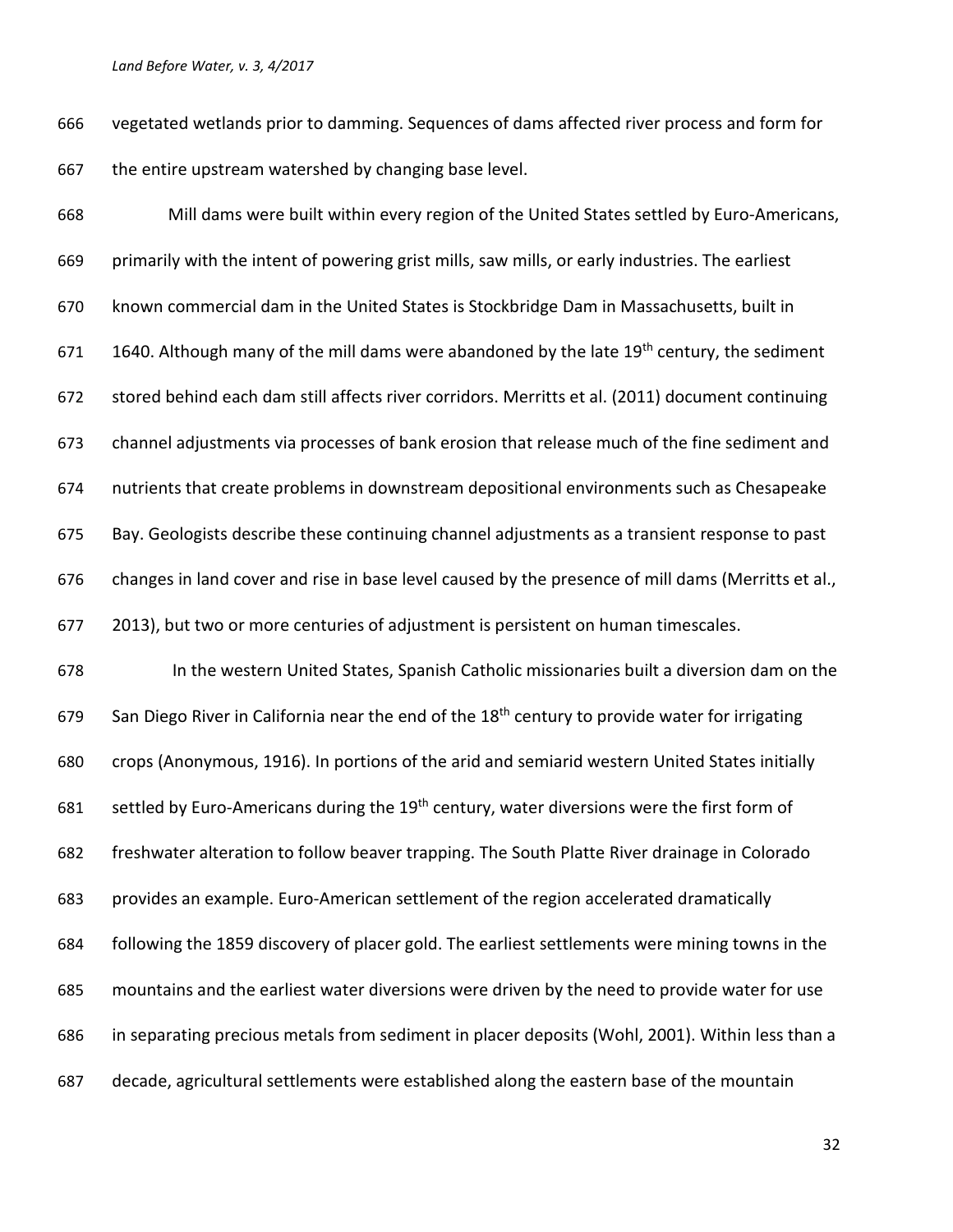vegetated wetlands prior to damming. Sequences of dams affected river process and form for the entire upstream watershed by changing base level.

Mill dams were built within every region of the United States settled by Euro-Americans, primarily with the intent of powering grist mills, saw mills, or early industries. The earliest known commercial dam in the United States is Stockbridge Dam in Massachusetts, built in 1640. Although many of the mill dams were abandoned by the late 19th century, the sediment stored behind each dam still affects river corridors. Merritts et al. (2011) document continuing channel adjustments via processes of bank erosion that release much of the fine sediment and nutrients that create problems in downstream depositional environments such as Chesapeake Bay. Geologists describe these continuing channel adjustments as a transient response to past changes in land cover and rise in base level caused by the presence of mill dams (Merritts et al., 2013), but two or more centuries of adjustment is persistent on human timescales.

In the western United States, Spanish Catholic missionaries built a diversion dam on the San Diego River in California near the end of the 18th century to provide water for irrigating crops (Anonymous, 1916). In portions of the arid and semiarid western United States initially settled by Euro-Americans during the 19th century, water diversions were the first form of freshwater alteration to follow beaver trapping. The South Platte River drainage in Colorado provides an example. Euro-American settlement of the region accelerated dramatically following the 1859 discovery of placer gold. The earliest settlements were mining towns in the mountains and the earliest water diversions were driven by the need to provide water for use in separating precious metals from sediment in placer deposits (Wohl, 2001). Within less than a decade, agricultural settlements were established along the eastern base of the mountain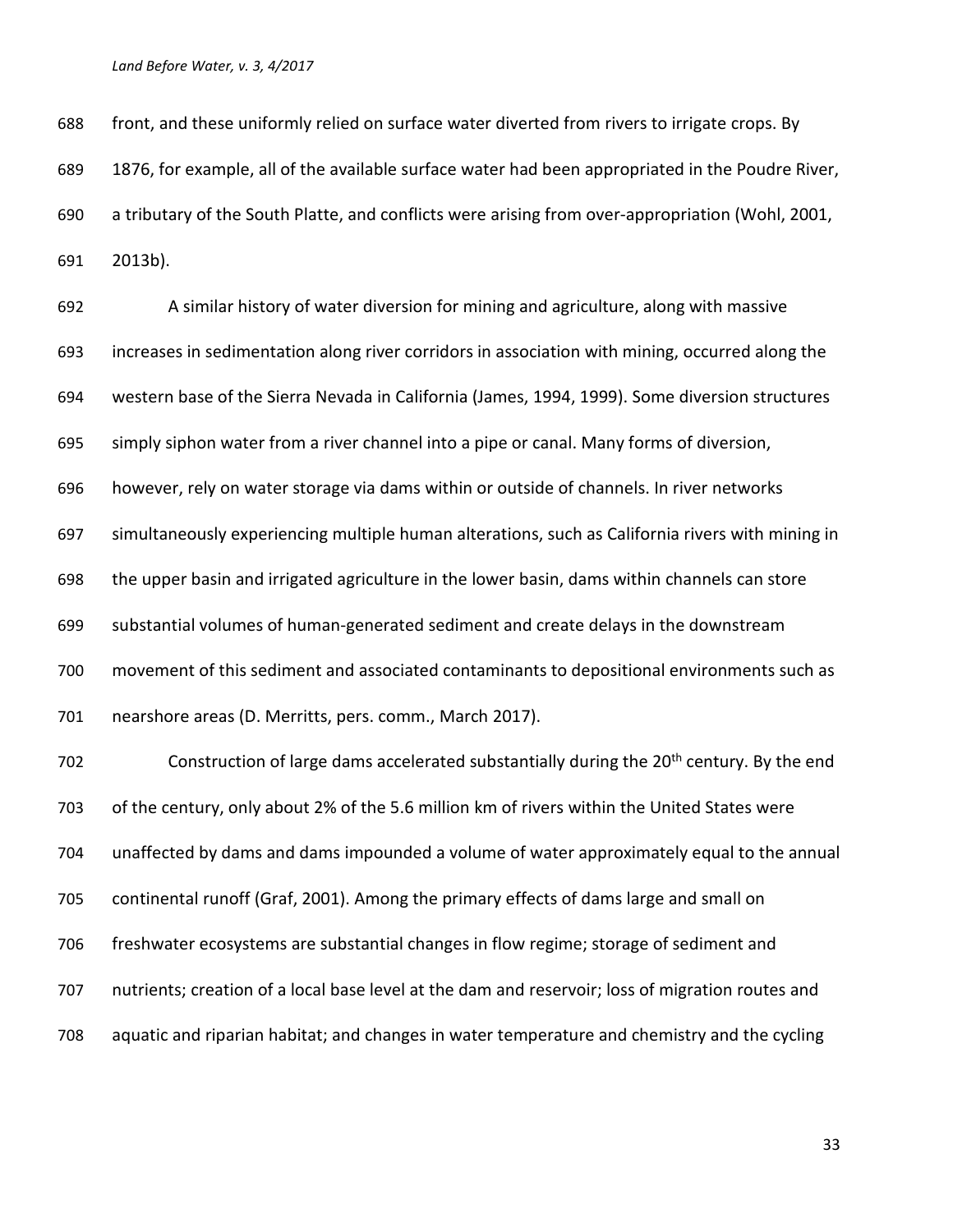front, and these uniformly relied on surface water diverted from rivers to irrigate crops. By 1876, for example, all of the available surface water had been appropriated in the Poudre River, a tributary of the South Platte, and conflicts were arising from over-appropriation (Wohl, 2001, 2013b).

A similar history of water diversion for mining and agriculture, along with massive increases in sedimentation along river corridors in association with mining, occurred along the western base of the Sierra Nevada in California (James, 1994, 1999). Some diversion structures simply siphon water from a river channel into a pipe or canal. Many forms of diversion, however, rely on water storage via dams within or outside of channels. In river networks simultaneously experiencing multiple human alterations, such as California rivers with mining in the upper basin and irrigated agriculture in the lower basin, dams within channels can store substantial volumes of human-generated sediment and create delays in the downstream movement of this sediment and associated contaminants to depositional environments such as nearshore areas (D. Merritts, pers. comm., March 2017).

Construction of large dams accelerated substantially during the 20th century. By the end of the century, only about 2% of the 5.6 million km of rivers within the United States were unaffected by dams and dams impounded a volume of water approximately equal to the annual continental runoff (Graf, 2001). Among the primary effects of dams large and small on freshwater ecosystems are substantial changes in flow regime; storage of sediment and nutrients; creation of a local base level at the dam and reservoir; loss of migration routes and aquatic and riparian habitat; and changes in water temperature and chemistry and the cycling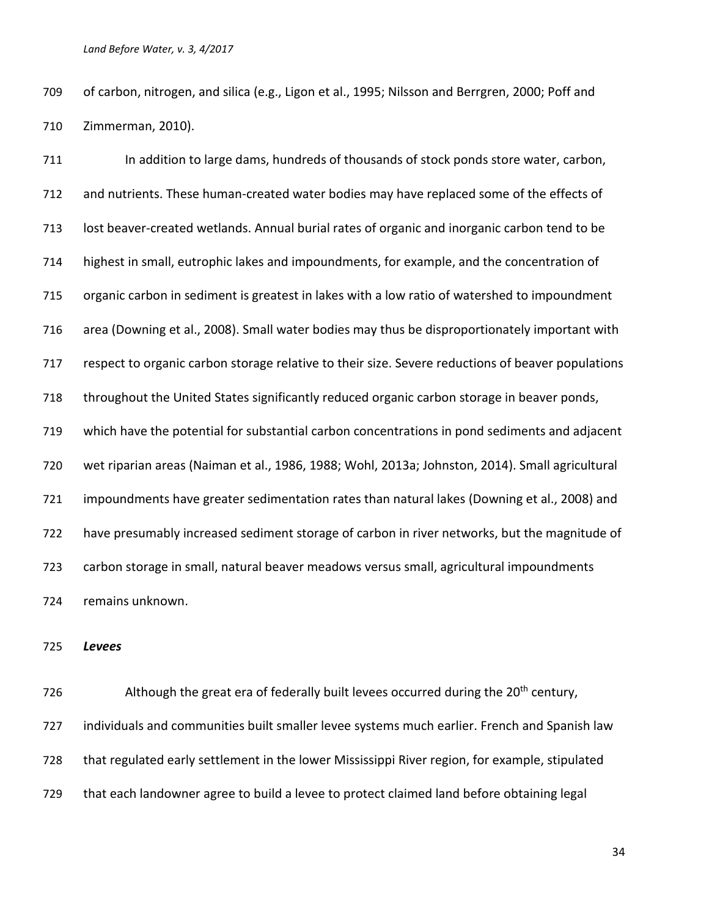of carbon, nitrogen, and silica (e.g., Ligon et al., 1995; Nilsson and Berrgren, 2000; Poff and Zimmerman, 2010).

In addition to large dams, hundreds of thousands of stock ponds store water, carbon, and nutrients. These human-created water bodies may have replaced some of the effects of lost beaver-created wetlands. Annual burial rates of organic and inorganic carbon tend to be highest in small, eutrophic lakes and impoundments, for example, and the concentration of organic carbon in sediment is greatest in lakes with a low ratio of watershed to impoundment area (Downing et al., 2008). Small water bodies may thus be disproportionately important with respect to organic carbon storage relative to their size. Severe reductions of beaver populations throughout the United States significantly reduced organic carbon storage in beaver ponds, which have the potential for substantial carbon concentrations in pond sediments and adjacent wet riparian areas (Naiman et al., 1986, 1988; Wohl, 2013a; Johnston, 2014). Small agricultural impoundments have greater sedimentation rates than natural lakes (Downing et al., 2008) and have presumably increased sediment storage of carbon in river networks, but the magnitude of carbon storage in small, natural beaver meadows versus small, agricultural impoundments remains unknown.

***Levees***

Although the great era of federally built levees occurred during the 20th century, individuals and communities built smaller levee systems much earlier. French and Spanish law that regulated early settlement in the lower Mississippi River region, for example, stipulated that each landowner agree to build a levee to protect claimed land before obtaining legal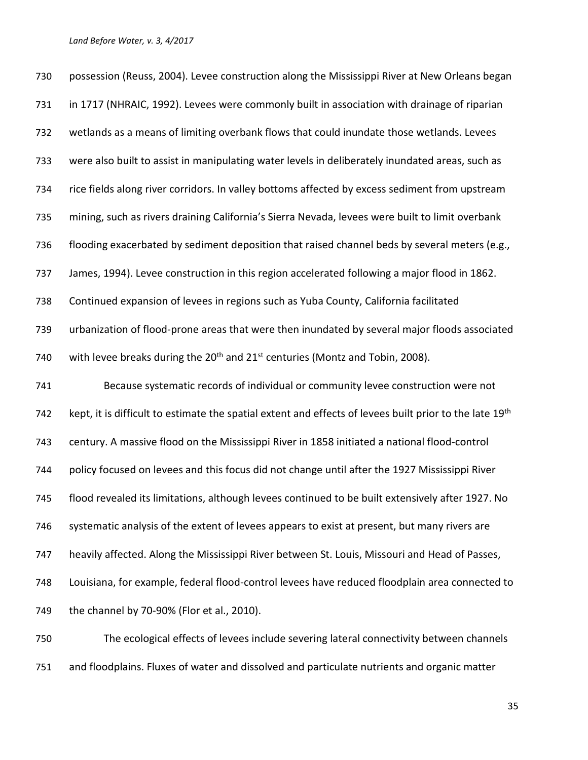possession (Reuss, 2004). Levee construction along the Mississippi River at New Orleans began in 1717 (NHRAIC, 1992). Levees were commonly built in association with drainage of riparian wetlands as a means of limiting overbank flows that could inundate those wetlands. Levees were also built to assist in manipulating water levels in deliberately inundated areas, such as rice fields along river corridors. In valley bottoms affected by excess sediment from upstream mining, such as rivers draining California's Sierra Nevada, levees were built to limit overbank flooding exacerbated by sediment deposition that raised channel beds by several meters (e.g., James, 1994). Levee construction in this region accelerated following a major flood in 1862. Continued expansion of levees in regions such as Yuba County, California facilitated urbanization of flood-prone areas that were then inundated by several major floods associated with levee breaks during the 20th and 21st centuries (Montz and Tobin, 2008).

Because systematic records of individual or community levee construction were not kept, it is difficult to estimate the spatial extent and effects of levees built prior to the late 19th century. A massive flood on the Mississippi River in 1858 initiated a national flood-control policy focused on levees and this focus did not change until after the 1927 Mississippi River flood revealed its limitations, although levees continued to be built extensively after 1927. No systematic analysis of the extent of levees appears to exist at present, but many rivers are heavily affected. Along the Mississippi River between St. Louis, Missouri and Head of Passes, Louisiana, for example, federal flood-control levees have reduced floodplain area connected to the channel by 70-90% (Flor et al., 2010).

The ecological effects of levees include severing lateral connectivity between channels and floodplains. Fluxes of water and dissolved and particulate nutrients and organic matter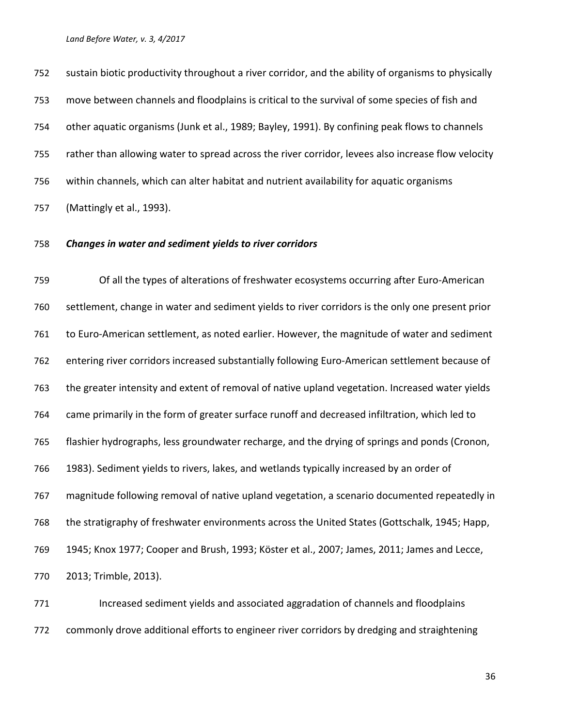sustain biotic productivity throughout a river corridor, and the ability of organisms to physically move between channels and floodplains is critical to the survival of some species of fish and other aquatic organisms (Junk et al., 1989; Bayley, 1991). By confining peak flows to channels rather than allowing water to spread across the river corridor, levees also increase flow velocity within channels, which can alter habitat and nutrient availability for aquatic organisms (Mattingly et al., 1993).

### *Changes in water and sediment yields to river corridors*

Of all the types of alterations of freshwater ecosystems occurring after Euro-American settlement, change in water and sediment yields to river corridors is the only one present prior to Euro-American settlement, as noted earlier. However, the magnitude of water and sediment entering river corridors increased substantially following Euro-American settlement because of the greater intensity and extent of removal of native upland vegetation. Increased water yields came primarily in the form of greater surface runoff and decreased infiltration, which led to flashier hydrographs, less groundwater recharge, and the drying of springs and ponds (Cronon, 1983). Sediment yields to rivers, lakes, and wetlands typically increased by an order of magnitude following removal of native upland vegetation, a scenario documented repeatedly in the stratigraphy of freshwater environments across the United States (Gottschalk, 1945; Happ, 1945; Knox 1977; Cooper and Brush, 1993; Köster et al., 2007; James, 2011; James and Lecce, 2013; Trimble, 2013).

Increased sediment yields and associated aggradation of channels and floodplains commonly drove additional efforts to engineer river corridors by dredging and straightening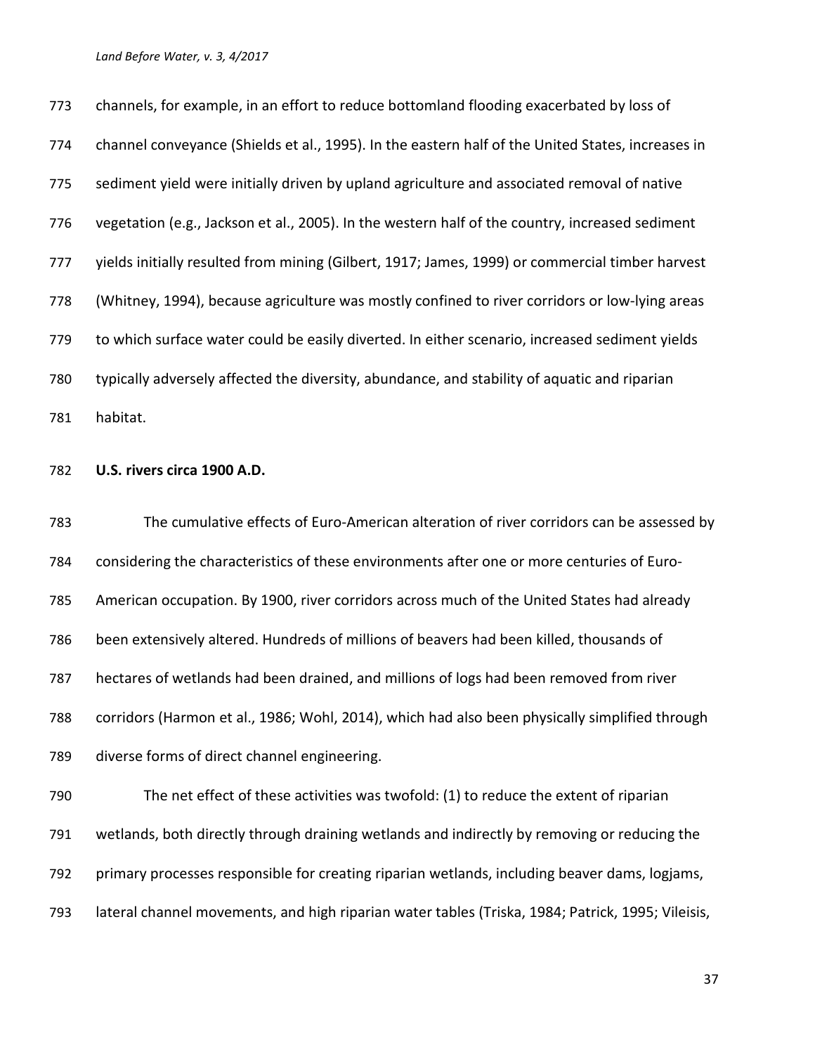channels, for example, in an effort to reduce bottomland flooding exacerbated by loss of channel conveyance (Shields et al., 1995). In the eastern half of the United States, increases in sediment yield were initially driven by upland agriculture and associated removal of native vegetation (e.g., Jackson et al., 2005). In the western half of the country, increased sediment yields initially resulted from mining (Gilbert, 1917; James, 1999) or commercial timber harvest (Whitney, 1994), because agriculture was mostly confined to river corridors or low-lying areas to which surface water could be easily diverted. In either scenario, increased sediment yields typically adversely affected the diversity, abundance, and stability of aquatic and riparian habitat.

**U.S. rivers circa 1900 A.D.**

The cumulative effects of Euro-American alteration of river corridors can be assessed by considering the characteristics of these environments after one or more centuries of Euro-American occupation. By 1900, river corridors across much of the United States had already been extensively altered. Hundreds of millions of beavers had been killed, thousands of hectares of wetlands had been drained, and millions of logs had been removed from river corridors (Harmon et al., 1986; Wohl, 2014), which had also been physically simplified through diverse forms of direct channel engineering.

The net effect of these activities was twofold: (1) to reduce the extent of riparian wetlands, both directly through draining wetlands and indirectly by removing or reducing the primary processes responsible for creating riparian wetlands, including beaver dams, logjams, lateral channel movements, and high riparian water tables (Triska, 1984; Patrick, 1995; Vileisis,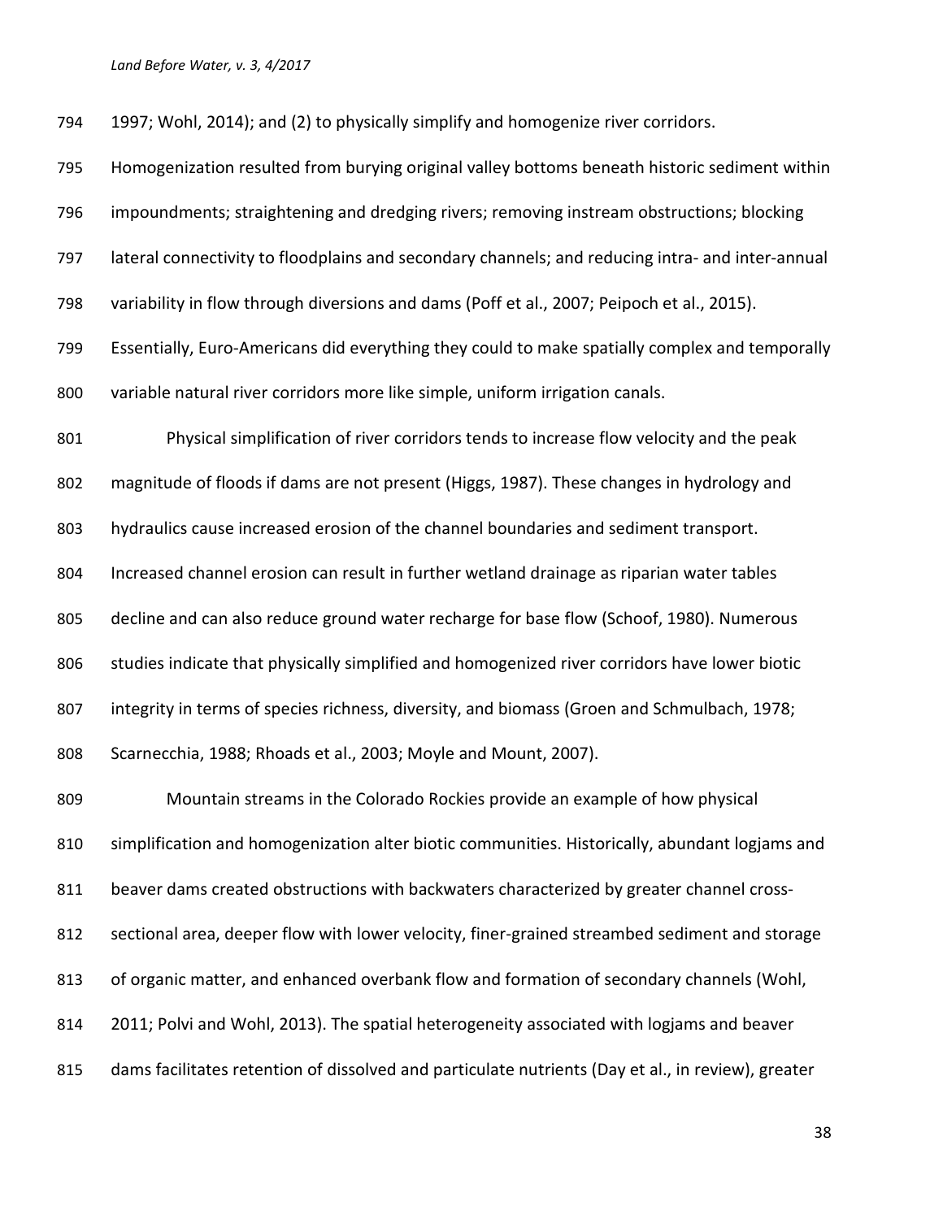1997; Wohl, 2014); and (2) to physically simplify and homogenize river corridors. Homogenization resulted from burying original valley bottoms beneath historic sediment within impoundments; straightening and dredging rivers; removing instream obstructions; blocking lateral connectivity to floodplains and secondary channels; and reducing intra- and inter-annual variability in flow through diversions and dams (Poff et al., 2007; Peipoch et al., 2015). Essentially, Euro-Americans did everything they could to make spatially complex and temporally variable natural river corridors more like simple, uniform irrigation canals.

Physical simplification of river corridors tends to increase flow velocity and the peak magnitude of floods if dams are not present (Higgs, 1987). These changes in hydrology and hydraulics cause increased erosion of the channel boundaries and sediment transport. Increased channel erosion can result in further wetland drainage as riparian water tables decline and can also reduce ground water recharge for base flow (Schoof, 1980). Numerous studies indicate that physically simplified and homogenized river corridors have lower biotic integrity in terms of species richness, diversity, and biomass (Groen and Schmulbach, 1978; Scarnecchia, 1988; Rhoads et al., 2003; Moyle and Mount, 2007).

Mountain streams in the Colorado Rockies provide an example of how physical simplification and homogenization alter biotic communities. Historically, abundant logjams and beaver dams created obstructions with backwaters characterized by greater channel cross-sectional area, deeper flow with lower velocity, finer-grained streambed sediment and storage of organic matter, and enhanced overbank flow and formation of secondary channels (Wohl, 2011; Polvi and Wohl, 2013). The spatial heterogeneity associated with logjams and beaver dams facilitates retention of dissolved and particulate nutrients (Day et al., in review), greater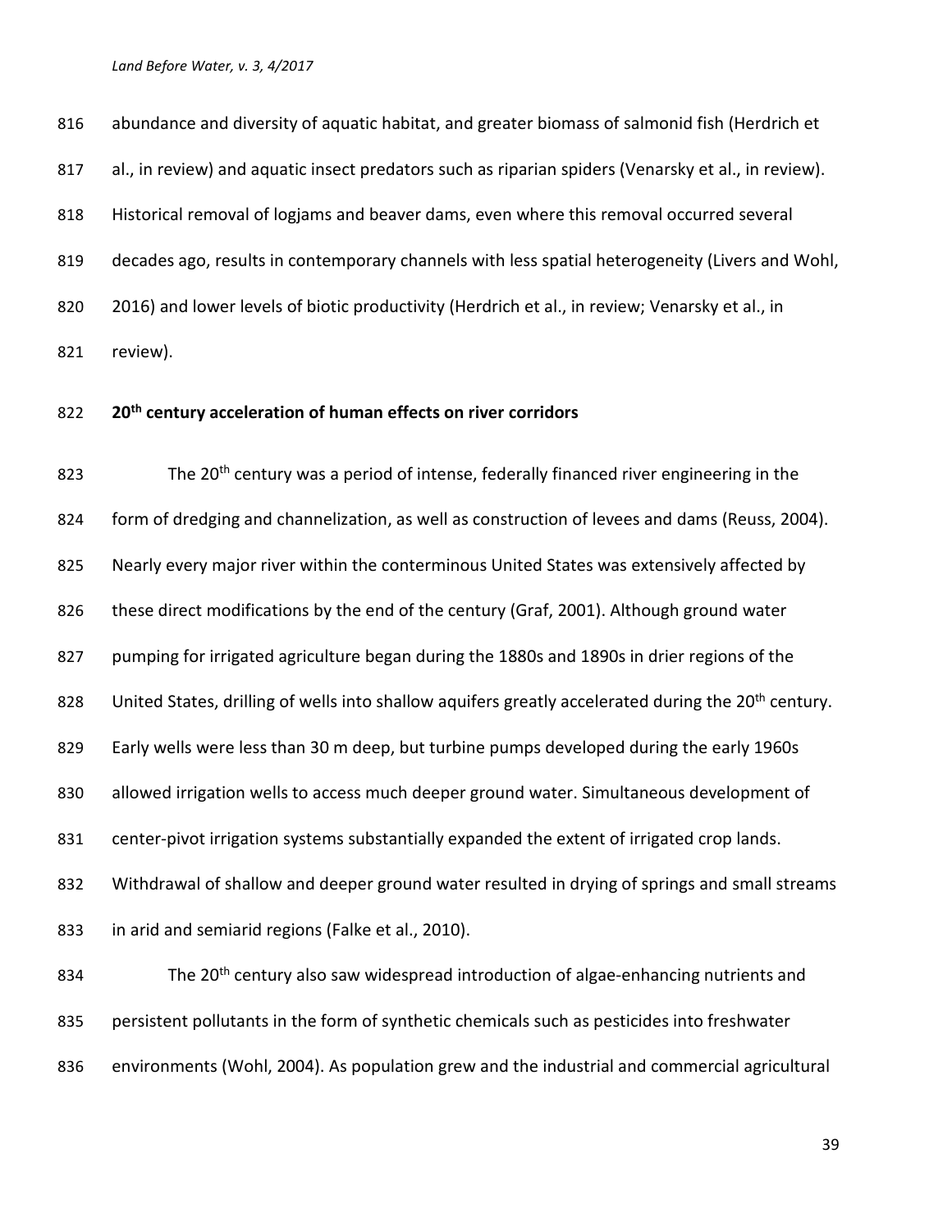abundance and diversity of aquatic habitat, and greater biomass of salmonid fish (Herdrich et al., in review) and aquatic insect predators such as riparian spiders (Venarsky et al., in review). Historical removal of logjams and beaver dams, even where this removal occurred several decades ago, results in contemporary channels with less spatial heterogeneity (Livers and Wohl, 2016) and lower levels of biotic productivity (Herdrich et al., in review; Venarsky et al., in review).

## 20th century acceleration of human effects on river corridors

The 20th century was a period of intense, federally financed river engineering in the form of dredging and channelization, as well as construction of levees and dams (Reuss, 2004). Nearly every major river within the conterminous United States was extensively affected by these direct modifications by the end of the century (Graf, 2001). Although ground water pumping for irrigated agriculture began during the 1880s and 1890s in drier regions of the United States, drilling of wells into shallow aquifers greatly accelerated during the 20th century. Early wells were less than 30 m deep, but turbine pumps developed during the early 1960s allowed irrigation wells to access much deeper ground water. Simultaneous development of center-pivot irrigation systems substantially expanded the extent of irrigated crop lands. Withdrawal of shallow and deeper ground water resulted in drying of springs and small streams in arid and semiarid regions (Falke et al., 2010).

The 20th century also saw widespread introduction of algae-enhancing nutrients and persistent pollutants in the form of synthetic chemicals such as pesticides into freshwater environments (Wohl, 2004). As population grew and the industrial and commercial agricultural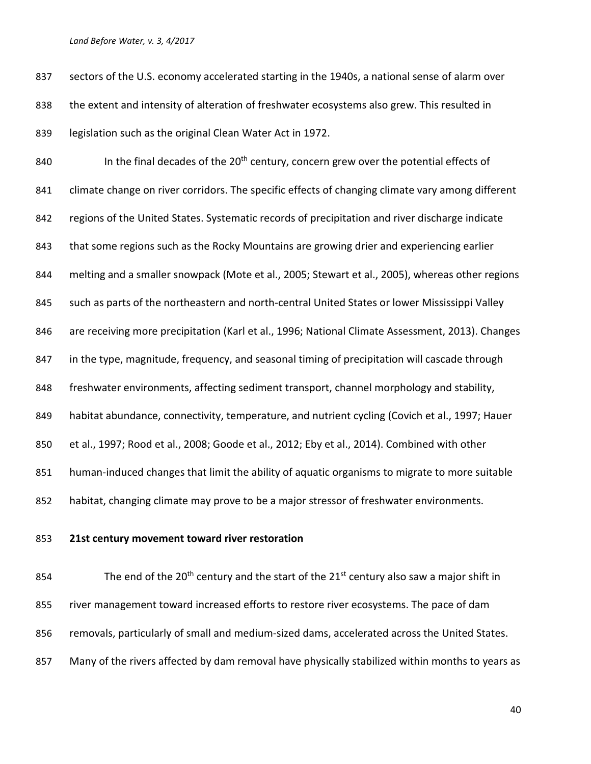sectors of the U.S. economy accelerated starting in the 1940s, a national sense of alarm over the extent and intensity of alteration of freshwater ecosystems also grew. This resulted in legislation such as the original Clean Water Act in 1972.

In the final decades of the 20th century, concern grew over the potential effects of climate change on river corridors. The specific effects of changing climate vary among different regions of the United States. Systematic records of precipitation and river discharge indicate that some regions such as the Rocky Mountains are growing drier and experiencing earlier melting and a smaller snowpack (Mote et al., 2005; Stewart et al., 2005), whereas other regions such as parts of the northeastern and north-central United States or lower Mississippi Valley are receiving more precipitation (Karl et al., 1996; National Climate Assessment, 2013). Changes in the type, magnitude, frequency, and seasonal timing of precipitation will cascade through freshwater environments, affecting sediment transport, channel morphology and stability, habitat abundance, connectivity, temperature, and nutrient cycling (Covich et al., 1997; Hauer et al., 1997; Rood et al., 2008; Goode et al., 2012; Eby et al., 2014). Combined with other human-induced changes that limit the ability of aquatic organisms to migrate to more suitable habitat, changing climate may prove to be a major stressor of freshwater environments.

**21st century movement toward river restoration**

The end of the 20th century and the start of the 21st century also saw a major shift in river management toward increased efforts to restore river ecosystems. The pace of dam removals, particularly of small and medium-sized dams, accelerated across the United States. Many of the rivers affected by dam removal have physically stabilized within months to years as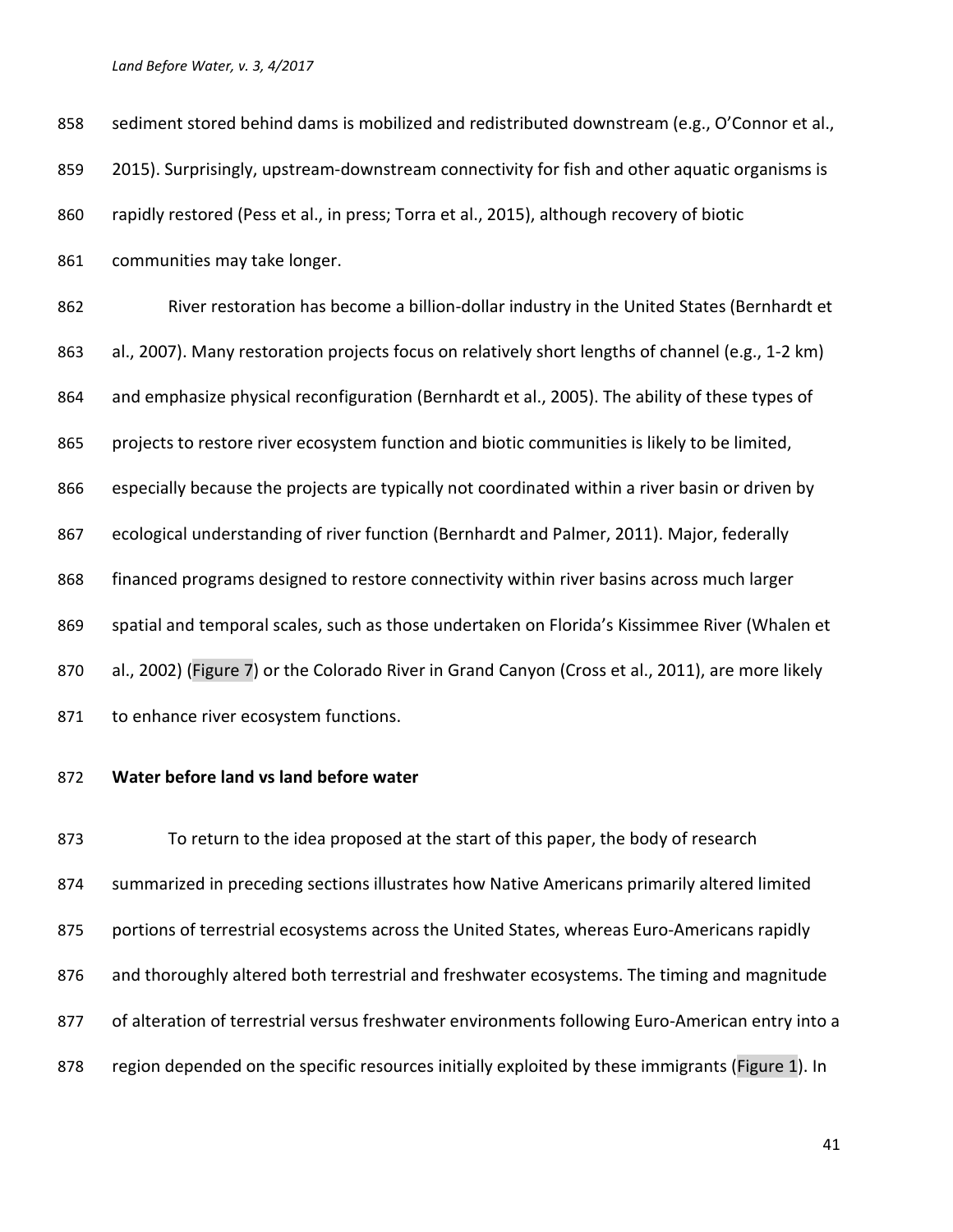sediment stored behind dams is mobilized and redistributed downstream (e.g., O'Connor et al., 2015). Surprisingly, upstream-downstream connectivity for fish and other aquatic organisms is rapidly restored (Pess et al., in press; Torra et al., 2015), although recovery of biotic communities may take longer.

River restoration has become a billion-dollar industry in the United States (Bernhardt et al., 2007). Many restoration projects focus on relatively short lengths of channel (e.g., 1-2 km) and emphasize physical reconfiguration (Bernhardt et al., 2005). The ability of these types of projects to restore river ecosystem function and biotic communities is likely to be limited, especially because the projects are typically not coordinated within a river basin or driven by ecological understanding of river function (Bernhardt and Palmer, 2011). Major, federally financed programs designed to restore connectivity within river basins across much larger spatial and temporal scales, such as those undertaken on Florida's Kissimmee River (Whalen et al., 2002) (Figure 7) or the Colorado River in Grand Canyon (Cross et al., 2011), are more likely to enhance river ecosystem functions.

**Water before land vs land before water**

To return to the idea proposed at the start of this paper, the body of research summarized in preceding sections illustrates how Native Americans primarily altered limited portions of terrestrial ecosystems across the United States, whereas Euro-Americans rapidly and thoroughly altered both terrestrial and freshwater ecosystems. The timing and magnitude of alteration of terrestrial versus freshwater environments following Euro-American entry into a region depended on the specific resources initially exploited by these immigrants (Figure 1). In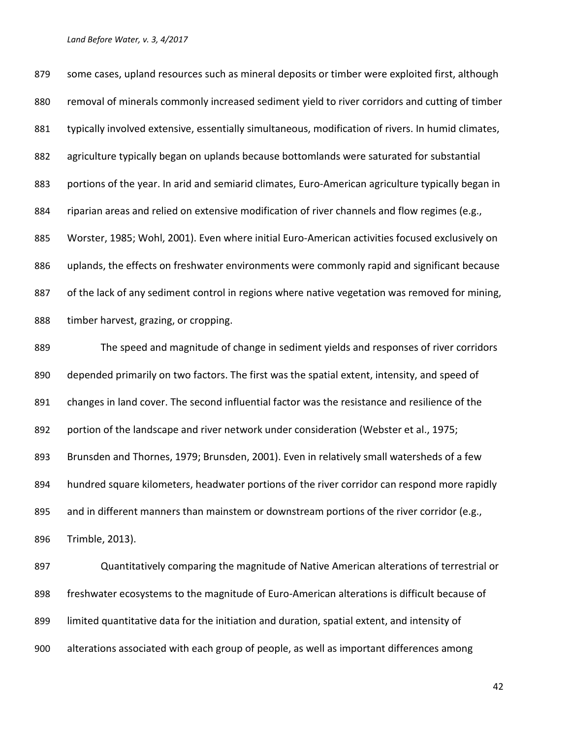some cases, upland resources such as mineral deposits or timber were exploited first, although removal of minerals commonly increased sediment yield to river corridors and cutting of timber typically involved extensive, essentially simultaneous, modification of rivers. In humid climates, agriculture typically began on uplands because bottomlands were saturated for substantial portions of the year. In arid and semiarid climates, Euro-American agriculture typically began in riparian areas and relied on extensive modification of river channels and flow regimes (e.g., Worster, 1985; Wohl, 2001). Even where initial Euro-American activities focused exclusively on uplands, the effects on freshwater environments were commonly rapid and significant because of the lack of any sediment control in regions where native vegetation was removed for mining, timber harvest, grazing, or cropping.

The speed and magnitude of change in sediment yields and responses of river corridors depended primarily on two factors. The first was the spatial extent, intensity, and speed of changes in land cover. The second influential factor was the resistance and resilience of the portion of the landscape and river network under consideration (Webster et al., 1975; Brunsden and Thornes, 1979; Brunsden, 2001). Even in relatively small watersheds of a few hundred square kilometers, headwater portions of the river corridor can respond more rapidly and in different manners than mainstem or downstream portions of the river corridor (e.g., Trimble, 2013).

Quantitatively comparing the magnitude of Native American alterations of terrestrial or freshwater ecosystems to the magnitude of Euro-American alterations is difficult because of limited quantitative data for the initiation and duration, spatial extent, and intensity of alterations associated with each group of people, as well as important differences among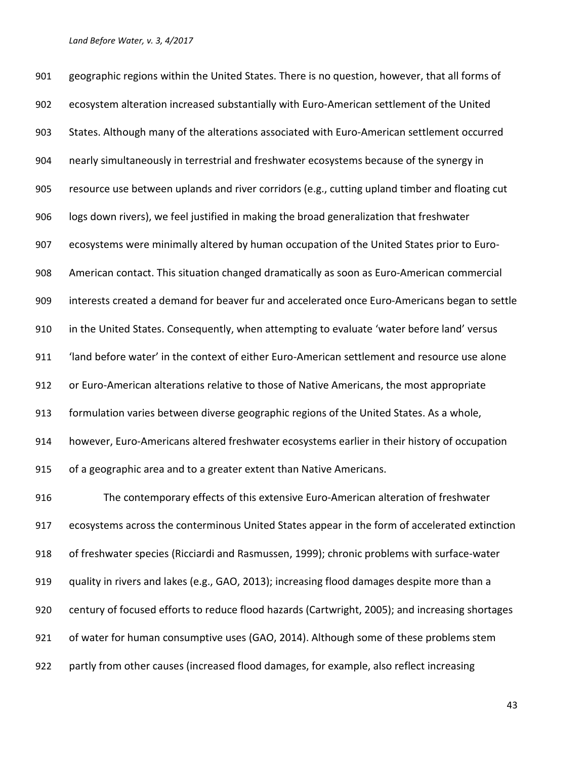geographic regions within the United States. There is no question, however, that all forms of ecosystem alteration increased substantially with Euro-American settlement of the United States. Although many of the alterations associated with Euro-American settlement occurred nearly simultaneously in terrestrial and freshwater ecosystems because of the synergy in resource use between uplands and river corridors (e.g., cutting upland timber and floating cut logs down rivers), we feel justified in making the broad generalization that freshwater ecosystems were minimally altered by human occupation of the United States prior to Euro-American contact. This situation changed dramatically as soon as Euro-American commercial interests created a demand for beaver fur and accelerated once Euro-Americans began to settle in the United States. Consequently, when attempting to evaluate 'water before land' versus 'land before water' in the context of either Euro-American settlement and resource use alone or Euro-American alterations relative to those of Native Americans, the most appropriate formulation varies between diverse geographic regions of the United States. As a whole, however, Euro-Americans altered freshwater ecosystems earlier in their history of occupation of a geographic area and to a greater extent than Native Americans.

The contemporary effects of this extensive Euro-American alteration of freshwater ecosystems across the conterminous United States appear in the form of accelerated extinction of freshwater species (Ricciardi and Rasmussen, 1999); chronic problems with surface-water quality in rivers and lakes (e.g., GAO, 2013); increasing flood damages despite more than a century of focused efforts to reduce flood hazards (Cartwright, 2005); and increasing shortages of water for human consumptive uses (GAO, 2014). Although some of these problems stem partly from other causes (increased flood damages, for example, also reflect increasing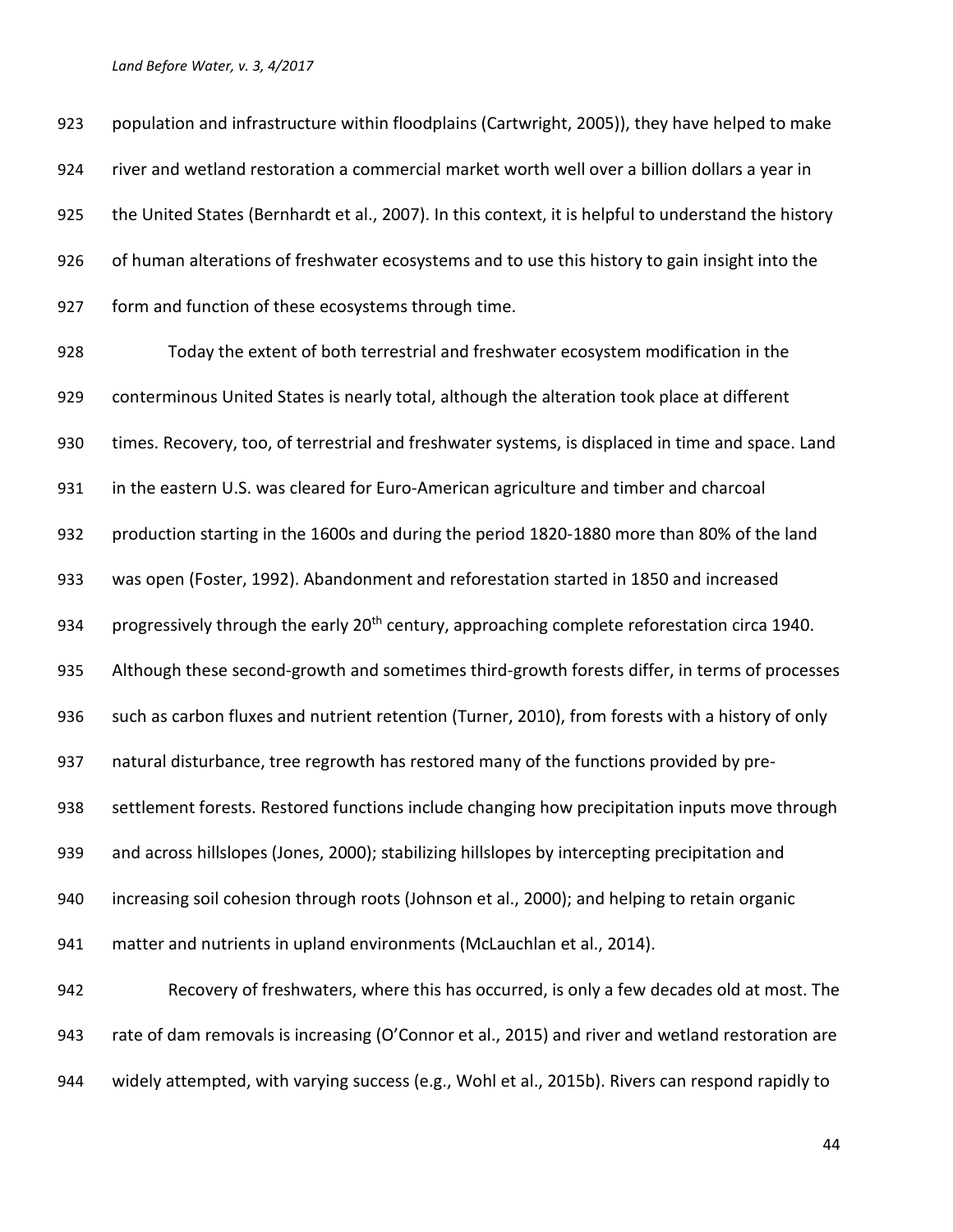population and infrastructure within floodplains (Cartwright, 2005)), they have helped to make river and wetland restoration a commercial market worth well over a billion dollars a year in the United States (Bernhardt et al., 2007). In this context, it is helpful to understand the history of human alterations of freshwater ecosystems and to use this history to gain insight into the form and function of these ecosystems through time.

Today the extent of both terrestrial and freshwater ecosystem modification in the conterminous United States is nearly total, although the alteration took place at different times. Recovery, too, of terrestrial and freshwater systems, is displaced in time and space. Land in the eastern U.S. was cleared for Euro-American agriculture and timber and charcoal production starting in the 1600s and during the period 1820-1880 more than 80% of the land was open (Foster, 1992). Abandonment and reforestation started in 1850 and increased progressively through the early 20th century, approaching complete reforestation circa 1940. Although these second-growth and sometimes third-growth forests differ, in terms of processes such as carbon fluxes and nutrient retention (Turner, 2010), from forests with a history of only natural disturbance, tree regrowth has restored many of the functions provided by pre-settlement forests. Restored functions include changing how precipitation inputs move through and across hillslopes (Jones, 2000); stabilizing hillslopes by intercepting precipitation and increasing soil cohesion through roots (Johnson et al., 2000); and helping to retain organic matter and nutrients in upland environments (McLauchlan et al., 2014).

Recovery of freshwaters, where this has occurred, is only a few decades old at most. The rate of dam removals is increasing (O'Connor et al., 2015) and river and wetland restoration are widely attempted, with varying success (e.g., Wohl et al., 2015b). Rivers can respond rapidly to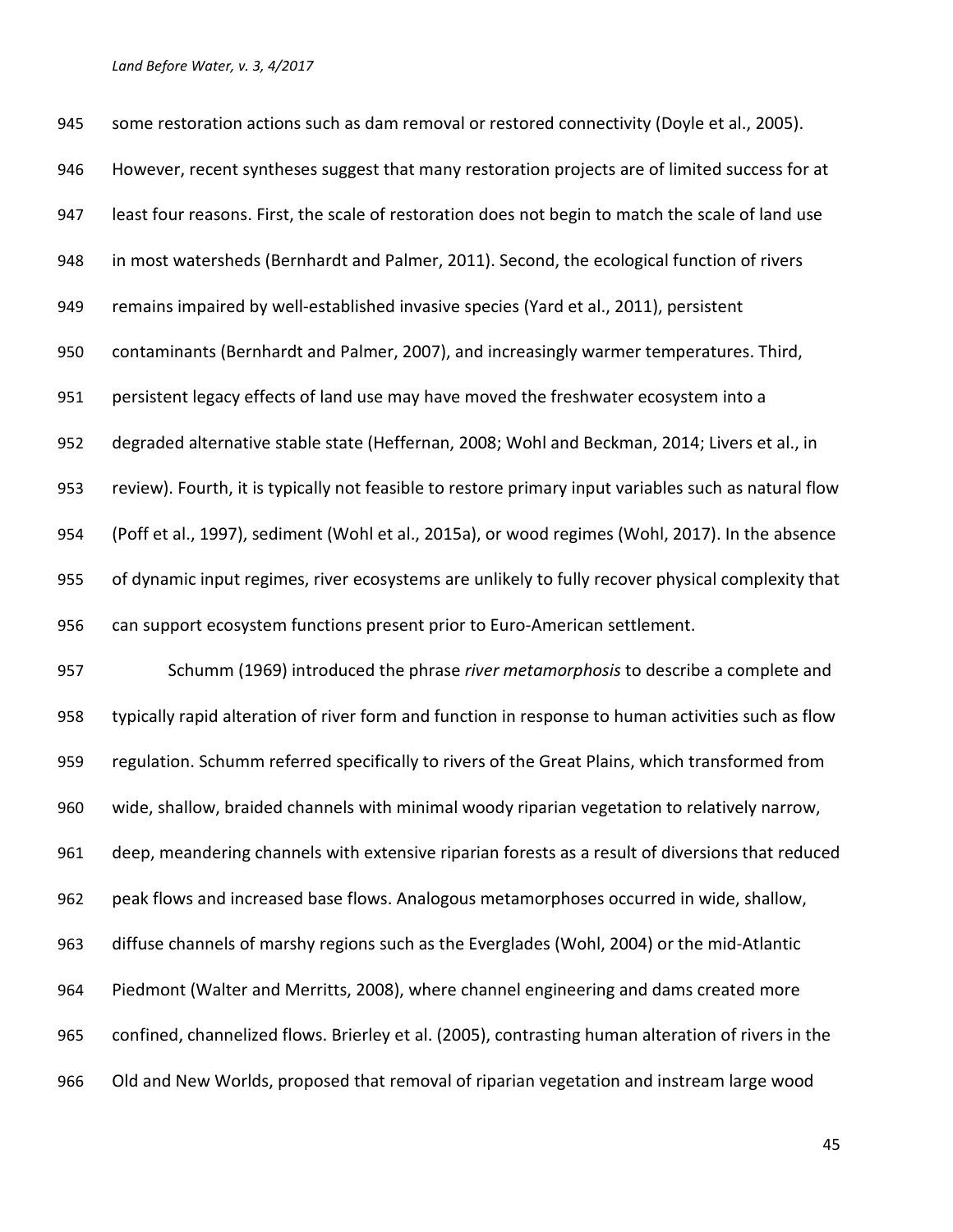some restoration actions such as dam removal or restored connectivity (Doyle et al., 2005). However, recent syntheses suggest that many restoration projects are of limited success for at least four reasons. First, the scale of restoration does not begin to match the scale of land use in most watersheds (Bernhardt and Palmer, 2011). Second, the ecological function of rivers remains impaired by well-established invasive species (Yard et al., 2011), persistent contaminants (Bernhardt and Palmer, 2007), and increasingly warmer temperatures. Third, persistent legacy effects of land use may have moved the freshwater ecosystem into a degraded alternative stable state (Heffernan, 2008; Wohl and Beckman, 2014; Livers et al., in review). Fourth, it is typically not feasible to restore primary input variables such as natural flow (Poff et al., 1997), sediment (Wohl et al., 2015a), or wood regimes (Wohl, 2017). In the absence of dynamic input regimes, river ecosystems are unlikely to fully recover physical complexity that can support ecosystem functions present prior to Euro-American settlement.

Schumm (1969) introduced the phrase *river metamorphosis* to describe a complete and typically rapid alteration of river form and function in response to human activities such as flow regulation. Schumm referred specifically to rivers of the Great Plains, which transformed from wide, shallow, braided channels with minimal woody riparian vegetation to relatively narrow, deep, meandering channels with extensive riparian forests as a result of diversions that reduced peak flows and increased base flows. Analogous metamorphoses occurred in wide, shallow, diffuse channels of marshy regions such as the Everglades (Wohl, 2004) or the mid-Atlantic Piedmont (Walter and Merritts, 2008), where channel engineering and dams created more confined, channelized flows. Brierley et al. (2005), contrasting human alteration of rivers in the Old and New Worlds, proposed that removal of riparian vegetation and instream large wood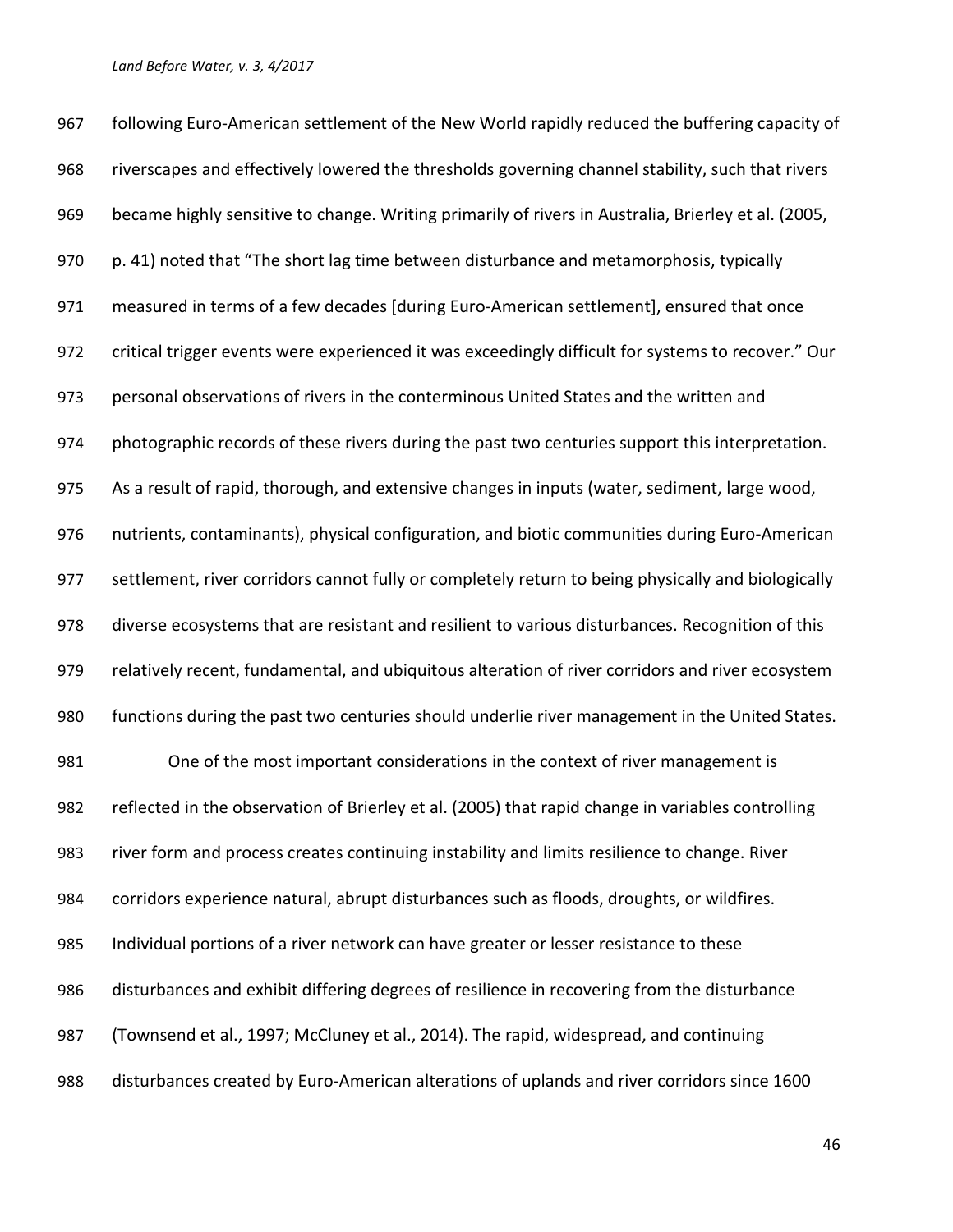following Euro-American settlement of the New World rapidly reduced the buffering capacity of riverscapes and effectively lowered the thresholds governing channel stability, such that rivers became highly sensitive to change. Writing primarily of rivers in Australia, Brierley et al. (2005, p. 41) noted that "The short lag time between disturbance and metamorphosis, typically measured in terms of a few decades [during Euro-American settlement], ensured that once critical trigger events were experienced it was exceedingly difficult for systems to recover." Our personal observations of rivers in the conterminous United States and the written and photographic records of these rivers during the past two centuries support this interpretation. As a result of rapid, thorough, and extensive changes in inputs (water, sediment, large wood, nutrients, contaminants), physical configuration, and biotic communities during Euro-American settlement, river corridors cannot fully or completely return to being physically and biologically diverse ecosystems that are resistant and resilient to various disturbances. Recognition of this relatively recent, fundamental, and ubiquitous alteration of river corridors and river ecosystem functions during the past two centuries should underlie river management in the United States.

One of the most important considerations in the context of river management is reflected in the observation of Brierley et al. (2005) that rapid change in variables controlling river form and process creates continuing instability and limits resilience to change. River corridors experience natural, abrupt disturbances such as floods, droughts, or wildfires. Individual portions of a river network can have greater or lesser resistance to these disturbances and exhibit differing degrees of resilience in recovering from the disturbance (Townsend et al., 1997; McCluney et al., 2014). The rapid, widespread, and continuing disturbances created by Euro-American alterations of uplands and river corridors since 1600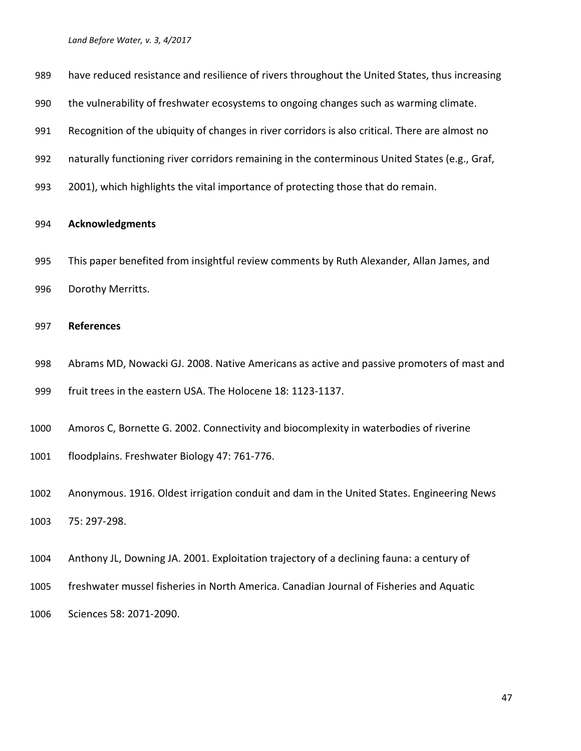have reduced resistance and resilience of rivers throughout the United States, thus increasing the vulnerability of freshwater ecosystems to ongoing changes such as warming climate. Recognition of the ubiquity of changes in river corridors is also critical. There are almost no naturally functioning river corridors remaining in the conterminous United States (e.g., Graf, 2001), which highlights the vital importance of protecting those that do remain.

## Acknowledgments

This paper benefited from insightful review comments by Ruth Alexander, Allan James, and Dorothy Merritts.

## References

Abrams MD, Nowacki GJ. 2008. Native Americans as active and passive promoters of mast and fruit trees in the eastern USA. The Holocene 18: 1123-1137.

Amoros C, Bornette G. 2002. Connectivity and biocomplexity in waterbodies of riverine floodplains. Freshwater Biology 47: 761-776.

Anonymous. 1916. Oldest irrigation conduit and dam in the United States. Engineering News 75: 297-298.

Anthony JL, Downing JA. 2001. Exploitation trajectory of a declining fauna: a century of freshwater mussel fisheries in North America. Canadian Journal of Fisheries and Aquatic Sciences 58: 2071-2090.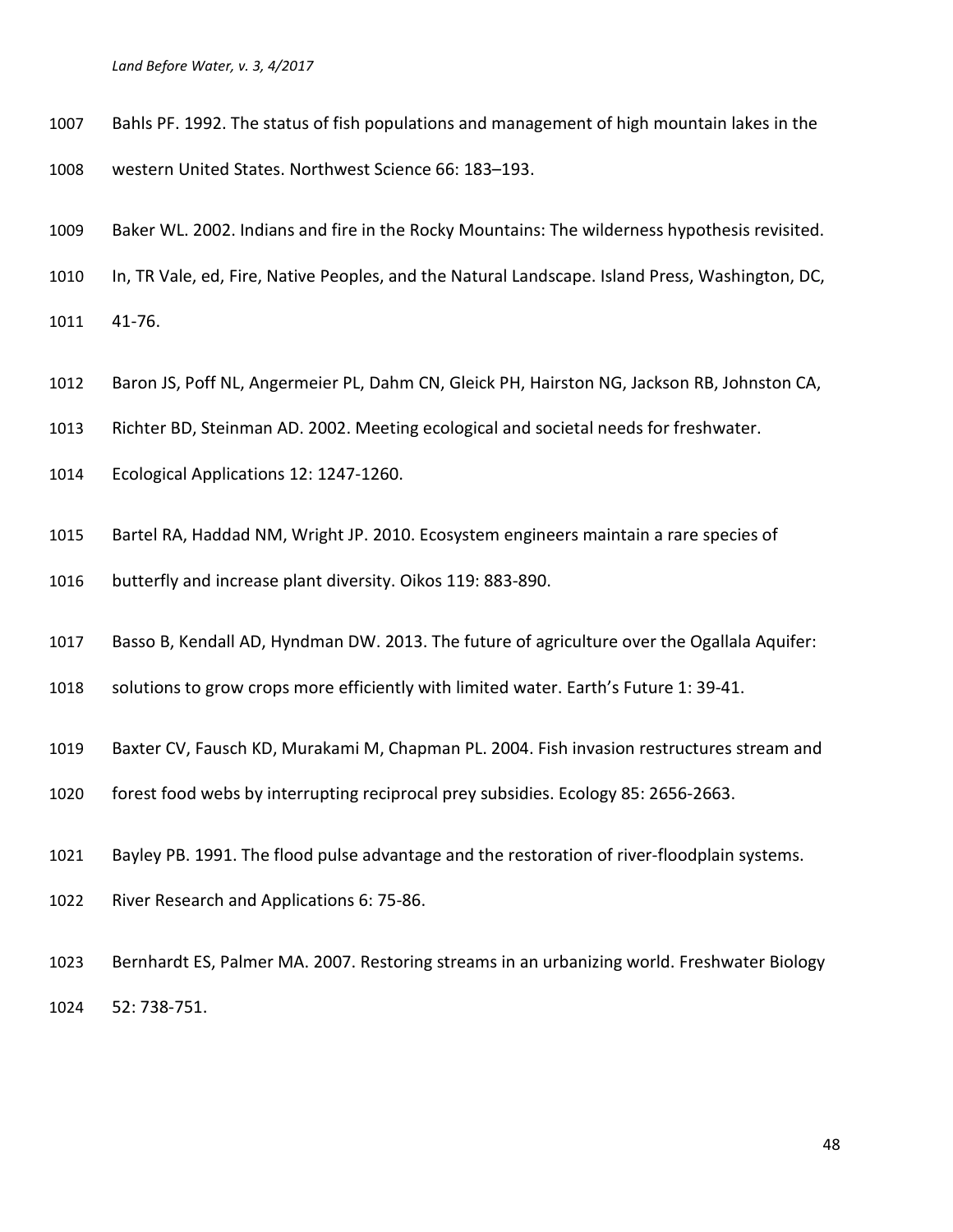Bahls PF. 1992. The status of fish populations and management of high mountain lakes in the western United States. Northwest Science 66: 183–193.

Baker WL. 2002. Indians and fire in the Rocky Mountains: The wilderness hypothesis revisited. In, TR Vale, ed, Fire, Native Peoples, and the Natural Landscape. Island Press, Washington, DC, 41-76.

Baron JS, Poff NL, Angermeier PL, Dahm CN, Gleick PH, Hairston NG, Jackson RB, Johnston CA, Richter BD, Steinman AD. 2002. Meeting ecological and societal needs for freshwater. Ecological Applications 12: 1247-1260.

Bartel RA, Haddad NM, Wright JP. 2010. Ecosystem engineers maintain a rare species of butterfly and increase plant diversity. Oikos 119: 883-890.

Basso B, Kendall AD, Hyndman DW. 2013. The future of agriculture over the Ogallala Aquifer: solutions to grow crops more efficiently with limited water. Earth's Future 1: 39-41.

Baxter CV, Fausch KD, Murakami M, Chapman PL. 2004. Fish invasion restructures stream and forest food webs by interrupting reciprocal prey subsidies. Ecology 85: 2656-2663.

Bayley PB. 1991. The flood pulse advantage and the restoration of river-floodplain systems. River Research and Applications 6: 75-86.

Bernhardt ES, Palmer MA. 2007. Restoring streams in an urbanizing world. Freshwater Biology 52: 738-751.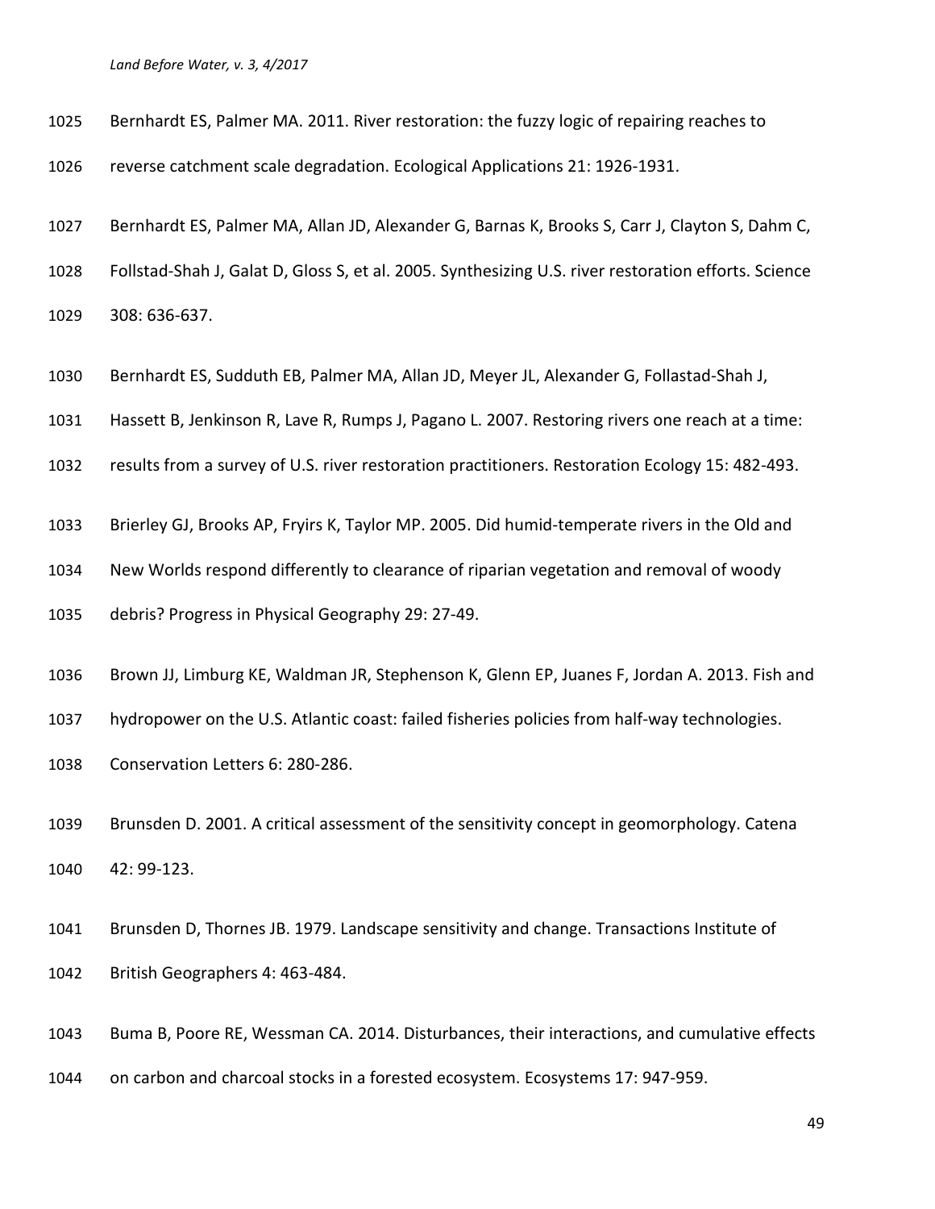Bernhardt ES, Palmer MA. 2011. River restoration: the fuzzy logic of repairing reaches to reverse catchment scale degradation. Ecological Applications 21: 1926-1931.

Bernhardt ES, Palmer MA, Allan JD, Alexander G, Barnas K, Brooks S, Carr J, Clayton S, Dahm C, Follstad-Shah J, Galat D, Gloss S, et al. 2005. Synthesizing U.S. river restoration efforts. Science 308: 636-637.

Bernhardt ES, Sudduth EB, Palmer MA, Allan JD, Meyer JL, Alexander G, Follastad-Shah J, Hassett B, Jenkinson R, Lave R, Rumps J, Pagano L. 2007. Restoring rivers one reach at a time: results from a survey of U.S. river restoration practitioners. Restoration Ecology 15: 482-493.

Brierley GJ, Brooks AP, Fryirs K, Taylor MP. 2005. Did humid-temperate rivers in the Old and New Worlds respond differently to clearance of riparian vegetation and removal of woody debris? Progress in Physical Geography 29: 27-49.

Brown JJ, Limburg KE, Waldman JR, Stephenson K, Glenn EP, Juanes F, Jordan A. 2013. Fish and hydropower on the U.S. Atlantic coast: failed fisheries policies from half-way technologies. Conservation Letters 6: 280-286.

Brunsden D. 2001. A critical assessment of the sensitivity concept in geomorphology. Catena 42: 99-123.

Brunsden D, Thornes JB. 1979. Landscape sensitivity and change. Transactions Institute of British Geographers 4: 463-484.

Buma B, Poore RE, Wessman CA. 2014. Disturbances, their interactions, and cumulative effects on carbon and charcoal stocks in a forested ecosystem. Ecosystems 17: 947-959.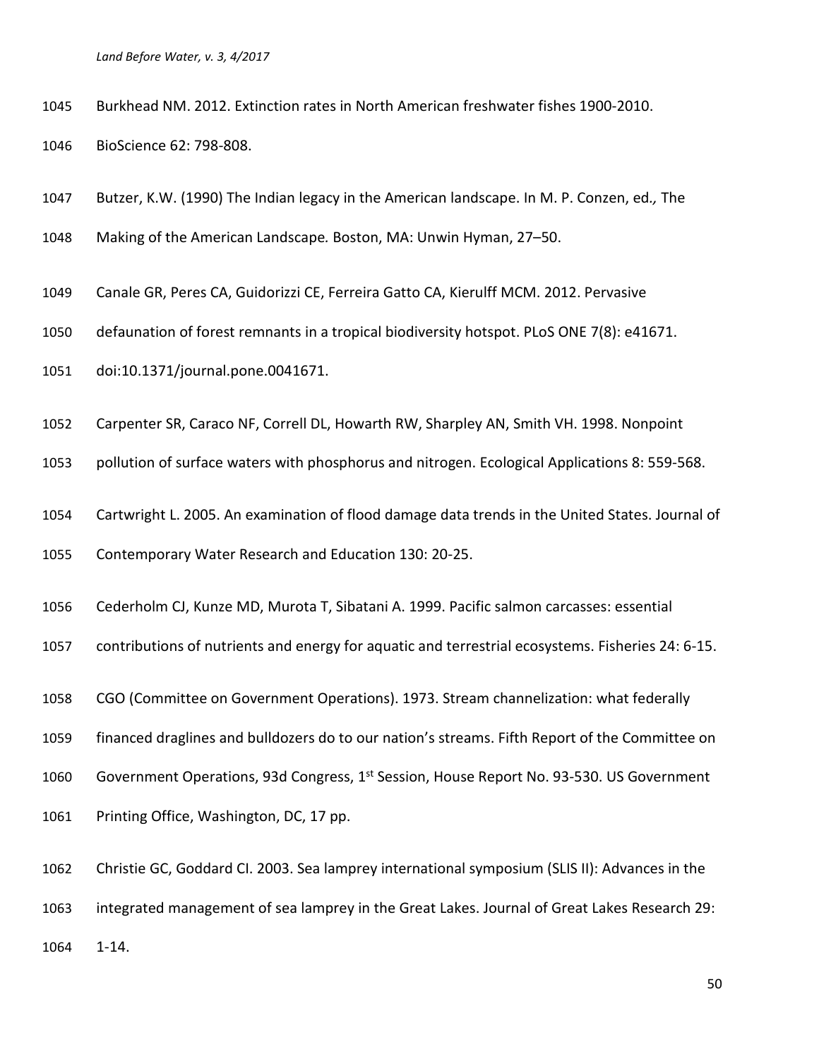Burkhead NM. 2012. Extinction rates in North American freshwater fishes 1900-2010. BioScience 62: 798-808.

Butzer, K.W. (1990) The Indian legacy in the American landscape. In M. P. Conzen, ed*.,* The Making of the American Landscape*.* Boston, MA: Unwin Hyman, 27–50.

Canale GR, Peres CA, Guidorizzi CE, Ferreira Gatto CA, Kierulff MCM. 2012. Pervasive defaunation of forest remnants in a tropical biodiversity hotspot. PLoS ONE 7(8): e41671. doi:10.1371/journal.pone.0041671.

Carpenter SR, Caraco NF, Correll DL, Howarth RW, Sharpley AN, Smith VH. 1998. Nonpoint pollution of surface waters with phosphorus and nitrogen. Ecological Applications 8: 559-568.

Cartwright L. 2005. An examination of flood damage data trends in the United States. Journal of Contemporary Water Research and Education 130: 20-25.

Cederholm CJ, Kunze MD, Murota T, Sibatani A. 1999. Pacific salmon carcasses: essential contributions of nutrients and energy for aquatic and terrestrial ecosystems. Fisheries 24: 6-15.

CGO (Committee on Government Operations). 1973. Stream channelization: what federally financed draglines and bulldozers do to our nation's streams. Fifth Report of the Committee on Government Operations, 93d Congress, 1st Session, House Report No. 93-530. US Government Printing Office, Washington, DC, 17 pp.

Christie GC, Goddard CI. 2003. Sea lamprey international symposium (SLIS II): Advances in the integrated management of sea lamprey in the Great Lakes. Journal of Great Lakes Research 29: 1-14.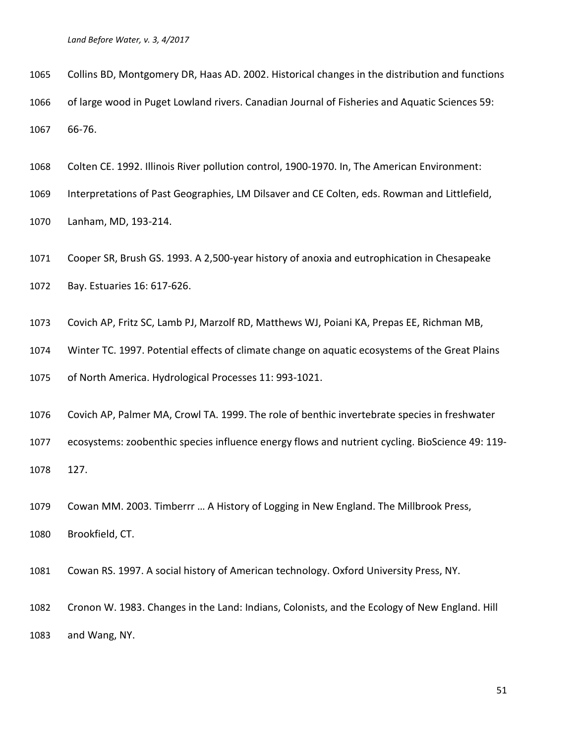Collins BD, Montgomery DR, Haas AD. 2002. Historical changes in the distribution and functions of large wood in Puget Lowland rivers. Canadian Journal of Fisheries and Aquatic Sciences 59: 66-76.

Colten CE. 1992. Illinois River pollution control, 1900-1970. In, The American Environment: Interpretations of Past Geographies, LM Dilsaver and CE Colten, eds. Rowman and Littlefield, Lanham, MD, 193-214.

Cooper SR, Brush GS. 1993. A 2,500-year history of anoxia and eutrophication in Chesapeake Bay. Estuaries 16: 617-626.

Covich AP, Fritz SC, Lamb PJ, Marzolf RD, Matthews WJ, Poiani KA, Prepas EE, Richman MB, Winter TC. 1997. Potential effects of climate change on aquatic ecosystems of the Great Plains of North America. Hydrological Processes 11: 993-1021.

Covich AP, Palmer MA, Crowl TA. 1999. The role of benthic invertebrate species in freshwater ecosystems: zoobenthic species influence energy flows and nutrient cycling. BioScience 49: 119-127.

Cowan MM. 2003. Timberrr … A History of Logging in New England. The Millbrook Press, Brookfield, CT.

Cowan RS. 1997. A social history of American technology. Oxford University Press, NY.

Cronon W. 1983. Changes in the Land: Indians, Colonists, and the Ecology of New England. Hill and Wang, NY.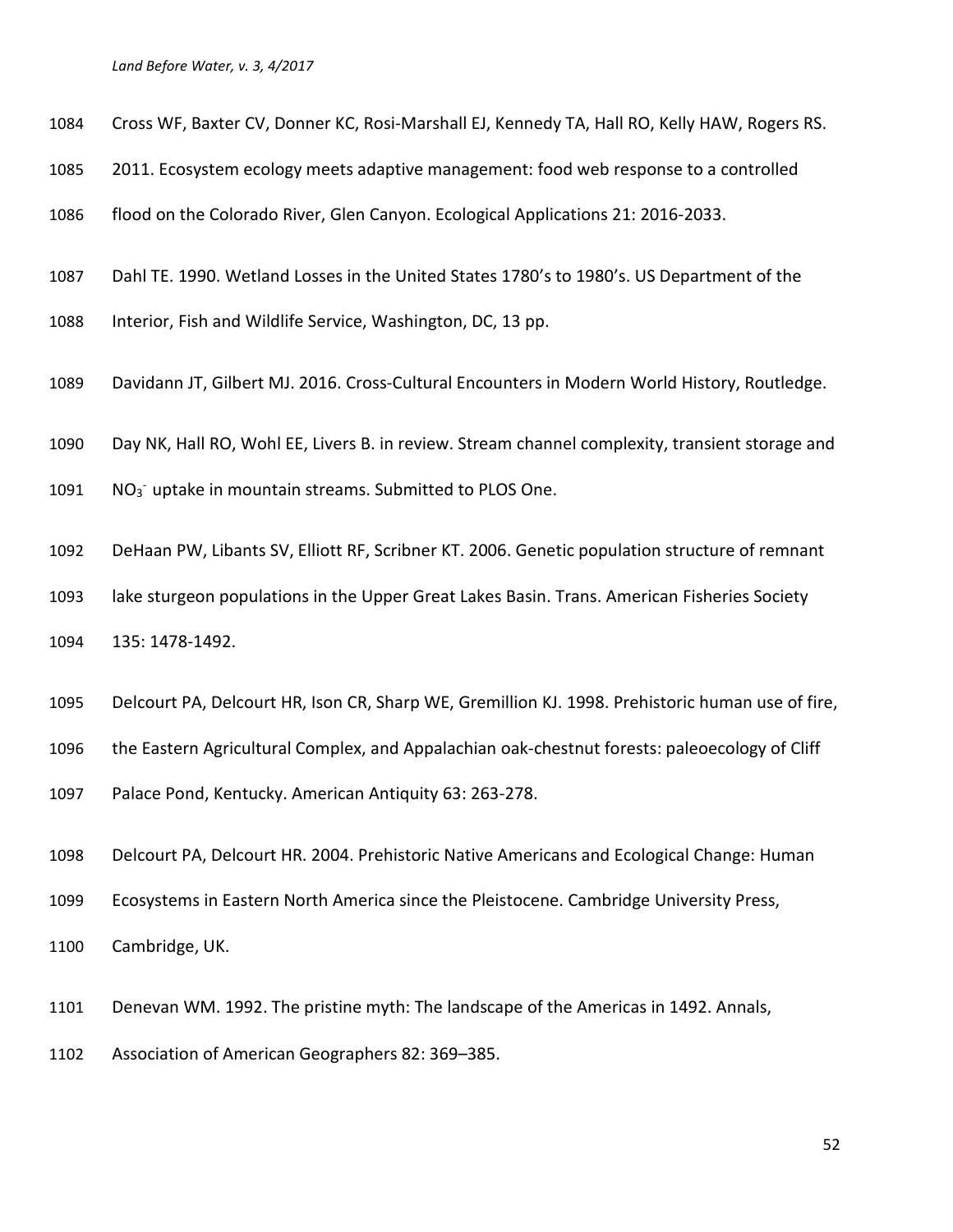Cross WF, Baxter CV, Donner KC, Rosi-Marshall EJ, Kennedy TA, Hall RO, Kelly HAW, Rogers RS. 2011. Ecosystem ecology meets adaptive management: food web response to a controlled flood on the Colorado River, Glen Canyon. Ecological Applications 21: 2016-2033.

Dahl TE. 1990. Wetland Losses in the United States 1780's to 1980's. US Department of the Interior, Fish and Wildlife Service, Washington, DC, 13 pp.

Davidann JT, Gilbert MJ. 2016. Cross-Cultural Encounters in Modern World History, Routledge.

Day NK, Hall RO, Wohl EE, Livers B. in review. Stream channel complexity, transient storage and $NO_3^-$ uptake in mountain streams. Submitted to PLOS One.

DeHaan PW, Libants SV, Elliott RF, Scribner KT. 2006. Genetic population structure of remnant lake sturgeon populations in the Upper Great Lakes Basin. Trans. American Fisheries Society 135: 1478-1492.

Delcourt PA, Delcourt HR, Ison CR, Sharp WE, Gremillion KJ. 1998. Prehistoric human use of fire, the Eastern Agricultural Complex, and Appalachian oak-chestnut forests: paleoecology of Cliff Palace Pond, Kentucky. American Antiquity 63: 263-278.

Delcourt PA, Delcourt HR. 2004. Prehistoric Native Americans and Ecological Change: Human Ecosystems in Eastern North America since the Pleistocene. Cambridge University Press, Cambridge, UK.

Denevan WM. 1992. The pristine myth: The landscape of the Americas in 1492. Annals, Association of American Geographers 82: 369–385.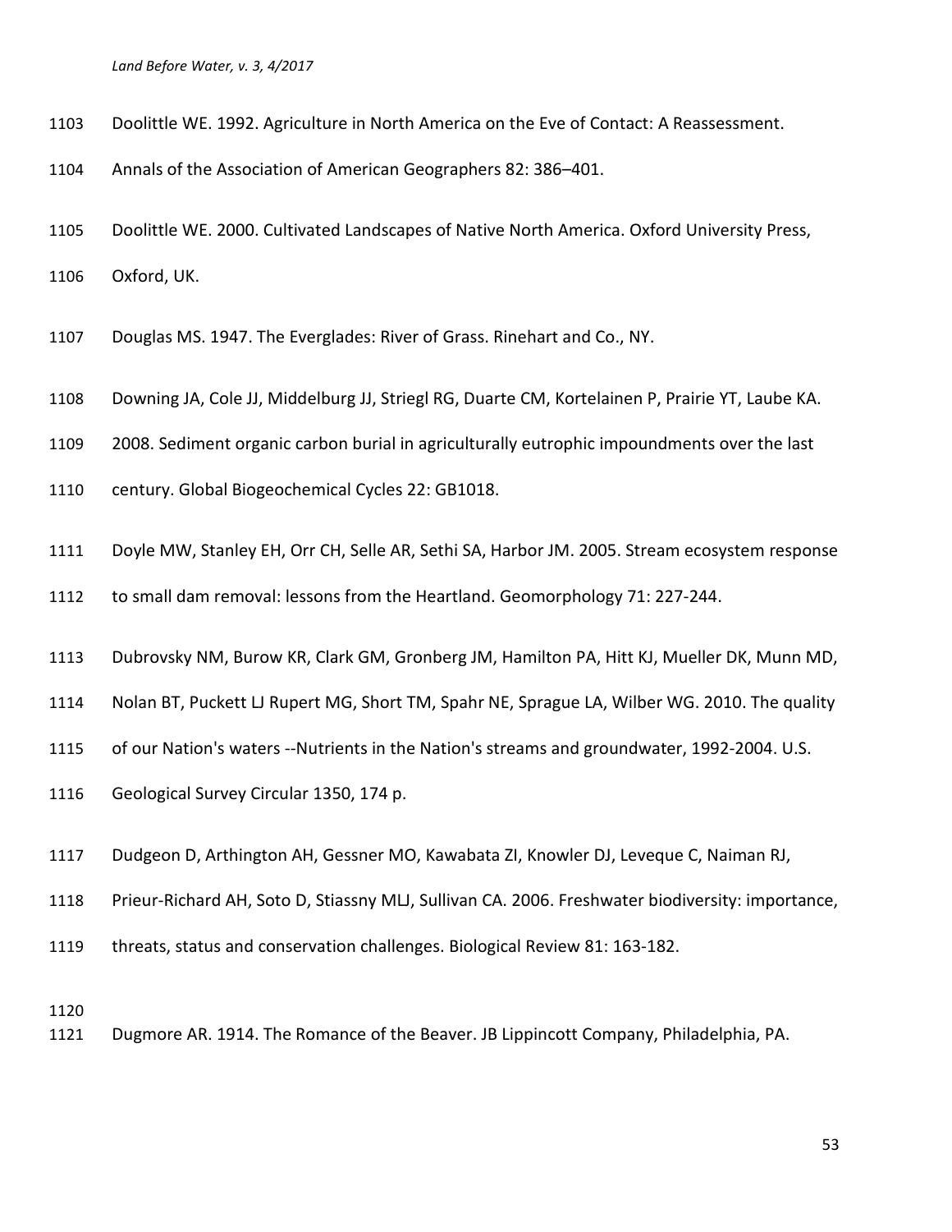Doolittle WE. 1992. Agriculture in North America on the Eve of Contact: A Reassessment. Annals of the Association of American Geographers 82: 386–401.

Doolittle WE. 2000. Cultivated Landscapes of Native North America. Oxford University Press, Oxford, UK.

Douglas MS. 1947. The Everglades: River of Grass. Rinehart and Co., NY.

Downing JA, Cole JJ, Middelburg JJ, Striegl RG, Duarte CM, Kortelainen P, Prairie YT, Laube KA. 2008. Sediment organic carbon burial in agriculturally eutrophic impoundments over the last century. Global Biogeochemical Cycles 22: GB1018.

Doyle MW, Stanley EH, Orr CH, Selle AR, Sethi SA, Harbor JM. 2005. Stream ecosystem response to small dam removal: lessons from the Heartland. Geomorphology 71: 227-244.

Dubrovsky NM, Burow KR, Clark GM, Gronberg JM, Hamilton PA, Hitt KJ, Mueller DK, Munn MD, Nolan BT, Puckett LJ Rupert MG, Short TM, Spahr NE, Sprague LA, Wilber WG. 2010. The quality of our Nation's waters --Nutrients in the Nation's streams and groundwater, 1992-2004. U.S. Geological Survey Circular 1350, 174 p.

Dudgeon D, Arthington AH, Gessner MO, Kawabata ZI, Knowler DJ, Leveque C, Naiman RJ, Prieur-Richard AH, Soto D, Stiassny MLJ, Sullivan CA. 2006. Freshwater biodiversity: importance, threats, status and conservation challenges. Biological Review 81: 163-182.

Dugmore AR. 1914. The Romance of the Beaver. JB Lippincott Company, Philadelphia, PA.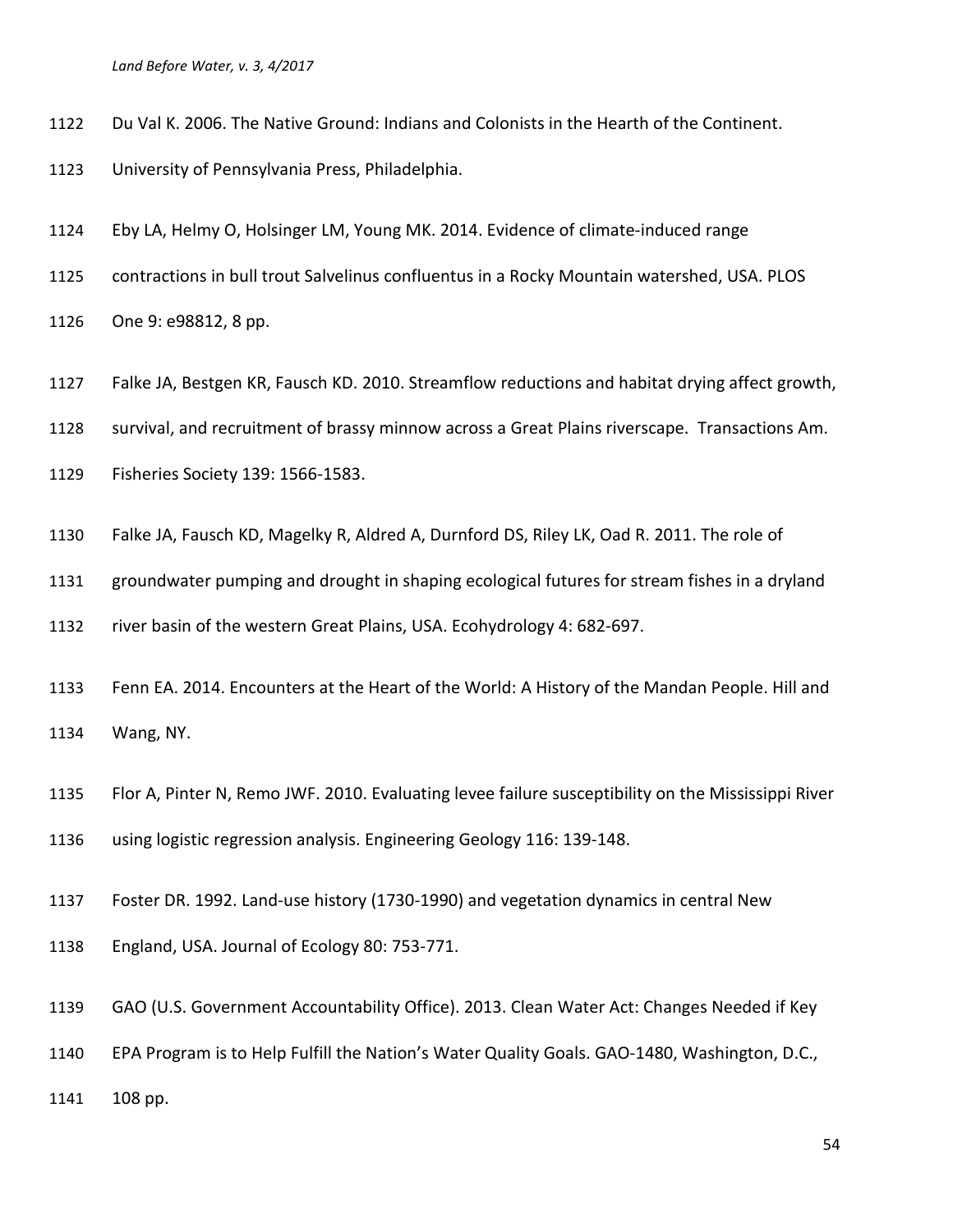Du Val K. 2006. The Native Ground: Indians and Colonists in the Hearth of the Continent. University of Pennsylvania Press, Philadelphia.

Eby LA, Helmy O, Holsinger LM, Young MK. 2014. Evidence of climate-induced range contractions in bull trout Salvelinus confluentus in a Rocky Mountain watershed, USA. PLOS One 9: e98812, 8 pp.

Falke JA, Bestgen KR, Fausch KD. 2010. Streamflow reductions and habitat drying affect growth, survival, and recruitment of brassy minnow across a Great Plains riverscape. Transactions Am. Fisheries Society 139: 1566-1583.

Falke JA, Fausch KD, Magelky R, Aldred A, Durnford DS, Riley LK, Oad R. 2011. The role of groundwater pumping and drought in shaping ecological futures for stream fishes in a dryland river basin of the western Great Plains, USA. Ecohydrology 4: 682-697.

Fenn EA. 2014. Encounters at the Heart of the World: A History of the Mandan People. Hill and Wang, NY.

Flor A, Pinter N, Remo JWF. 2010. Evaluating levee failure susceptibility on the Mississippi River using logistic regression analysis. Engineering Geology 116: 139-148.

Foster DR. 1992. Land-use history (1730-1990) and vegetation dynamics in central New England, USA. Journal of Ecology 80: 753-771.

GAO (U.S. Government Accountability Office). 2013. Clean Water Act: Changes Needed if Key EPA Program is to Help Fulfill the Nation's Water Quality Goals. GAO-1480, Washington, D.C., 108 pp.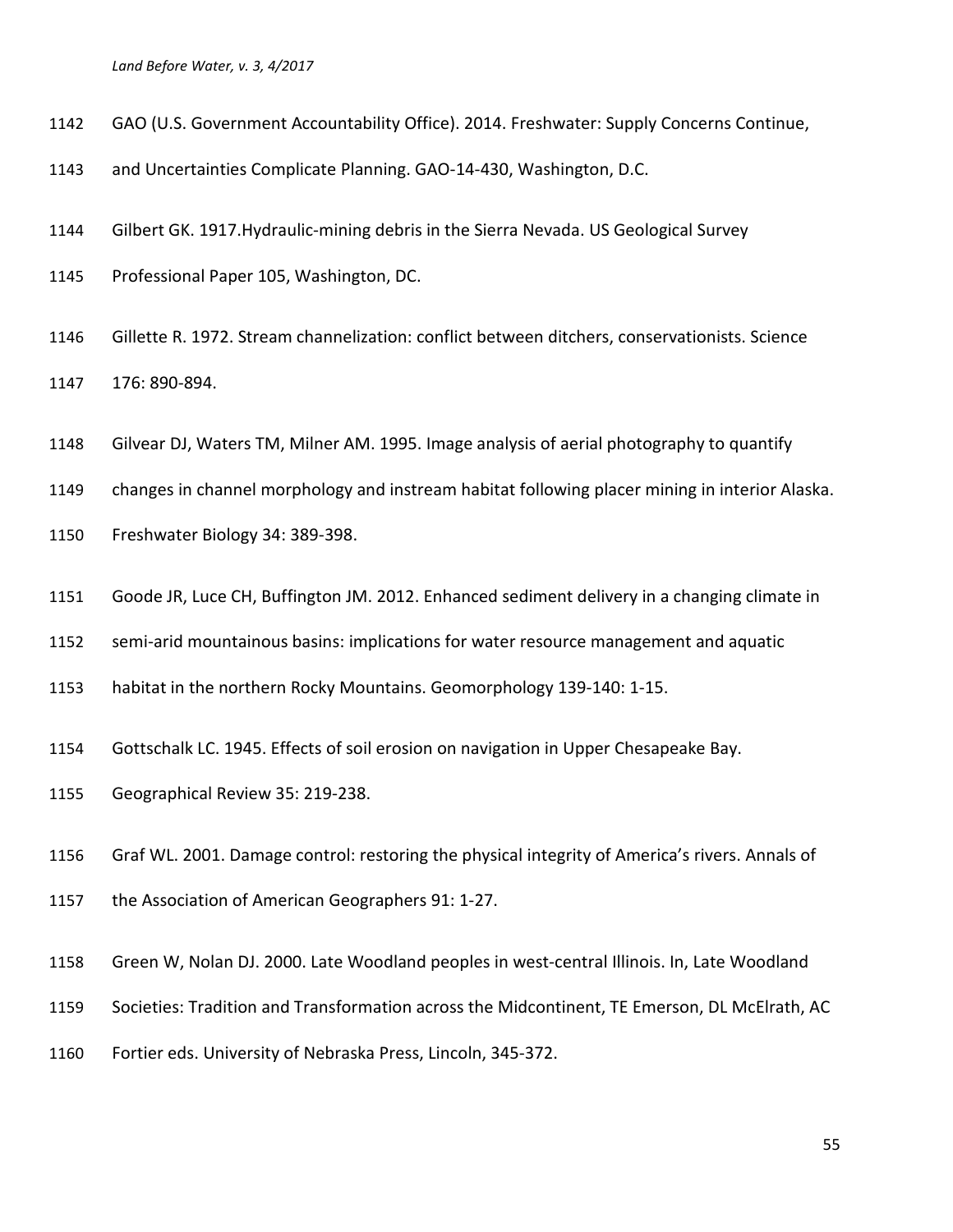GAO (U.S. Government Accountability Office). 2014. Freshwater: Supply Concerns Continue, and Uncertainties Complicate Planning. GAO-14-430, Washington, D.C.

Gilbert GK. 1917.Hydraulic-mining debris in the Sierra Nevada. US Geological Survey Professional Paper 105, Washington, DC.

Gillette R. 1972. Stream channelization: conflict between ditchers, conservationists. Science 176: 890-894.

Gilvear DJ, Waters TM, Milner AM. 1995. Image analysis of aerial photography to quantify changes in channel morphology and instream habitat following placer mining in interior Alaska. Freshwater Biology 34: 389-398.

Goode JR, Luce CH, Buffington JM. 2012. Enhanced sediment delivery in a changing climate in semi-arid mountainous basins: implications for water resource management and aquatic habitat in the northern Rocky Mountains. Geomorphology 139-140: 1-15.

Gottschalk LC. 1945. Effects of soil erosion on navigation in Upper Chesapeake Bay. Geographical Review 35: 219-238.

Graf WL. 2001. Damage control: restoring the physical integrity of America's rivers. Annals of the Association of American Geographers 91: 1-27.

Green W, Nolan DJ. 2000. Late Woodland peoples in west-central Illinois. In, Late Woodland Societies: Tradition and Transformation across the Midcontinent, TE Emerson, DL McElrath, AC Fortier eds. University of Nebraska Press, Lincoln, 345-372.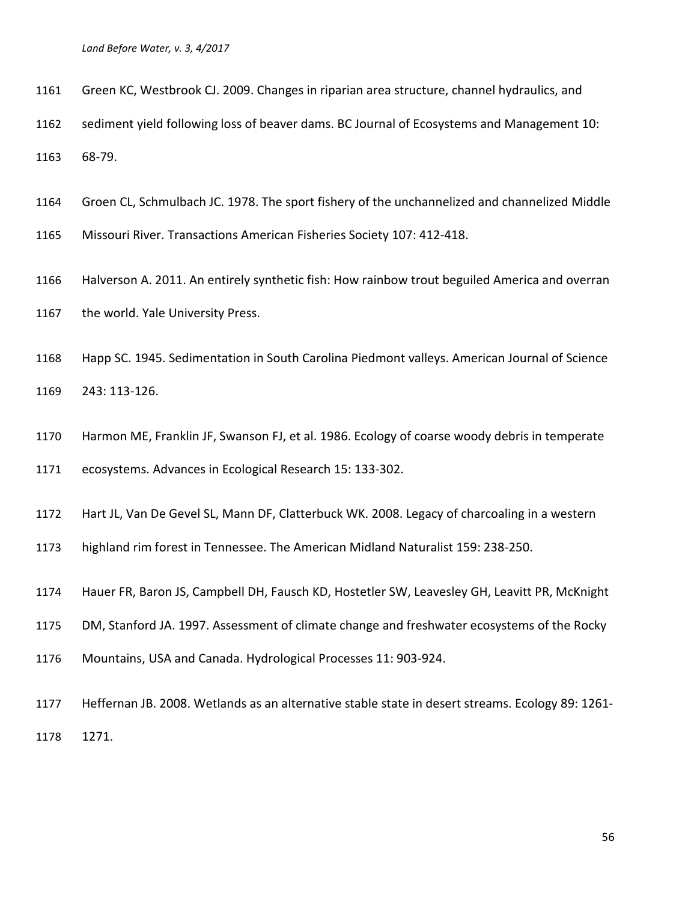Green KC, Westbrook CJ. 2009. Changes in riparian area structure, channel hydraulics, and sediment yield following loss of beaver dams. BC Journal of Ecosystems and Management 10: 68-79.

Groen CL, Schmulbach JC. 1978. The sport fishery of the unchannelized and channelized Middle Missouri River. Transactions American Fisheries Society 107: 412-418.

Halverson A. 2011. An entirely synthetic fish: How rainbow trout beguiled America and overran the world. Yale University Press.

Happ SC. 1945. Sedimentation in South Carolina Piedmont valleys. American Journal of Science 243: 113-126.

Harmon ME, Franklin JF, Swanson FJ, et al. 1986. Ecology of coarse woody debris in temperate ecosystems. Advances in Ecological Research 15: 133-302.

Hart JL, Van De Gevel SL, Mann DF, Clatterbuck WK. 2008. Legacy of charcoaling in a western highland rim forest in Tennessee. The American Midland Naturalist 159: 238-250.

Hauer FR, Baron JS, Campbell DH, Fausch KD, Hostetler SW, Leavesley GH, Leavitt PR, McKnight DM, Stanford JA. 1997. Assessment of climate change and freshwater ecosystems of the Rocky Mountains, USA and Canada. Hydrological Processes 11: 903-924.

Heffernan JB. 2008. Wetlands as an alternative stable state in desert streams. Ecology 89: 1261-1271.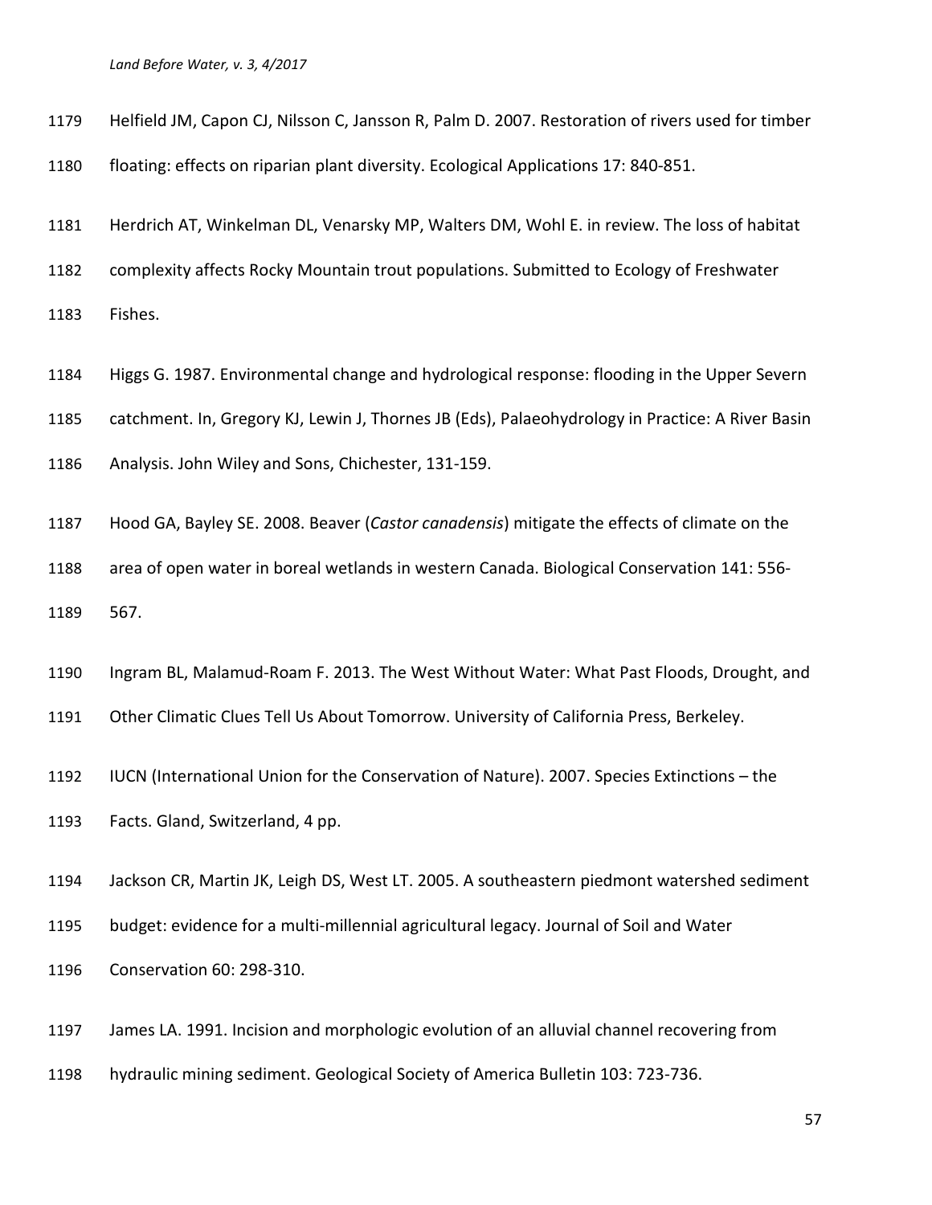Helfield JM, Capon CJ, Nilsson C, Jansson R, Palm D. 2007. Restoration of rivers used for timber floating: effects on riparian plant diversity. Ecological Applications 17: 840-851.

Herdrich AT, Winkelman DL, Venarsky MP, Walters DM, Wohl E. in review. The loss of habitat complexity affects Rocky Mountain trout populations. Submitted to Ecology of Freshwater Fishes.

Higgs G. 1987. Environmental change and hydrological response: flooding in the Upper Severn catchment. In, Gregory KJ, Lewin J, Thornes JB (Eds), Palaeohydrology in Practice: A River Basin Analysis. John Wiley and Sons, Chichester, 131-159.

Hood GA, Bayley SE. 2008. Beaver (*Castor canadensis*) mitigate the effects of climate on the area of open water in boreal wetlands in western Canada. Biological Conservation 141: 556-567.

Ingram BL, Malamud-Roam F. 2013. The West Without Water: What Past Floods, Drought, and Other Climatic Clues Tell Us About Tomorrow. University of California Press, Berkeley.

IUCN (International Union for the Conservation of Nature). 2007. Species Extinctions – the Facts. Gland, Switzerland, 4 pp.

Jackson CR, Martin JK, Leigh DS, West LT. 2005. A southeastern piedmont watershed sediment budget: evidence for a multi-millennial agricultural legacy. Journal of Soil and Water Conservation 60: 298-310.

James LA. 1991. Incision and morphologic evolution of an alluvial channel recovering from hydraulic mining sediment. Geological Society of America Bulletin 103: 723-736.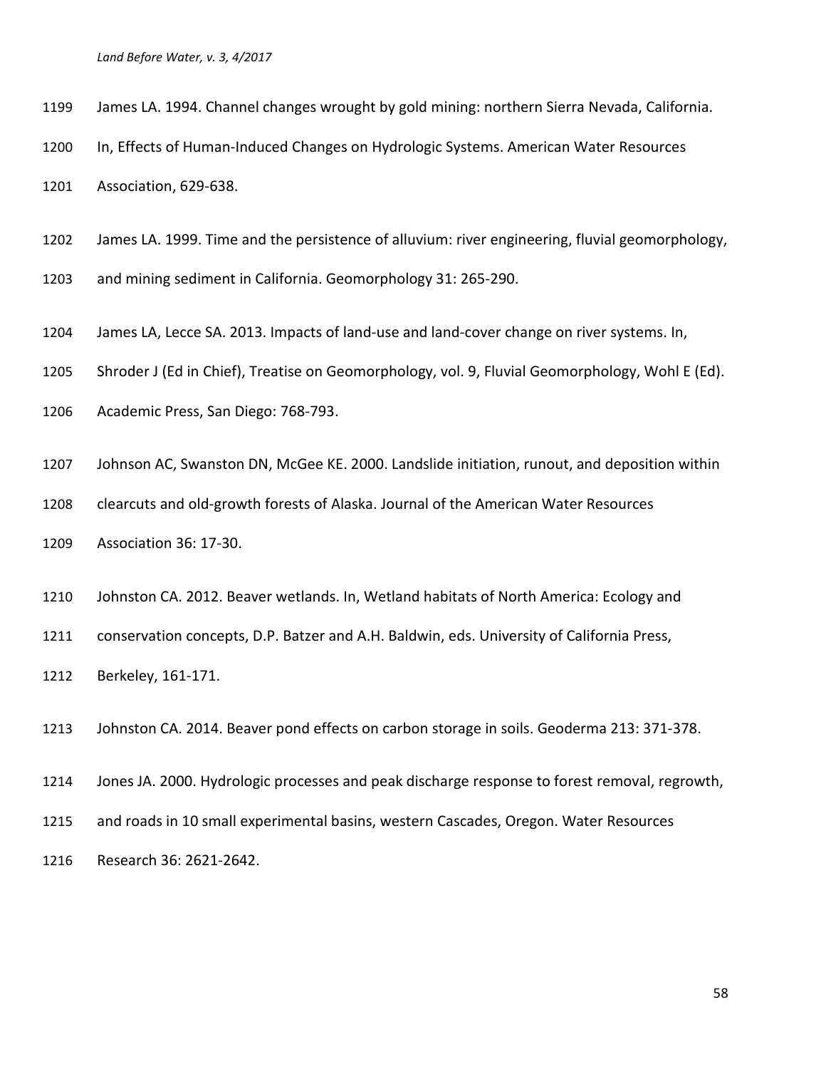James LA. 1994. Channel changes wrought by gold mining: northern Sierra Nevada, California. In, Effects of Human-Induced Changes on Hydrologic Systems. American Water Resources Association, 629-638.

James LA. 1999. Time and the persistence of alluvium: river engineering, fluvial geomorphology, and mining sediment in California. Geomorphology 31: 265-290.

James LA, Lecce SA. 2013. Impacts of land-use and land-cover change on river systems. In, Shroder J (Ed in Chief), Treatise on Geomorphology, vol. 9, Fluvial Geomorphology, Wohl E (Ed). Academic Press, San Diego: 768-793.

Johnson AC, Swanston DN, McGee KE. 2000. Landslide initiation, runout, and deposition within clearcuts and old-growth forests of Alaska. Journal of the American Water Resources Association 36: 17-30.

Johnston CA. 2012. Beaver wetlands. In, Wetland habitats of North America: Ecology and conservation concepts, D.P. Batzer and A.H. Baldwin, eds. University of California Press, Berkeley, 161-171.

Johnston CA. 2014. Beaver pond effects on carbon storage in soils. Geoderma 213: 371-378.

Jones JA. 2000. Hydrologic processes and peak discharge response to forest removal, regrowth, and roads in 10 small experimental basins, western Cascades, Oregon. Water Resources Research 36: 2621-2642.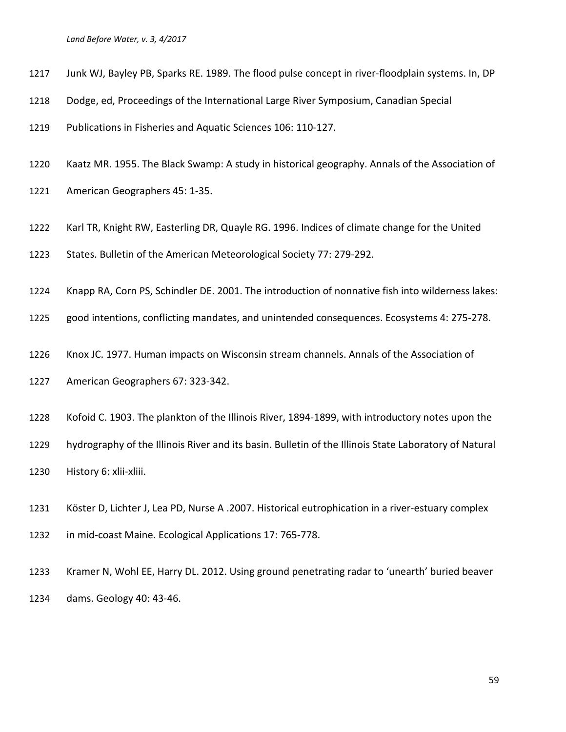Junk WJ, Bayley PB, Sparks RE. 1989. The flood pulse concept in river-floodplain systems. In, DP Dodge, ed, Proceedings of the International Large River Symposium, Canadian Special Publications in Fisheries and Aquatic Sciences 106: 110-127.

Kaatz MR. 1955. The Black Swamp: A study in historical geography. Annals of the Association of American Geographers 45: 1-35.

Karl TR, Knight RW, Easterling DR, Quayle RG. 1996. Indices of climate change for the United States. Bulletin of the American Meteorological Society 77: 279-292.

Knapp RA, Corn PS, Schindler DE. 2001. The introduction of nonnative fish into wilderness lakes: good intentions, conflicting mandates, and unintended consequences. Ecosystems 4: 275-278.

Knox JC. 1977. Human impacts on Wisconsin stream channels. Annals of the Association of American Geographers 67: 323-342.

Kofoid C. 1903. The plankton of the Illinois River, 1894-1899, with introductory notes upon the hydrography of the Illinois River and its basin. Bulletin of the Illinois State Laboratory of Natural History 6: xlii-xliii.

Köster D, Lichter J, Lea PD, Nurse A .2007. Historical eutrophication in a river-estuary complex in mid-coast Maine. Ecological Applications 17: 765-778.

Kramer N, Wohl EE, Harry DL. 2012. Using ground penetrating radar to 'unearth' buried beaver dams. Geology 40: 43-46.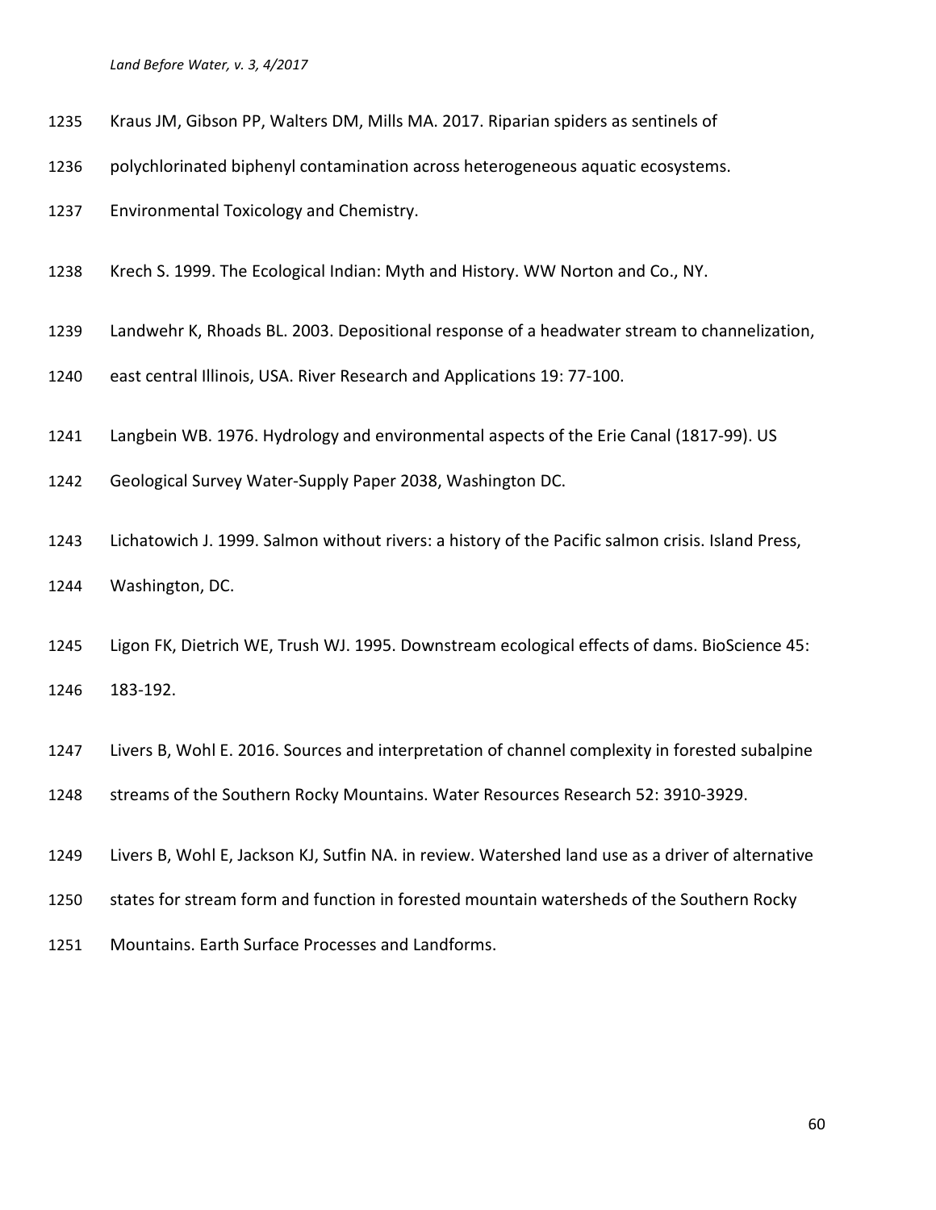Kraus JM, Gibson PP, Walters DM, Mills MA. 2017. Riparian spiders as sentinels of polychlorinated biphenyl contamination across heterogeneous aquatic ecosystems. Environmental Toxicology and Chemistry.

Krech S. 1999. The Ecological Indian: Myth and History. WW Norton and Co., NY.

Landwehr K, Rhoads BL. 2003. Depositional response of a headwater stream to channelization, east central Illinois, USA. River Research and Applications 19: 77-100.

Langbein WB. 1976. Hydrology and environmental aspects of the Erie Canal (1817-99). US Geological Survey Water-Supply Paper 2038, Washington DC.

Lichatowich J. 1999. Salmon without rivers: a history of the Pacific salmon crisis. Island Press, Washington, DC.

Ligon FK, Dietrich WE, Trush WJ. 1995. Downstream ecological effects of dams. BioScience 45: 183-192.

Livers B, Wohl E. 2016. Sources and interpretation of channel complexity in forested subalpine streams of the Southern Rocky Mountains. Water Resources Research 52: 3910-3929.

Livers B, Wohl E, Jackson KJ, Sutfin NA. in review. Watershed land use as a driver of alternative states for stream form and function in forested mountain watersheds of the Southern Rocky Mountains. Earth Surface Processes and Landforms.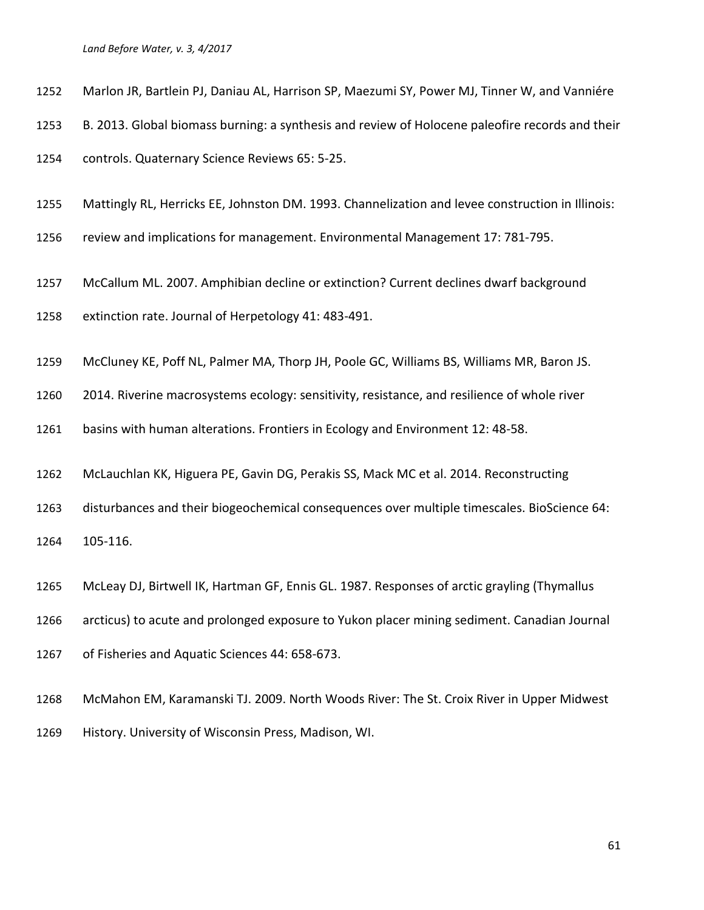1252 Marlon JR, Bartlein PJ, Daniau AL, Harrison SP, Maezumi SY, Power MJ, Tinner W, and Vanniére
1253 B. 2013. Global biomass burning: a synthesis and review of Holocene paleofire records and their
1254 controls. Quaternary Science Reviews 65: 5-25.

1255 Mattingly RL, Herricks EE, Johnston DM. 1993. Channelization and levee construction in Illinois:
1256 review and implications for management. Environmental Management 17: 781-795.

1257 McCallum ML. 2007. Amphibian decline or extinction? Current declines dwarf background
1258 extinction rate. Journal of Herpetology 41: 483-491.

1259 McCluney KE, Poff NL, Palmer MA, Thorp JH, Poole GC, Williams BS, Williams MR, Baron JS.
1260 2014. Riverine macrosystems ecology: sensitivity, resistance, and resilience of whole river
1261 basins with human alterations. Frontiers in Ecology and Environment 12: 48-58.

1262 McLauchlan KK, Higuera PE, Gavin DG, Perakis SS, Mack MC et al. 2014. Reconstructing
1263 disturbances and their biogeochemical consequences over multiple timescales. BioScience 64:
1264 105-116.

1265 McLeay DJ, Birtwell IK, Hartman GF, Ennis GL. 1987. Responses of arctic grayling (Thymallus
1266 arcticus) to acute and prolonged exposure to Yukon placer mining sediment. Canadian Journal
1267 of Fisheries and Aquatic Sciences 44: 658-673.

1268 McMahon EM, Karamanski TJ. 2009. North Woods River: The St. Croix River in Upper Midwest
1269 History. University of Wisconsin Press, Madison, WI.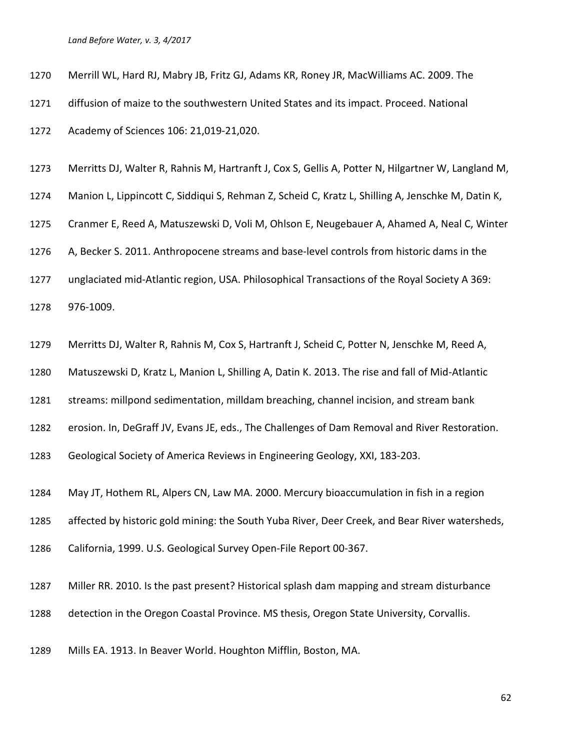Merrill WL, Hard RJ, Mabry JB, Fritz GJ, Adams KR, Roney JR, MacWilliams AC. 2009. The diffusion of maize to the southwestern United States and its impact. Proceed. National Academy of Sciences 106: 21,019-21,020.

Merritts DJ, Walter R, Rahnis M, Hartranft J, Cox S, Gellis A, Potter N, Hilgartner W, Langland M, Manion L, Lippincott C, Siddiqui S, Rehman Z, Scheid C, Kratz L, Shilling A, Jenschke M, Datin K, Cranmer E, Reed A, Matuszewski D, Voli M, Ohlson E, Neugebauer A, Ahamed A, Neal C, Winter A, Becker S. 2011. Anthropocene streams and base-level controls from historic dams in the unglaciated mid-Atlantic region, USA. Philosophical Transactions of the Royal Society A 369: 976-1009.

Merritts DJ, Walter R, Rahnis M, Cox S, Hartranft J, Scheid C, Potter N, Jenschke M, Reed A, Matuszewski D, Kratz L, Manion L, Shilling A, Datin K. 2013. The rise and fall of Mid-Atlantic streams: millpond sedimentation, milldam breaching, channel incision, and stream bank erosion. In, DeGraff JV, Evans JE, eds., The Challenges of Dam Removal and River Restoration. Geological Society of America Reviews in Engineering Geology, XXI, 183-203.

May JT, Hothem RL, Alpers CN, Law MA. 2000. Mercury bioaccumulation in fish in a region affected by historic gold mining: the South Yuba River, Deer Creek, and Bear River watersheds, California, 1999. U.S. Geological Survey Open-File Report 00-367.

Miller RR. 2010. Is the past present? Historical splash dam mapping and stream disturbance detection in the Oregon Coastal Province. MS thesis, Oregon State University, Corvallis.

Mills EA. 1913. In Beaver World. Houghton Mifflin, Boston, MA.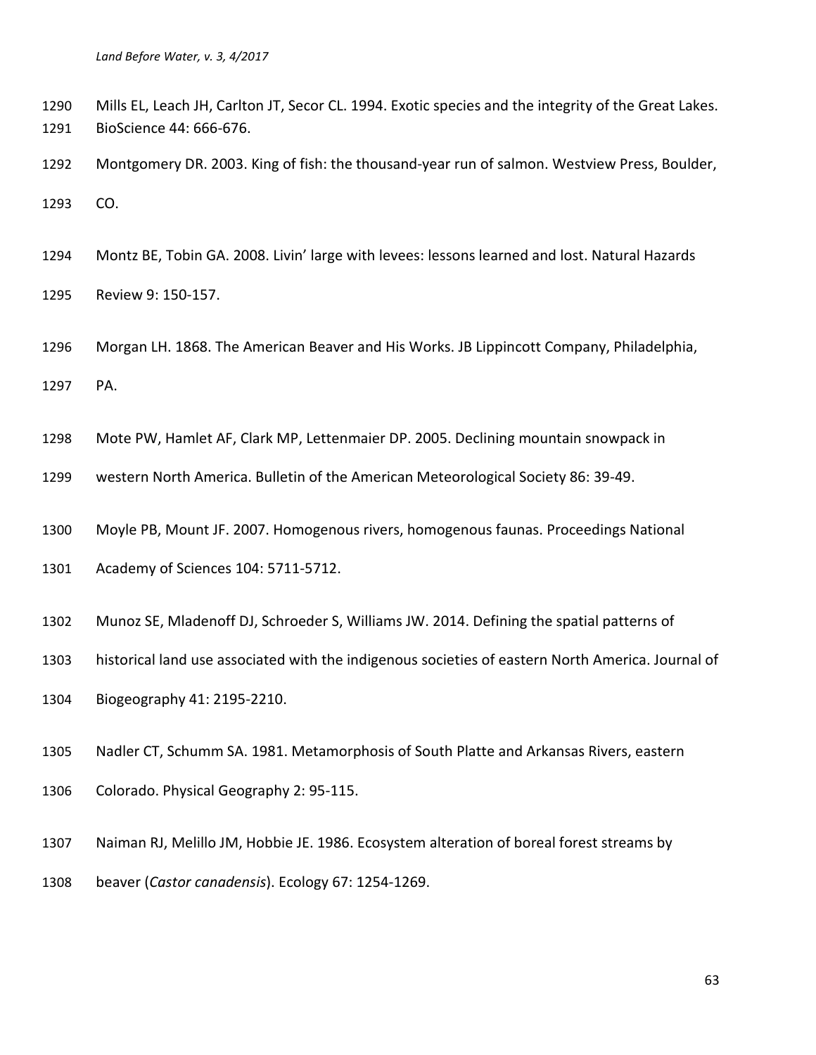Mills EL, Leach JH, Carlton JT, Secor CL. 1994. Exotic species and the integrity of the Great Lakes. BioScience 44: 666-676.

Montgomery DR. 2003. King of fish: the thousand-year run of salmon. Westview Press, Boulder, CO.

Montz BE, Tobin GA. 2008. Livin' large with levees: lessons learned and lost. Natural Hazards Review 9: 150-157.

Morgan LH. 1868. The American Beaver and His Works. JB Lippincott Company, Philadelphia, PA.

Mote PW, Hamlet AF, Clark MP, Lettenmaier DP. 2005. Declining mountain snowpack in western North America. Bulletin of the American Meteorological Society 86: 39-49.

Moyle PB, Mount JF. 2007. Homogenous rivers, homogenous faunas. Proceedings National Academy of Sciences 104: 5711-5712.

Munoz SE, Mladenoff DJ, Schroeder S, Williams JW. 2014. Defining the spatial patterns of historical land use associated with the indigenous societies of eastern North America. Journal of Biogeography 41: 2195-2210.

Nadler CT, Schumm SA. 1981. Metamorphosis of South Platte and Arkansas Rivers, eastern Colorado. Physical Geography 2: 95-115.

Naiman RJ, Melillo JM, Hobbie JE. 1986. Ecosystem alteration of boreal forest streams by beaver (*Castor canadensis*). Ecology 67: 1254-1269.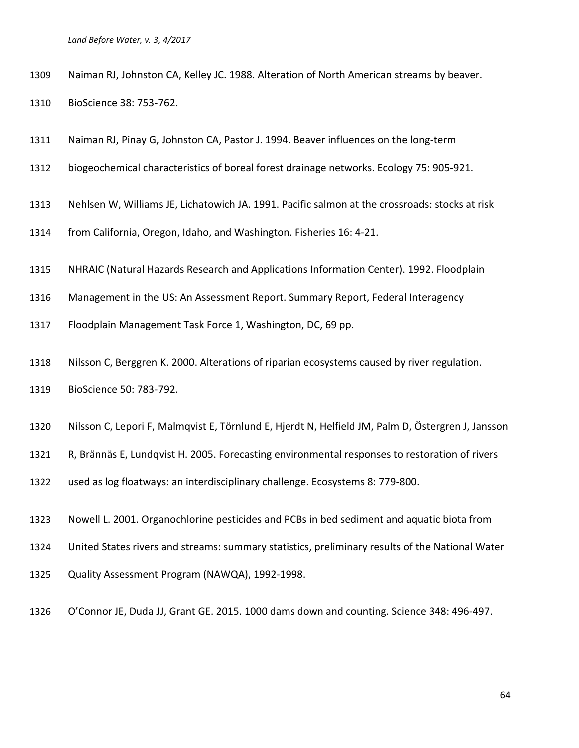Naiman RJ, Johnston CA, Kelley JC. 1988. Alteration of North American streams by beaver. BioScience 38: 753-762.

Naiman RJ, Pinay G, Johnston CA, Pastor J. 1994. Beaver influences on the long-term biogeochemical characteristics of boreal forest drainage networks. Ecology 75: 905-921.

Nehlsen W, Williams JE, Lichatowich JA. 1991. Pacific salmon at the crossroads: stocks at risk from California, Oregon, Idaho, and Washington. Fisheries 16: 4-21.

NHRAIC (Natural Hazards Research and Applications Information Center). 1992. Floodplain Management in the US: An Assessment Report. Summary Report, Federal Interagency Floodplain Management Task Force 1, Washington, DC, 69 pp.

Nilsson C, Berggren K. 2000. Alterations of riparian ecosystems caused by river regulation. BioScience 50: 783-792.

Nilsson C, Lepori F, Malmqvist E, Törnlund E, Hjerdt N, Helfield JM, Palm D, Östergren J, Jansson R, Brännäs E, Lundqvist H. 2005. Forecasting environmental responses to restoration of rivers used as log floatways: an interdisciplinary challenge. Ecosystems 8: 779-800.

Nowell L. 2001. Organochlorine pesticides and PCBs in bed sediment and aquatic biota from United States rivers and streams: summary statistics, preliminary results of the National Water Quality Assessment Program (NAWQA), 1992-1998.

O'Connor JE, Duda JJ, Grant GE. 2015. 1000 dams down and counting. Science 348: 496-497.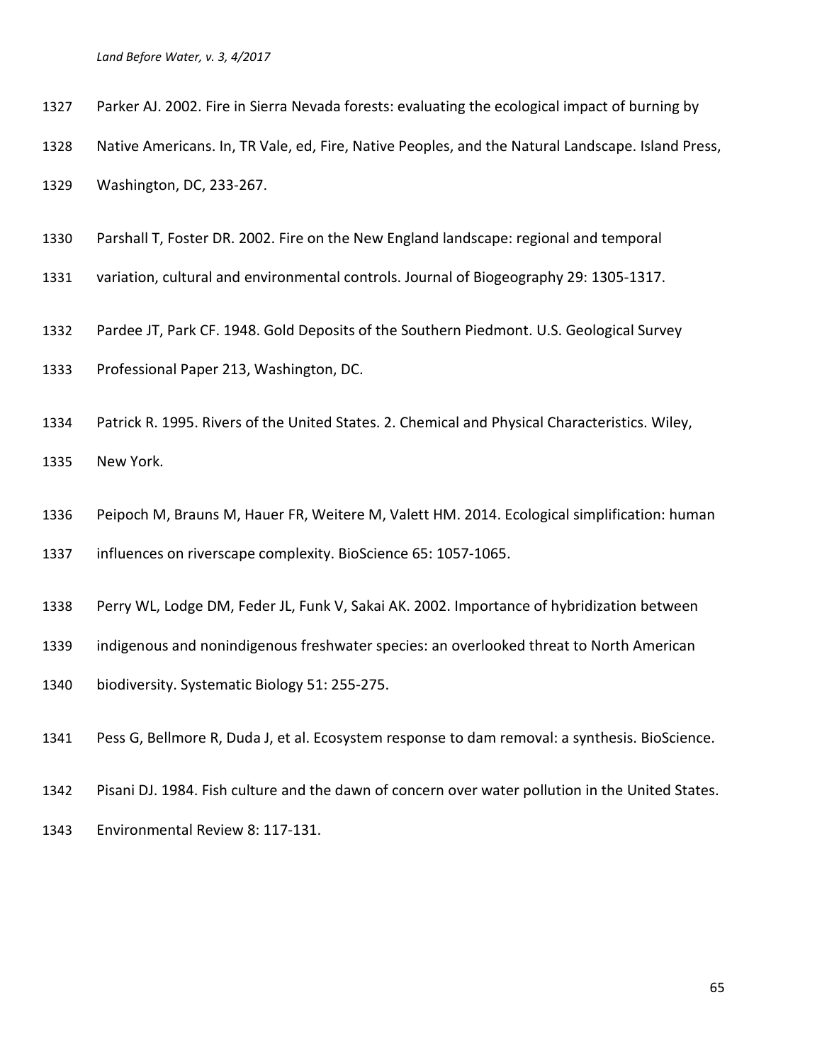Parker AJ. 2002. Fire in Sierra Nevada forests: evaluating the ecological impact of burning by Native Americans. In, TR Vale, ed, Fire, Native Peoples, and the Natural Landscape. Island Press, Washington, DC, 233-267.

Parshall T, Foster DR. 2002. Fire on the New England landscape: regional and temporal variation, cultural and environmental controls. Journal of Biogeography 29: 1305-1317.

Pardee JT, Park CF. 1948. Gold Deposits of the Southern Piedmont. U.S. Geological Survey Professional Paper 213, Washington, DC.

Patrick R. 1995. Rivers of the United States. 2. Chemical and Physical Characteristics. Wiley, New York.

Peipoch M, Brauns M, Hauer FR, Weitere M, Valett HM. 2014. Ecological simplification: human influences on riverscape complexity. BioScience 65: 1057-1065.

Perry WL, Lodge DM, Feder JL, Funk V, Sakai AK. 2002. Importance of hybridization between indigenous and nonindigenous freshwater species: an overlooked threat to North American biodiversity. Systematic Biology 51: 255-275.

Pess G, Bellmore R, Duda J, et al. Ecosystem response to dam removal: a synthesis. BioScience.

Pisani DJ. 1984. Fish culture and the dawn of concern over water pollution in the United States. Environmental Review 8: 117-131.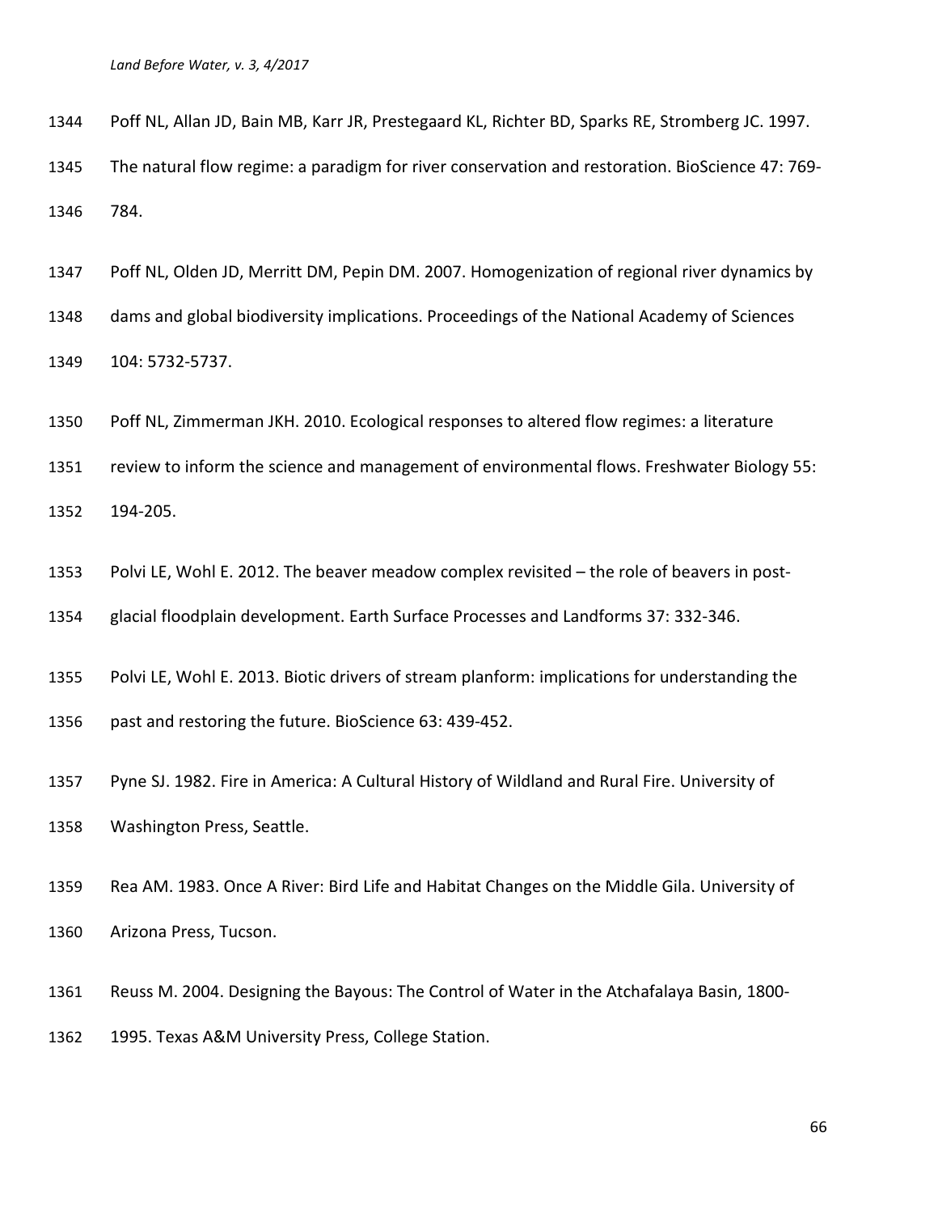Poff NL, Allan JD, Bain MB, Karr JR, Prestegaard KL, Richter BD, Sparks RE, Stromberg JC. 1997. The natural flow regime: a paradigm for river conservation and restoration. BioScience 47: 769-784.

Poff NL, Olden JD, Merritt DM, Pepin DM. 2007. Homogenization of regional river dynamics by dams and global biodiversity implications. Proceedings of the National Academy of Sciences 104: 5732-5737.

Poff NL, Zimmerman JKH. 2010. Ecological responses to altered flow regimes: a literature review to inform the science and management of environmental flows. Freshwater Biology 55: 194-205.

Polvi LE, Wohl E. 2012. The beaver meadow complex revisited – the role of beavers in post-glacial floodplain development. Earth Surface Processes and Landforms 37: 332-346.

Polvi LE, Wohl E. 2013. Biotic drivers of stream planform: implications for understanding the past and restoring the future. BioScience 63: 439-452.

Pyne SJ. 1982. Fire in America: A Cultural History of Wildland and Rural Fire. University of Washington Press, Seattle.

Rea AM. 1983. Once A River: Bird Life and Habitat Changes on the Middle Gila. University of Arizona Press, Tucson.

Reuss M. 2004. Designing the Bayous: The Control of Water in the Atchafalaya Basin, 1800-1995. Texas A&M University Press, College Station.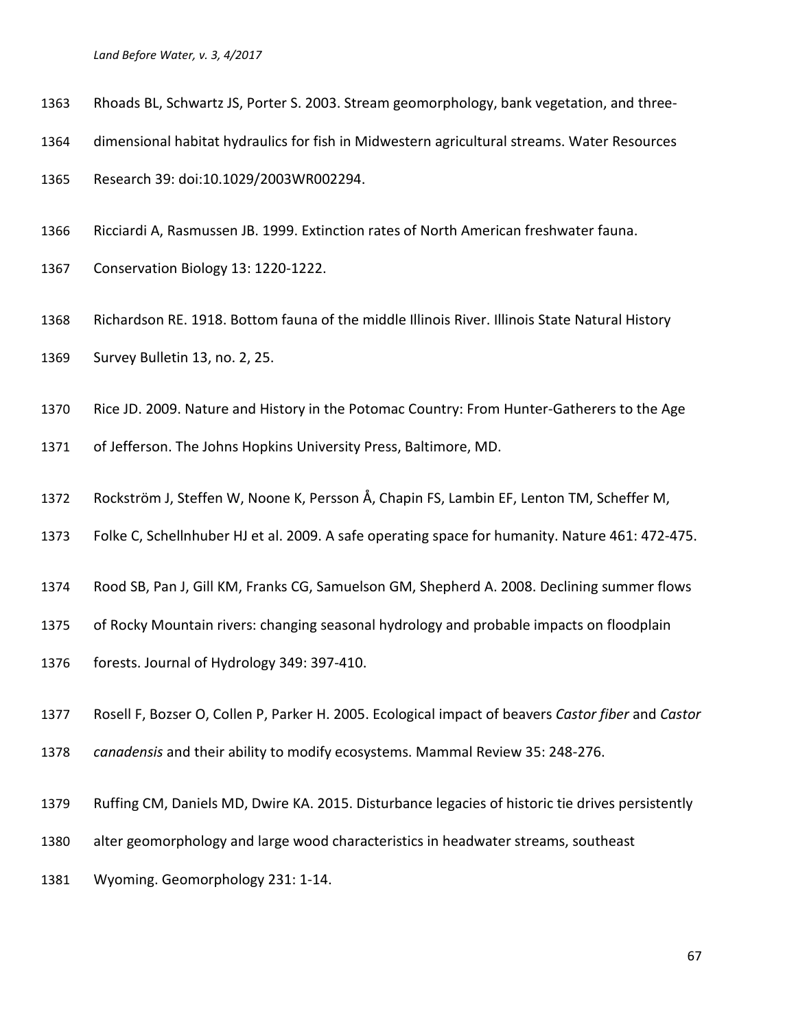Rhoads BL, Schwartz JS, Porter S. 2003. Stream geomorphology, bank vegetation, and three-dimensional habitat hydraulics for fish in Midwestern agricultural streams. Water Resources Research 39: doi:10.1029/2003WR002294.

Ricciardi A, Rasmussen JB. 1999. Extinction rates of North American freshwater fauna. Conservation Biology 13: 1220-1222.

Richardson RE. 1918. Bottom fauna of the middle Illinois River. Illinois State Natural History Survey Bulletin 13, no. 2, 25.

Rice JD. 2009. Nature and History in the Potomac Country: From Hunter-Gatherers to the Age of Jefferson. The Johns Hopkins University Press, Baltimore, MD.

Rockström J, Steffen W, Noone K, Persson Å, Chapin FS, Lambin EF, Lenton TM, Scheffer M, Folke C, Schellnhuber HJ et al. 2009. A safe operating space for humanity. Nature 461: 472-475.

Rood SB, Pan J, Gill KM, Franks CG, Samuelson GM, Shepherd A. 2008. Declining summer flows of Rocky Mountain rivers: changing seasonal hydrology and probable impacts on floodplain forests. Journal of Hydrology 349: 397-410.

Rosell F, Bozser O, Collen P, Parker H. 2005. Ecological impact of beavers *Castor fiber* and *Castor canadensis* and their ability to modify ecosystems. Mammal Review 35: 248-276.

Ruffing CM, Daniels MD, Dwire KA. 2015. Disturbance legacies of historic tie drives persistently alter geomorphology and large wood characteristics in headwater streams, southeast Wyoming. Geomorphology 231: 1-14.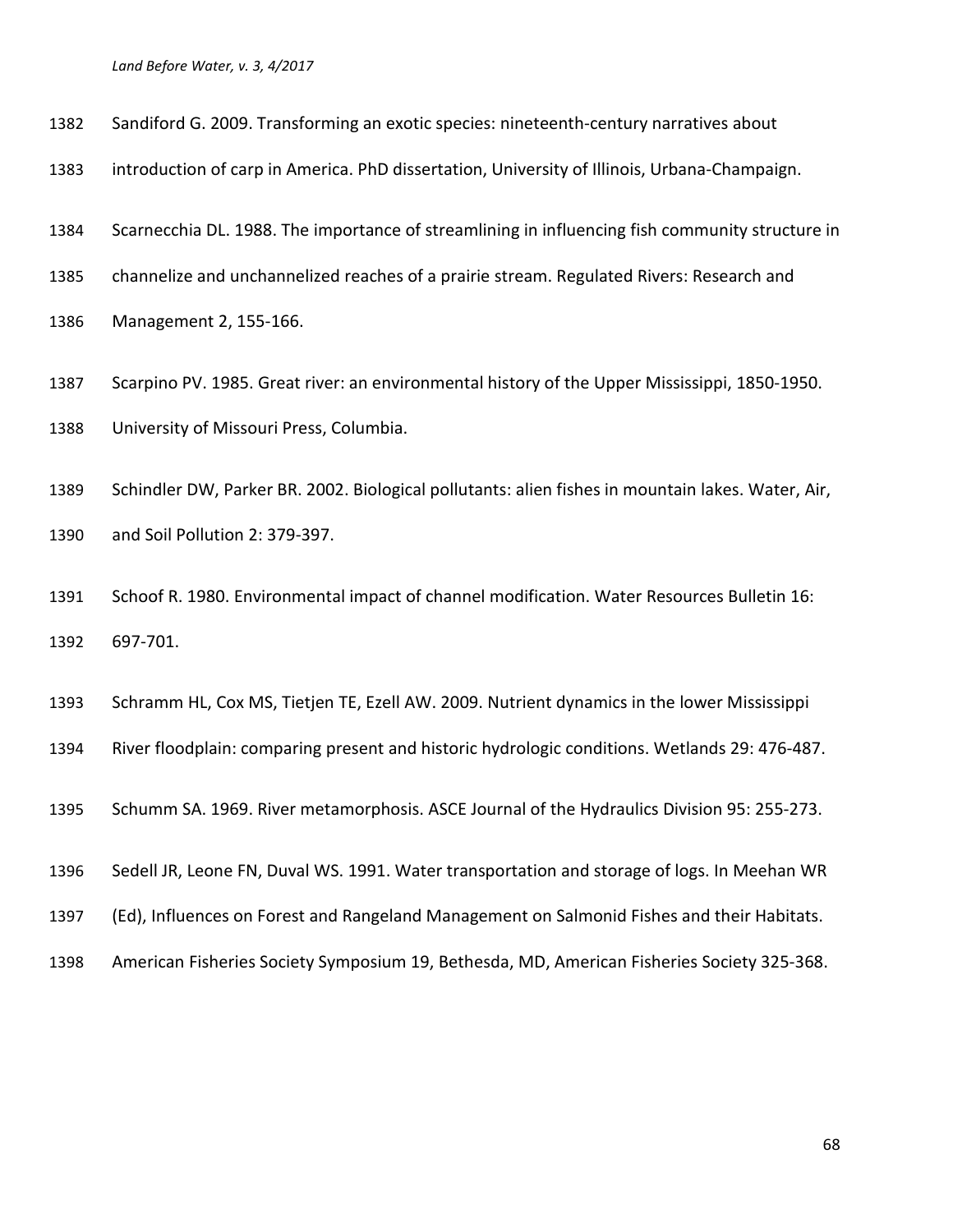Sandiford G. 2009. Transforming an exotic species: nineteenth-century narratives about introduction of carp in America. PhD dissertation, University of Illinois, Urbana-Champaign.

Scarnecchia DL. 1988. The importance of streamlining in influencing fish community structure in channelize and unchannelized reaches of a prairie stream. Regulated Rivers: Research and Management 2, 155-166.

Scarpino PV. 1985. Great river: an environmental history of the Upper Mississippi, 1850-1950. University of Missouri Press, Columbia.

Schindler DW, Parker BR. 2002. Biological pollutants: alien fishes in mountain lakes. Water, Air, and Soil Pollution 2: 379-397.

Schoof R. 1980. Environmental impact of channel modification. Water Resources Bulletin 16: 697-701.

Schramm HL, Cox MS, Tietjen TE, Ezell AW. 2009. Nutrient dynamics in the lower Mississippi River floodplain: comparing present and historic hydrologic conditions. Wetlands 29: 476-487.

Schumm SA. 1969. River metamorphosis. ASCE Journal of the Hydraulics Division 95: 255-273.

Sedell JR, Leone FN, Duval WS. 1991. Water transportation and storage of logs. In Meehan WR (Ed), Influences on Forest and Rangeland Management on Salmonid Fishes and their Habitats. American Fisheries Society Symposium 19, Bethesda, MD, American Fisheries Society 325-368.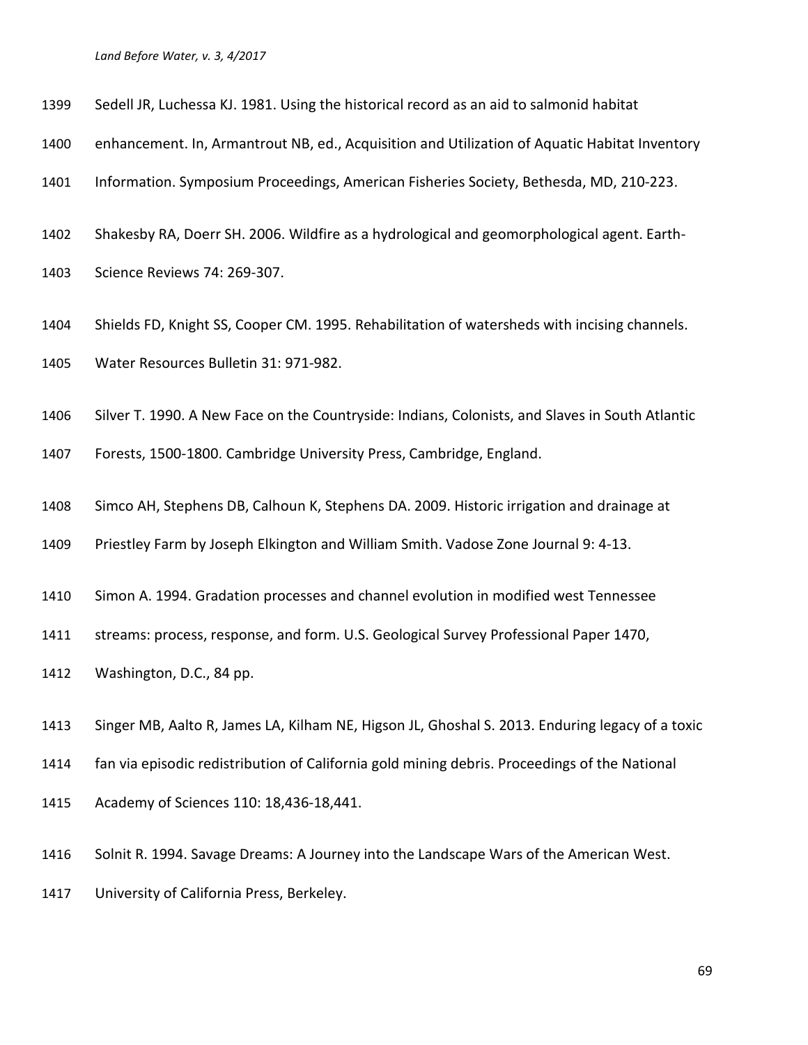Sedell JR, Luchessa KJ. 1981. Using the historical record as an aid to salmonid habitat enhancement. In, Armantrout NB, ed., Acquisition and Utilization of Aquatic Habitat Inventory Information. Symposium Proceedings, American Fisheries Society, Bethesda, MD, 210-223.

Shakesby RA, Doerr SH. 2006. Wildfire as a hydrological and geomorphological agent. Earth-Science Reviews 74: 269-307.

Shields FD, Knight SS, Cooper CM. 1995. Rehabilitation of watersheds with incising channels. Water Resources Bulletin 31: 971-982.

Silver T. 1990. A New Face on the Countryside: Indians, Colonists, and Slaves in South Atlantic Forests, 1500-1800. Cambridge University Press, Cambridge, England.

Simco AH, Stephens DB, Calhoun K, Stephens DA. 2009. Historic irrigation and drainage at Priestley Farm by Joseph Elkington and William Smith. Vadose Zone Journal 9: 4-13.

Simon A. 1994. Gradation processes and channel evolution in modified west Tennessee streams: process, response, and form. U.S. Geological Survey Professional Paper 1470, Washington, D.C., 84 pp.

Singer MB, Aalto R, James LA, Kilham NE, Higson JL, Ghoshal S. 2013. Enduring legacy of a toxic fan via episodic redistribution of California gold mining debris. Proceedings of the National Academy of Sciences 110: 18,436-18,441.

Solnit R. 1994. Savage Dreams: A Journey into the Landscape Wars of the American West. University of California Press, Berkeley.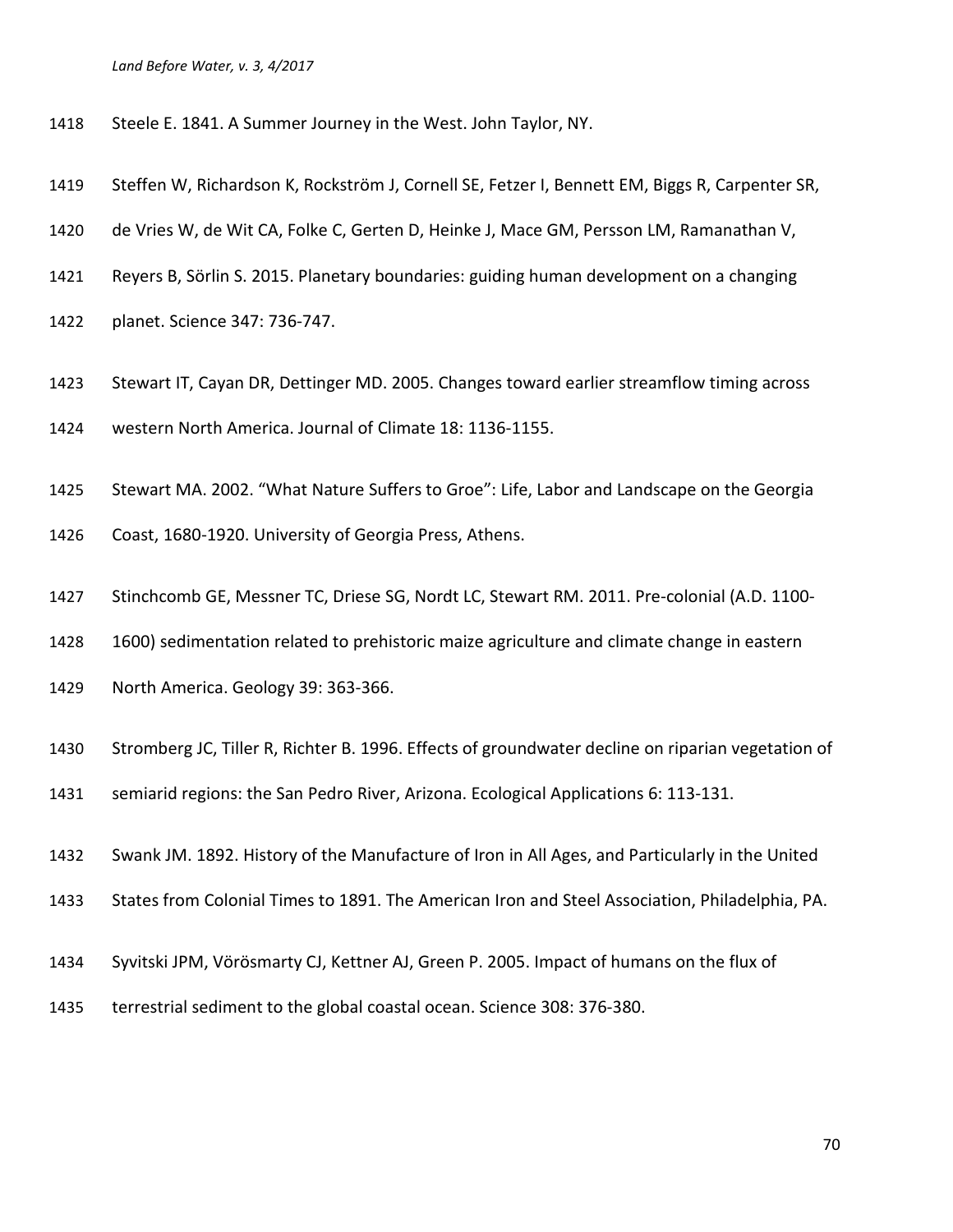Steele E. 1841. A Summer Journey in the West. John Taylor, NY.

Steffen W, Richardson K, Rockström J, Cornell SE, Fetzer I, Bennett EM, Biggs R, Carpenter SR, de Vries W, de Wit CA, Folke C, Gerten D, Heinke J, Mace GM, Persson LM, Ramanathan V, Reyers B, Sörlin S. 2015. Planetary boundaries: guiding human development on a changing planet. Science 347: 736-747.

Stewart IT, Cayan DR, Dettinger MD. 2005. Changes toward earlier streamflow timing across western North America. Journal of Climate 18: 1136-1155.

Stewart MA. 2002. "What Nature Suffers to Groe": Life, Labor and Landscape on the Georgia Coast, 1680-1920. University of Georgia Press, Athens.

Stinchcomb GE, Messner TC, Driese SG, Nordt LC, Stewart RM. 2011. Pre-colonial (A.D. 1100-1600) sedimentation related to prehistoric maize agriculture and climate change in eastern North America. Geology 39: 363-366.

Stromberg JC, Tiller R, Richter B. 1996. Effects of groundwater decline on riparian vegetation of semiarid regions: the San Pedro River, Arizona. Ecological Applications 6: 113-131.

Swank JM. 1892. History of the Manufacture of Iron in All Ages, and Particularly in the United States from Colonial Times to 1891. The American Iron and Steel Association, Philadelphia, PA.

Syvitski JPM, Vörösmarty CJ, Kettner AJ, Green P. 2005. Impact of humans on the flux of terrestrial sediment to the global coastal ocean. Science 308: 376-380.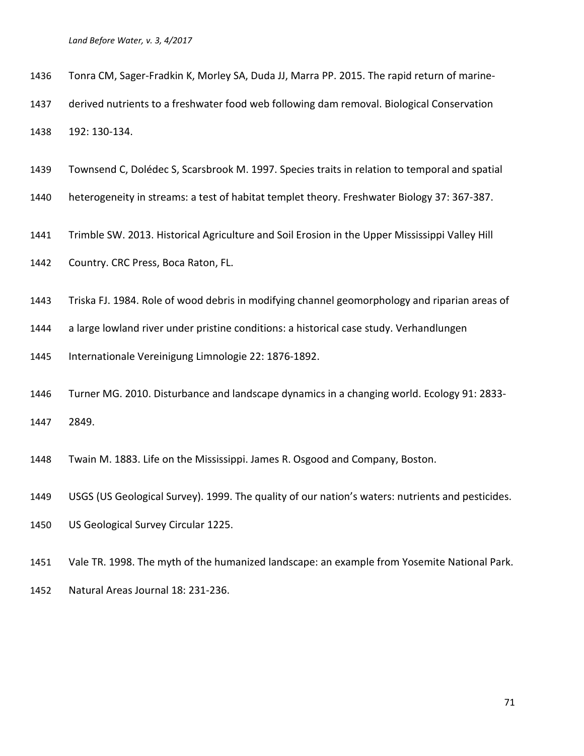Tonra CM, Sager-Fradkin K, Morley SA, Duda JJ, Marra PP. 2015. The rapid return of marine-derived nutrients to a freshwater food web following dam removal. Biological Conservation 192: 130-134.

Townsend C, Dolédec S, Scarsbrook M. 1997. Species traits in relation to temporal and spatial heterogeneity in streams: a test of habitat templet theory. Freshwater Biology 37: 367-387.

Trimble SW. 2013. Historical Agriculture and Soil Erosion in the Upper Mississippi Valley Hill Country. CRC Press, Boca Raton, FL.

Triska FJ. 1984. Role of wood debris in modifying channel geomorphology and riparian areas of a large lowland river under pristine conditions: a historical case study. Verhandlungen Internationale Vereinigung Limnologie 22: 1876-1892.

Turner MG. 2010. Disturbance and landscape dynamics in a changing world. Ecology 91: 2833-2849.

Twain M. 1883. Life on the Mississippi. James R. Osgood and Company, Boston.

USGS (US Geological Survey). 1999. The quality of our nation's waters: nutrients and pesticides. US Geological Survey Circular 1225.

Vale TR. 1998. The myth of the humanized landscape: an example from Yosemite National Park. Natural Areas Journal 18: 231-236.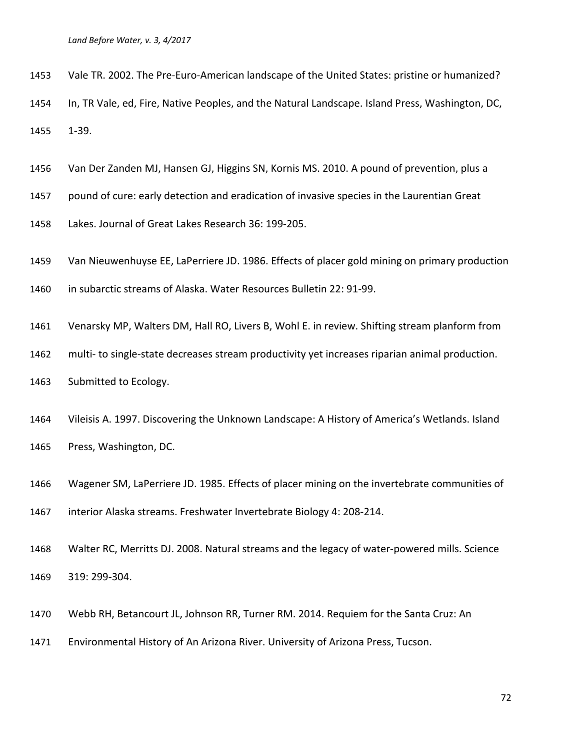Vale TR. 2002. The Pre-Euro-American landscape of the United States: pristine or humanized? In, TR Vale, ed, Fire, Native Peoples, and the Natural Landscape. Island Press, Washington, DC, 1-39.

Van Der Zanden MJ, Hansen GJ, Higgins SN, Kornis MS. 2010. A pound of prevention, plus a pound of cure: early detection and eradication of invasive species in the Laurentian Great Lakes. Journal of Great Lakes Research 36: 199-205.

Van Nieuwenhuyse EE, LaPerriere JD. 1986. Effects of placer gold mining on primary production in subarctic streams of Alaska. Water Resources Bulletin 22: 91-99.

Venarsky MP, Walters DM, Hall RO, Livers B, Wohl E. in review. Shifting stream planform from multi- to single-state decreases stream productivity yet increases riparian animal production. Submitted to Ecology.

Vileisis A. 1997. Discovering the Unknown Landscape: A History of America's Wetlands. Island Press, Washington, DC.

Wagener SM, LaPerriere JD. 1985. Effects of placer mining on the invertebrate communities of interior Alaska streams. Freshwater Invertebrate Biology 4: 208-214.

Walter RC, Merritts DJ. 2008. Natural streams and the legacy of water-powered mills. Science 319: 299-304.

Webb RH, Betancourt JL, Johnson RR, Turner RM. 2014. Requiem for the Santa Cruz: An Environmental History of An Arizona River. University of Arizona Press, Tucson.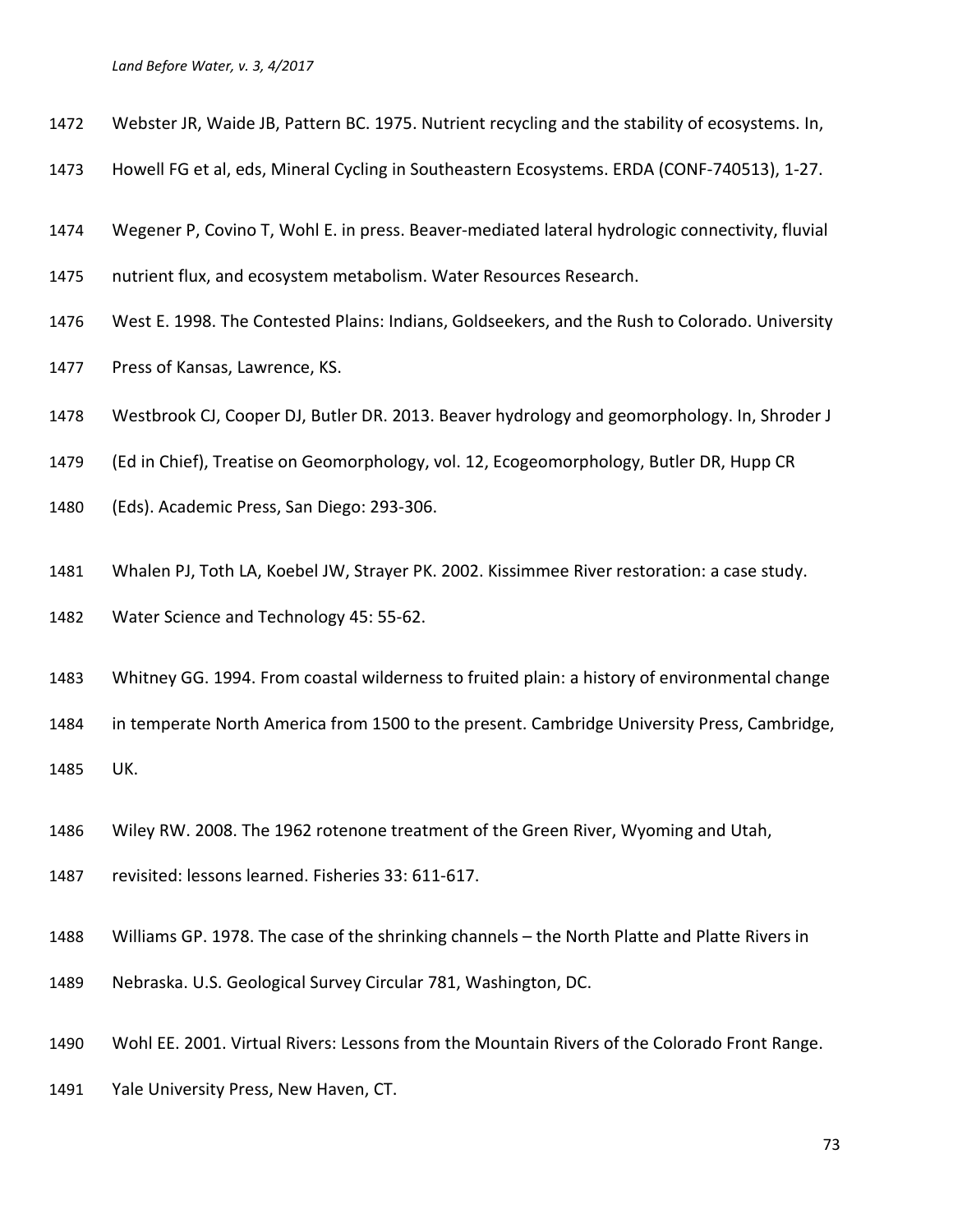Webster JR, Waide JB, Pattern BC. 1975. Nutrient recycling and the stability of ecosystems. In, Howell FG et al, eds, Mineral Cycling in Southeastern Ecosystems. ERDA (CONF-740513), 1-27.

Wegener P, Covino T, Wohl E. in press. Beaver-mediated lateral hydrologic connectivity, fluvial nutrient flux, and ecosystem metabolism. Water Resources Research.

West E. 1998. The Contested Plains: Indians, Goldseekers, and the Rush to Colorado. University Press of Kansas, Lawrence, KS.

Westbrook CJ, Cooper DJ, Butler DR. 2013. Beaver hydrology and geomorphology. In, Shroder J (Ed in Chief), Treatise on Geomorphology, vol. 12, Ecogeomorphology, Butler DR, Hupp CR (Eds). Academic Press, San Diego: 293-306.

Whalen PJ, Toth LA, Koebel JW, Strayer PK. 2002. Kissimmee River restoration: a case study. Water Science and Technology 45: 55-62.

Whitney GG. 1994. From coastal wilderness to fruited plain: a history of environmental change in temperate North America from 1500 to the present. Cambridge University Press, Cambridge, UK.

Wiley RW. 2008. The 1962 rotenone treatment of the Green River, Wyoming and Utah, revisited: lessons learned. Fisheries 33: 611-617.

Williams GP. 1978. The case of the shrinking channels – the North Platte and Platte Rivers in Nebraska. U.S. Geological Survey Circular 781, Washington, DC.

Wohl EE. 2001. Virtual Rivers: Lessons from the Mountain Rivers of the Colorado Front Range. Yale University Press, New Haven, CT.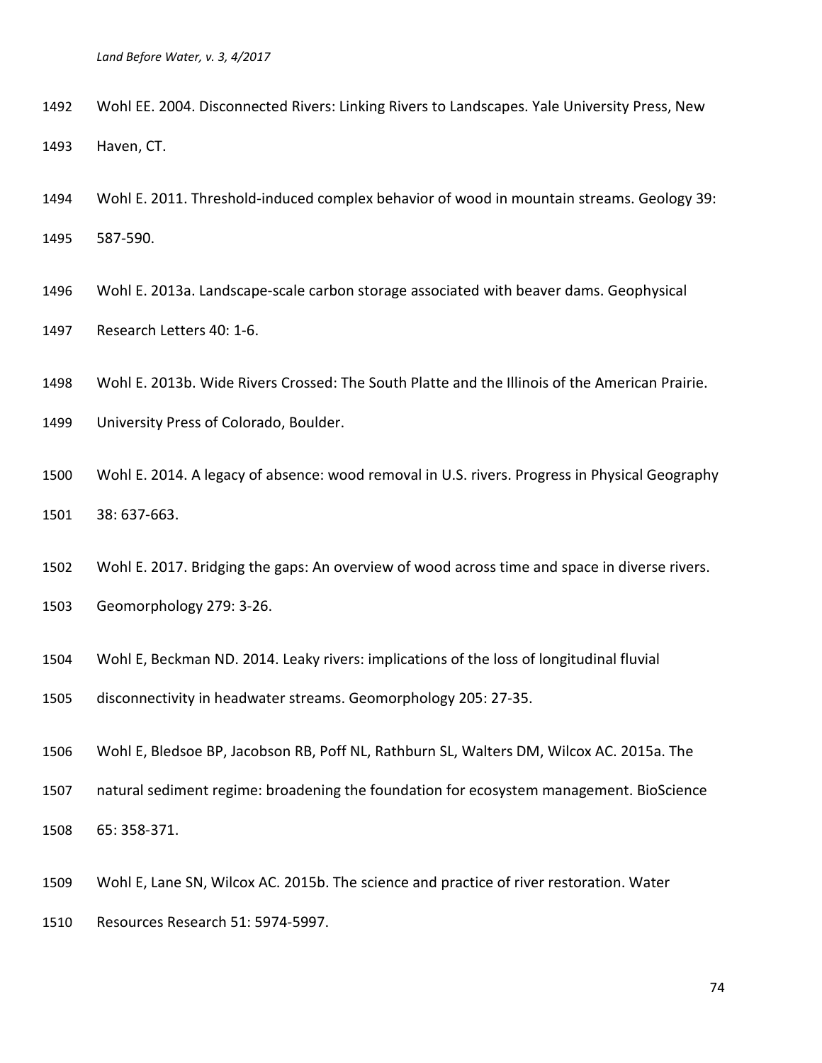Wohl EE. 2004. Disconnected Rivers: Linking Rivers to Landscapes. Yale University Press, New Haven, CT.

Wohl E. 2011. Threshold-induced complex behavior of wood in mountain streams. Geology 39: 587-590.

Wohl E. 2013a. Landscape-scale carbon storage associated with beaver dams. Geophysical Research Letters 40: 1-6.

Wohl E. 2013b. Wide Rivers Crossed: The South Platte and the Illinois of the American Prairie. University Press of Colorado, Boulder.

Wohl E. 2014. A legacy of absence: wood removal in U.S. rivers. Progress in Physical Geography 38: 637-663.

Wohl E. 2017. Bridging the gaps: An overview of wood across time and space in diverse rivers. Geomorphology 279: 3-26.

Wohl E, Beckman ND. 2014. Leaky rivers: implications of the loss of longitudinal fluvial disconnectivity in headwater streams. Geomorphology 205: 27-35.

Wohl E, Bledsoe BP, Jacobson RB, Poff NL, Rathburn SL, Walters DM, Wilcox AC. 2015a. The natural sediment regime: broadening the foundation for ecosystem management. BioScience 65: 358-371.

Wohl E, Lane SN, Wilcox AC. 2015b. The science and practice of river restoration. Water Resources Research 51: 5974-5997.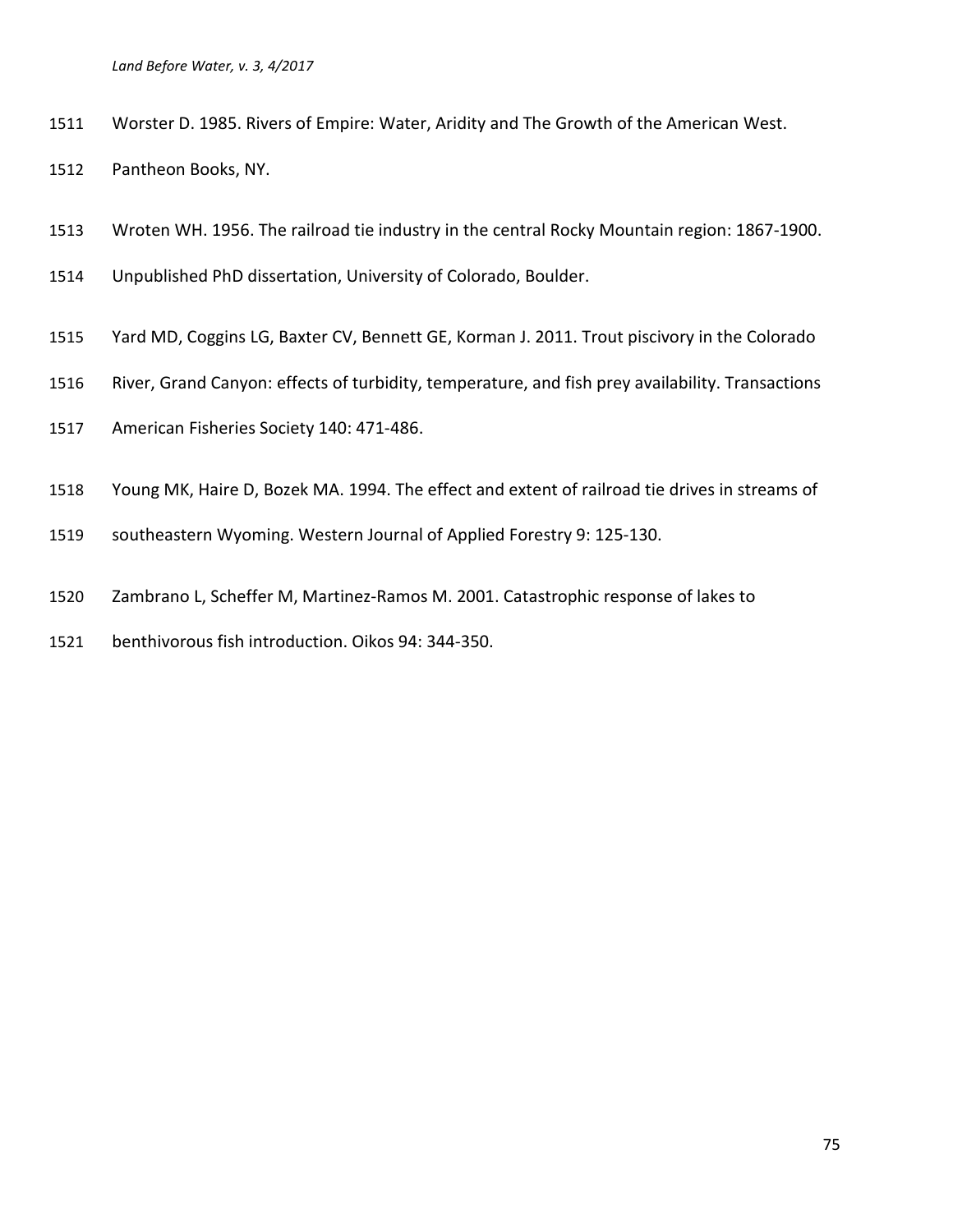Worster D. 1985. Rivers of Empire: Water, Aridity and The Growth of the American West. Pantheon Books, NY.

Wroten WH. 1956. The railroad tie industry in the central Rocky Mountain region: 1867-1900. Unpublished PhD dissertation, University of Colorado, Boulder.

Yard MD, Coggins LG, Baxter CV, Bennett GE, Korman J. 2011. Trout piscivory in the Colorado River, Grand Canyon: effects of turbidity, temperature, and fish prey availability. Transactions American Fisheries Society 140: 471-486.

Young MK, Haire D, Bozek MA. 1994. The effect and extent of railroad tie drives in streams of southeastern Wyoming. Western Journal of Applied Forestry 9: 125-130.

Zambrano L, Scheffer M, Martinez-Ramos M. 2001. Catastrophic response of lakes to benthivorous fish introduction. Oikos 94: 344-350.